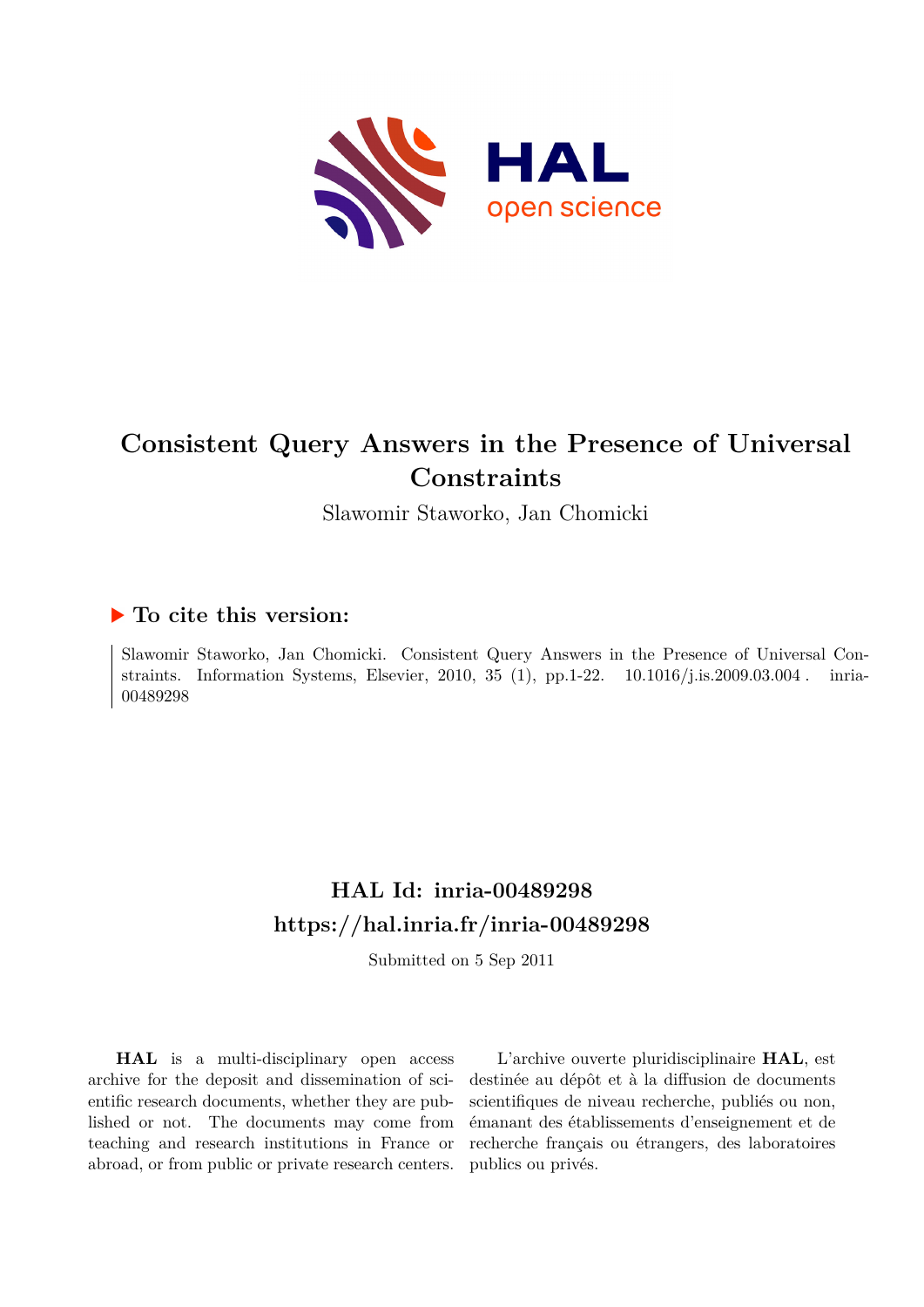# Consistent Query Answers in the Presence of Universal Constraints

Slawomir Staworko, Jan Chomicki

## ▶ To cite this version:

Slawomir Staworko, Jan Chomicki. Consistent Query Answers in the Presence of Universal Constraints. Information Systems, Elsevier, 2010, 35 (1), pp.1-22. 10.1016/j.is.2009.03.004 . inria-00489298

## HAL Id: inria-00489298

## https://hal.inria.fr/inria-00489298

Submitted on 5 Sep 2011

**HAL** is a multi-disciplinary open access archive for the deposit and dissemination of scientific research documents, whether they are published or not. The documents may come from teaching and research institutions in France or abroad, or from public or private research centers.

L'archive ouverte pluridisciplinaire **HAL**, est destinée au dépôt et à la diffusion de documents scientifiques de niveau recherche, publiés ou non, émanant des établissements d'enseignement et de recherche français ou étrangers, des laboratoires publics ou privés.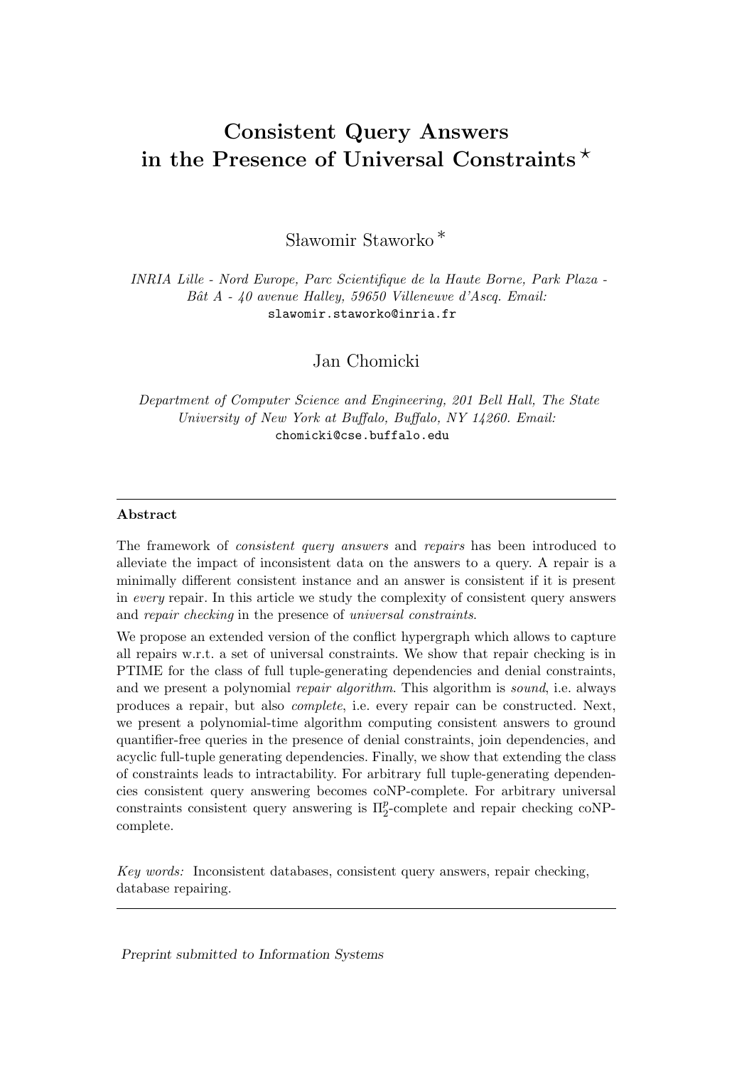# Consistent Query Answers in the Presence of Universal Constraints ⋆

Sławomir Staworko ∗

*INRIA Lille - Nord Europe, Parc Scientifique de la Haute Borne, Park Plaza - Bât A - 40 avenue Halley, 59650 Villeneuve d'Ascq. Email:* slawomir.staworko@inria.fr

Jan Chomicki

*Department of Computer Science and Engineering, 201 Bell Hall, The State University of New York at Buffalo, Buffalo, NY 14260. Email:* chomicki@cse.buffalo.edu

---

**Abstract**

The framework of *consistent query answers* and *repairs* has been introduced to alleviate the impact of inconsistent data on the answers to a query. A repair is a minimally different consistent instance and an answer is consistent if it is present in *every* repair. In this article we study the complexity of consistent query answers and *repair checking* in the presence of *universal constraints*.

We propose an extended version of the conflict hypergraph which allows to capture all repairs w.r.t. a set of universal constraints. We show that repair checking is in PTIME for the class of full tuple-generating dependencies and denial constraints, and we present a polynomial *repair algorithm*. This algorithm is *sound*, i.e. always produces a repair, but also *complete*, i.e. every repair can be constructed. Next, we present a polynomial-time algorithm computing consistent answers to ground quantifier-free queries in the presence of denial constraints, join dependencies, and acyclic full-tuple generating dependencies. Finally, we show that extending the class of constraints leads to intractability. For arbitrary full tuple-generating dependencies consistent query answering becomes coNP-complete. For arbitrary universal constraints consistent query answering is $\Pi_2^p$-complete and repair checking coNP-complete.

*Key words:* Inconsistent databases, consistent query answers, repair checking, database repairing.

---

*Preprint submitted to Information Systems*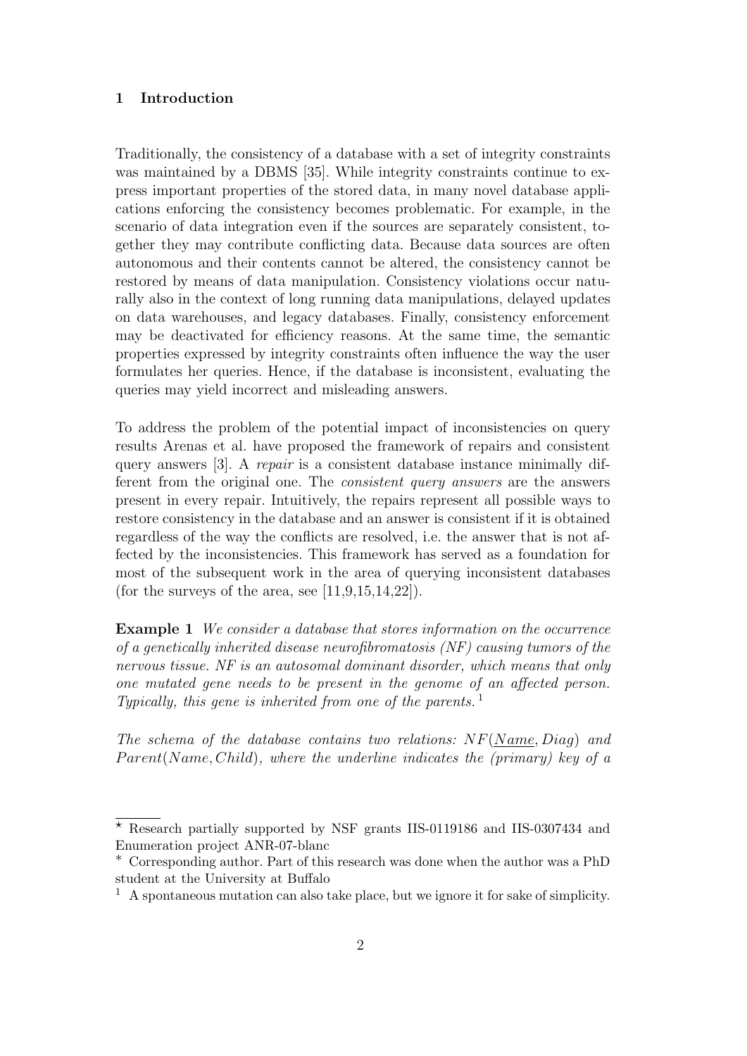## 1 Introduction

Traditionally, the consistency of a database with a set of integrity constraints was maintained by a DBMS [35]. While integrity constraints continue to express important properties of the stored data, in many novel database applications enforcing the consistency becomes problematic. For example, in the scenario of data integration even if the sources are separately consistent, together they may contribute conflicting data. Because data sources are often autonomous and their contents cannot be altered, the consistency cannot be restored by means of data manipulation. Consistency violations occur naturally also in the context of long running data manipulations, delayed updates on data warehouses, and legacy databases. Finally, consistency enforcement may be deactivated for efficiency reasons. At the same time, the semantic properties expressed by integrity constraints often influence the way the user formulates her queries. Hence, if the database is inconsistent, evaluating the queries may yield incorrect and misleading answers.

To address the problem of the potential impact of inconsistencies on query results Arenas et al. have proposed the framework of repairs and consistent query answers [3]. A *repair* is a consistent database instance minimally different from the original one. The *consistent query answers* are the answers present in every repair. Intuitively, the repairs represent all possible ways to restore consistency in the database and an answer is consistent if it is obtained regardless of the way the conflicts are resolved, i.e. the answer that is not affected by the inconsistencies. This framework has served as a foundation for most of the subsequent work in the area of querying inconsistent databases (for the surveys of the area, see [11,9,15,14,22]).

**Example 1** *We consider a database that stores information on the occurrence of a genetically inherited disease neurofibromatosis (NF) causing tumors of the nervous tissue. NF is an autosomal dominant disorder, which means that only one mutated gene needs to be present in the genome of an affected person. Typically, this gene is inherited from one of the parents.*[1]

*The schema of the database contains two relations:* $NF(\underline{Name}, Diag)$ *and* $Parent(Name, Child)$*, where the underline indicates the (primary) key of a*

---

⋆ Research partially supported by NSF grants IIS-0119186 and IIS-0307434 and Enumeration project ANR-07-blanc

∗ Corresponding author. Part of this research was done when the author was a PhD student at the University at Buffalo

[1] A spontaneous mutation can also take place, but we ignore it for sake of simplicity.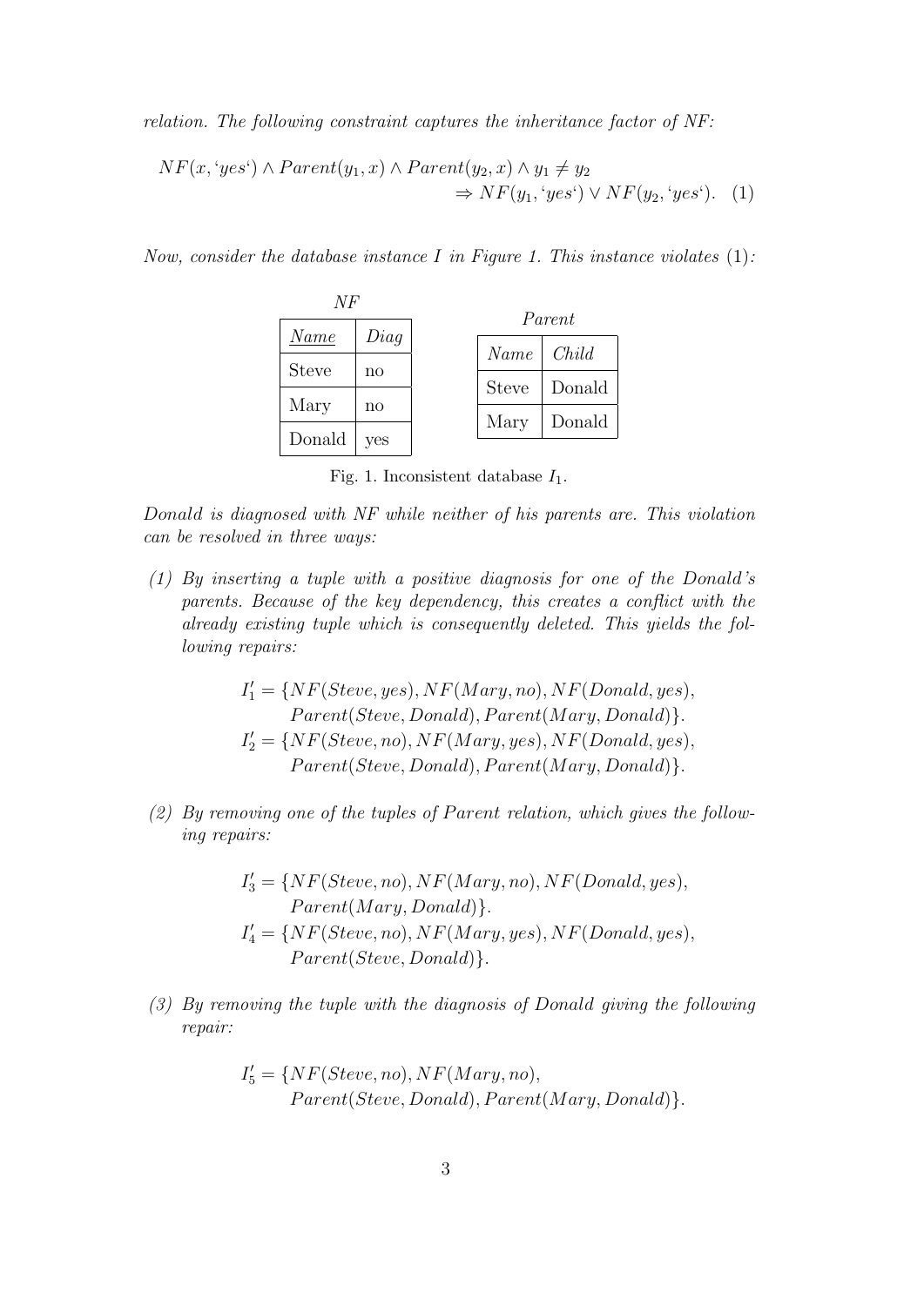*relation. The following constraint captures the inheritance factor of NF:*

$$NF(x, \text{`}yes\text{`}) \wedge Parent(y_1, x) \wedge Parent(y_2, x) \wedge y_1 \neq y_2 \Rightarrow NF(y_1, \text{`}yes\text{`}) \vee NF(y_2, \text{`}yes\text{`}). \quad (1)$$

*Now, consider the database instance I in Figure 1. This instance violates* (1)*:*

*NF*

| *Name* | *Diag* |
|---|---|
| Steve | no |
| Mary | no |
| Donald | yes |

*Parent*

| *Name* | *Child* |
|---|---|
| Steve | Donald |
| Mary | Donald |

Fig. 1. Inconsistent database $I_1$.

*Donald is diagnosed with NF while neither of his parents are. This violation can be resolved in three ways:*

*(1) By inserting a tuple with a positive diagnosis for one of the Donald's parents. Because of the key dependency, this creates a conflict with the already existing tuple which is consequently deleted. This yields the following repairs:*

$$I_1' = \{NF(Steve, yes), NF(Mary, no), NF(Donald, yes), Parent(Steve, Donald), Parent(Mary, Donald)\}.$$
$$I_2' = \{NF(Steve, no), NF(Mary, yes), NF(Donald, yes), Parent(Steve, Donald), Parent(Mary, Donald)\}.$$

*(2) By removing one of the tuples of Parent relation, which gives the following repairs:*

$$I_3' = \{NF(Steve, no), NF(Mary, no), NF(Donald, yes), Parent(Mary, Donald)\}.$$
$$I_4' = \{NF(Steve, no), NF(Mary, yes), NF(Donald, yes), Parent(Steve, Donald)\}.$$

*(3) By removing the tuple with the diagnosis of Donald giving the following repair:*

$$I_5' = \{NF(Steve, no), NF(Mary, no), Parent(Steve, Donald), Parent(Mary, Donald)\}.$$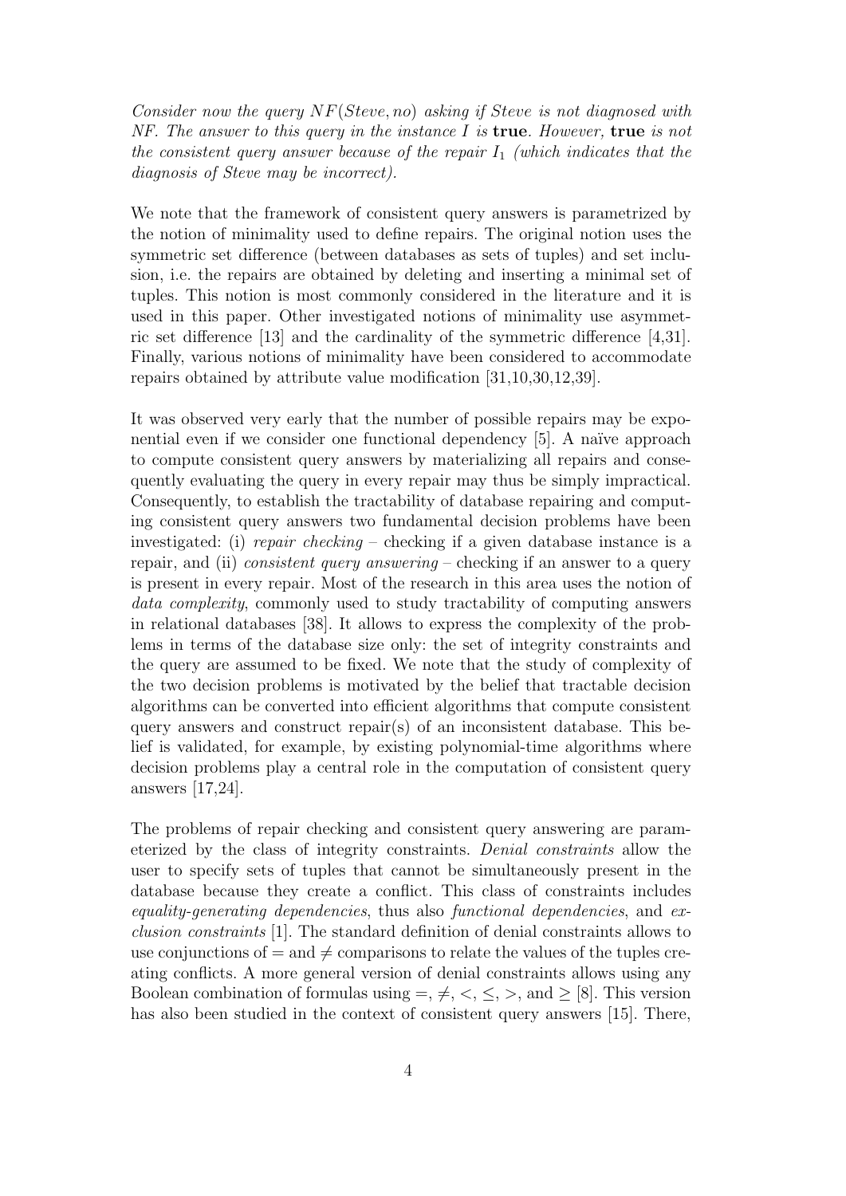*Consider now the query $NF(Steve, no)$ asking if Steve is not diagnosed with NF. The answer to this query in the instance $I$ is* **true**. *However,* **true** *is not the consistent query answer because of the repair $I_1$ (which indicates that the diagnosis of Steve may be incorrect).*

We note that the framework of consistent query answers is parametrized by the notion of minimality used to define repairs. The original notion uses the symmetric set difference (between databases as sets of tuples) and set inclusion, i.e. the repairs are obtained by deleting and inserting a minimal set of tuples. This notion is most commonly considered in the literature and it is used in this paper. Other investigated notions of minimality use asymmetric set difference [13] and the cardinality of the symmetric difference [4,31]. Finally, various notions of minimality have been considered to accommodate repairs obtained by attribute value modification [31,10,30,12,39].

It was observed very early that the number of possible repairs may be exponential even if we consider one functional dependency [5]. A naïve approach to compute consistent query answers by materializing all repairs and consequently evaluating the query in every repair may thus be simply impractical. Consequently, to establish the tractability of database repairing and computing consistent query answers two fundamental decision problems have been investigated: (i) *repair checking* – checking if a given database instance is a repair, and (ii) *consistent query answering* – checking if an answer to a query is present in every repair. Most of the research in this area uses the notion of *data complexity*, commonly used to study tractability of computing answers in relational databases [38]. It allows to express the complexity of the problems in terms of the database size only: the set of integrity constraints and the query are assumed to be fixed. We note that the study of complexity of the two decision problems is motivated by the belief that tractable decision algorithms can be converted into efficient algorithms that compute consistent query answers and construct repair(s) of an inconsistent database. This belief is validated, for example, by existing polynomial-time algorithms where decision problems play a central role in the computation of consistent query answers [17,24].

The problems of repair checking and consistent query answering are parameterized by the class of integrity constraints. *Denial constraints* allow the user to specify sets of tuples that cannot be simultaneously present in the database because they create a conflict. This class of constraints includes *equality-generating dependencies*, thus also *functional dependencies*, and *exclusion constraints* [1]. The standard definition of denial constraints allows to use conjunctions of $=$ and $\neq$ comparisons to relate the values of the tuples creating conflicts. A more general version of denial constraints allows using any Boolean combination of formulas using $=$, $\neq$, $<$, $\leq$, $>$, and $\geq$ [8]. This version has also been studied in the context of consistent query answers [15]. There,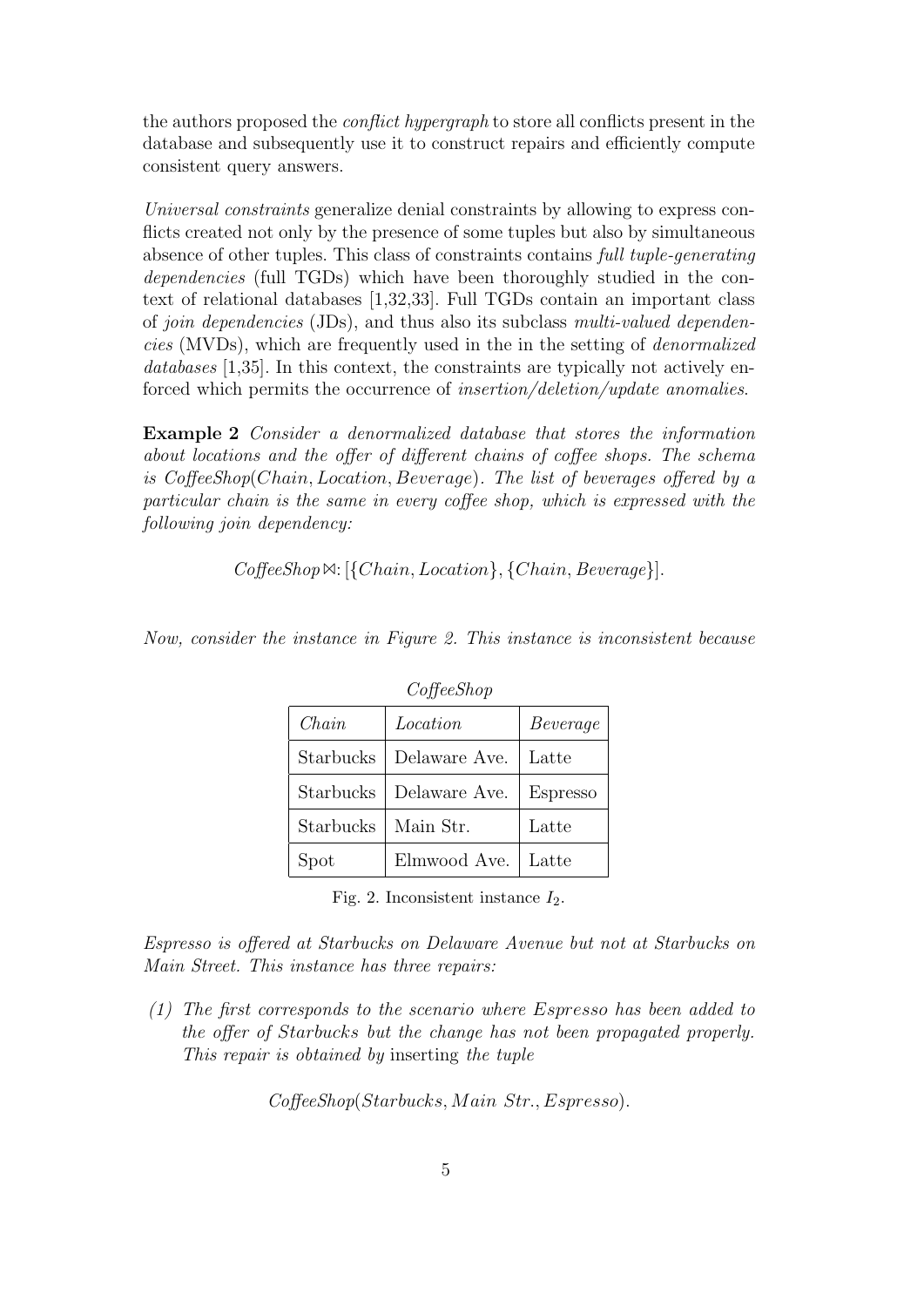the authors proposed the *conflict hypergraph* to store all conflicts present in the database and subsequently use it to construct repairs and efficiently compute consistent query answers.

*Universal constraints* generalize denial constraints by allowing to express conflicts created not only by the presence of some tuples but also by simultaneous absence of other tuples. This class of constraints contains *full tuple-generating dependencies* (full TGDs) which have been thoroughly studied in the context of relational databases [1,32,33]. Full TGDs contain an important class of *join dependencies* (JDs), and thus also its subclass *multi-valued dependencies* (MVDs), which are frequently used in the in the setting of *denormalized databases* [1,35]. In this context, the constraints are typically not actively enforced which permits the occurrence of *insertion/deletion/update anomalies*.

**Example 2** *Consider a denormalized database that stores the information about locations and the offer of different chains of coffee shops. The schema is CoffeeShop(Chain, Location, Beverage). The list of beverages offered by a particular chain is the same in every coffee shop, which is expressed with the following join dependency:*

$$CoffeeShop \bowtie : [\{Chain, Location\}, \{Chain, Beverage\}].$$

*Now, consider the instance in Figure 2. This instance is inconsistent because*

*CoffeeShop*

| *Chain* | *Location* | *Beverage* |
|---|---|---|
| Starbucks | Delaware Ave. | Latte |
| Starbucks | Delaware Ave. | Espresso |
| Starbucks | Main Str. | Latte |
| Spot | Elmwood Ave. | Latte |

Fig. 2. Inconsistent instance $I_2$.

*Espresso is offered at Starbucks on Delaware Avenue but not at Starbucks on Main Street. This instance has three repairs:*

*(1) The first corresponds to the scenario where Espresso has been added to the offer of Starbucks but the change has not been propagated properly. This repair is obtained by* inserting *the tuple*

$$CoffeeShop(Starbucks, Main\ Str., Espresso).$$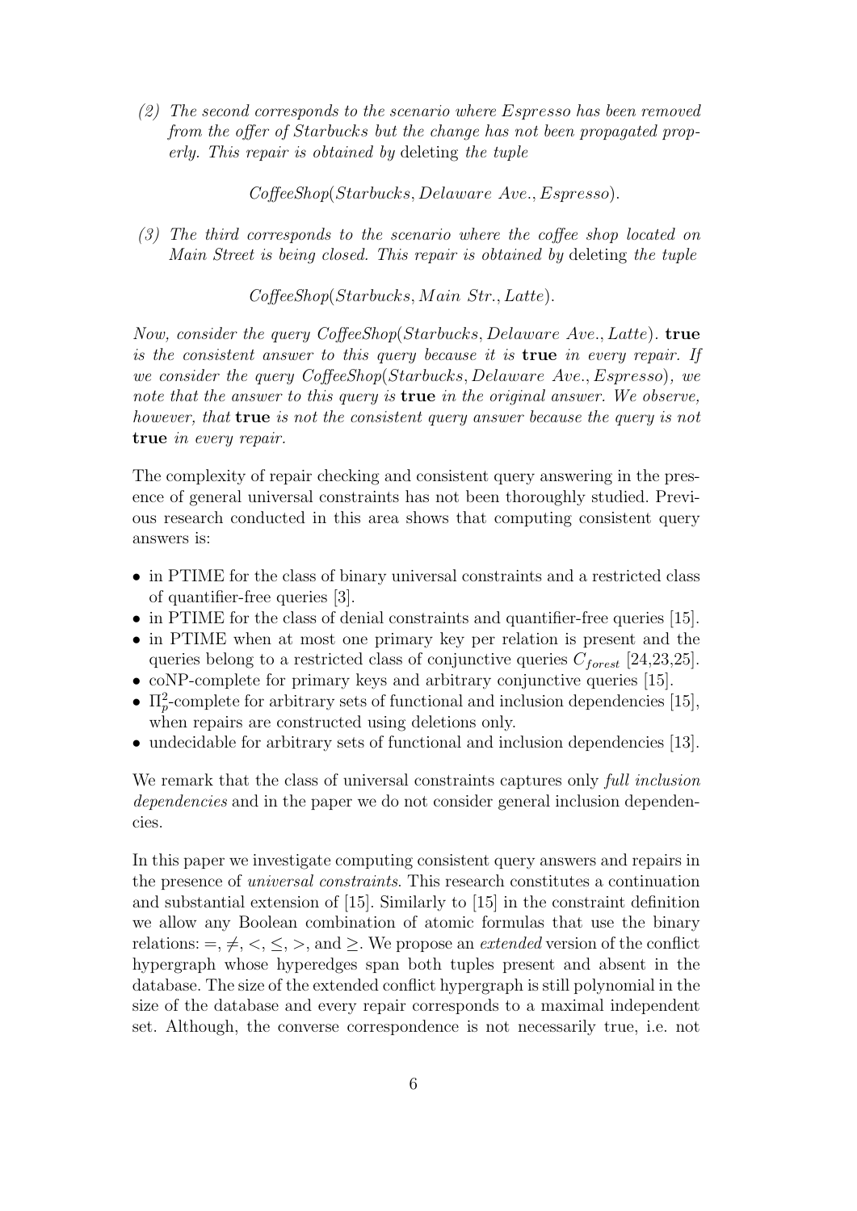*(2) The second corresponds to the scenario where Espresso has been removed from the offer of Starbucks but the change has not been propagated properly. This repair is obtained by* deleting *the tuple*

$$CoffeeShop(Starbucks, Delaware\ Ave., Espresso).$$

*(3) The third corresponds to the scenario where the coffee shop located on Main Street is being closed. This repair is obtained by* deleting *the tuple*

$$CoffeeShop(Starbucks, Main\ Str., Latte).$$

*Now, consider the query* $CoffeeShop(Starbucks, Delaware\ Ave., Latte)$. **true** *is the consistent answer to this query because it is* **true** *in every repair. If we consider the query* $CoffeeShop(Starbucks, Delaware\ Ave., Espresso)$*, we note that the answer to this query is* **true** *in the original answer. We observe, however, that* **true** *is not the consistent query answer because the query is not* **true** *in every repair.*

The complexity of repair checking and consistent query answering in the presence of general universal constraints has not been thoroughly studied. Previous research conducted in this area shows that computing consistent query answers is:

- in PTIME for the class of binary universal constraints and a restricted class of quantifier-free queries [3].
- in PTIME for the class of denial constraints and quantifier-free queries [15].
- in PTIME when at most one primary key per relation is present and the queries belong to a restricted class of conjunctive queries $C_{forest}$ [24,23,25].
- coNP-complete for primary keys and arbitrary conjunctive queries [15].
- $\Pi_p^2$-complete for arbitrary sets of functional and inclusion dependencies [15], when repairs are constructed using deletions only.
- undecidable for arbitrary sets of functional and inclusion dependencies [13].

We remark that the class of universal constraints captures only *full inclusion dependencies* and in the paper we do not consider general inclusion dependencies.

In this paper we investigate computing consistent query answers and repairs in the presence of *universal constraints*. This research constitutes a continuation and substantial extension of [15]. Similarly to [15] in the constraint definition we allow any Boolean combination of atomic formulas that use the binary relations: $=, \neq, <, \leq, >$, and $\geq$. We propose an *extended* version of the conflict hypergraph whose hyperedges span both tuples present and absent in the database. The size of the extended conflict hypergraph is still polynomial in the size of the database and every repair corresponds to a maximal independent set. Although, the converse correspondence is not necessarily true, i.e. not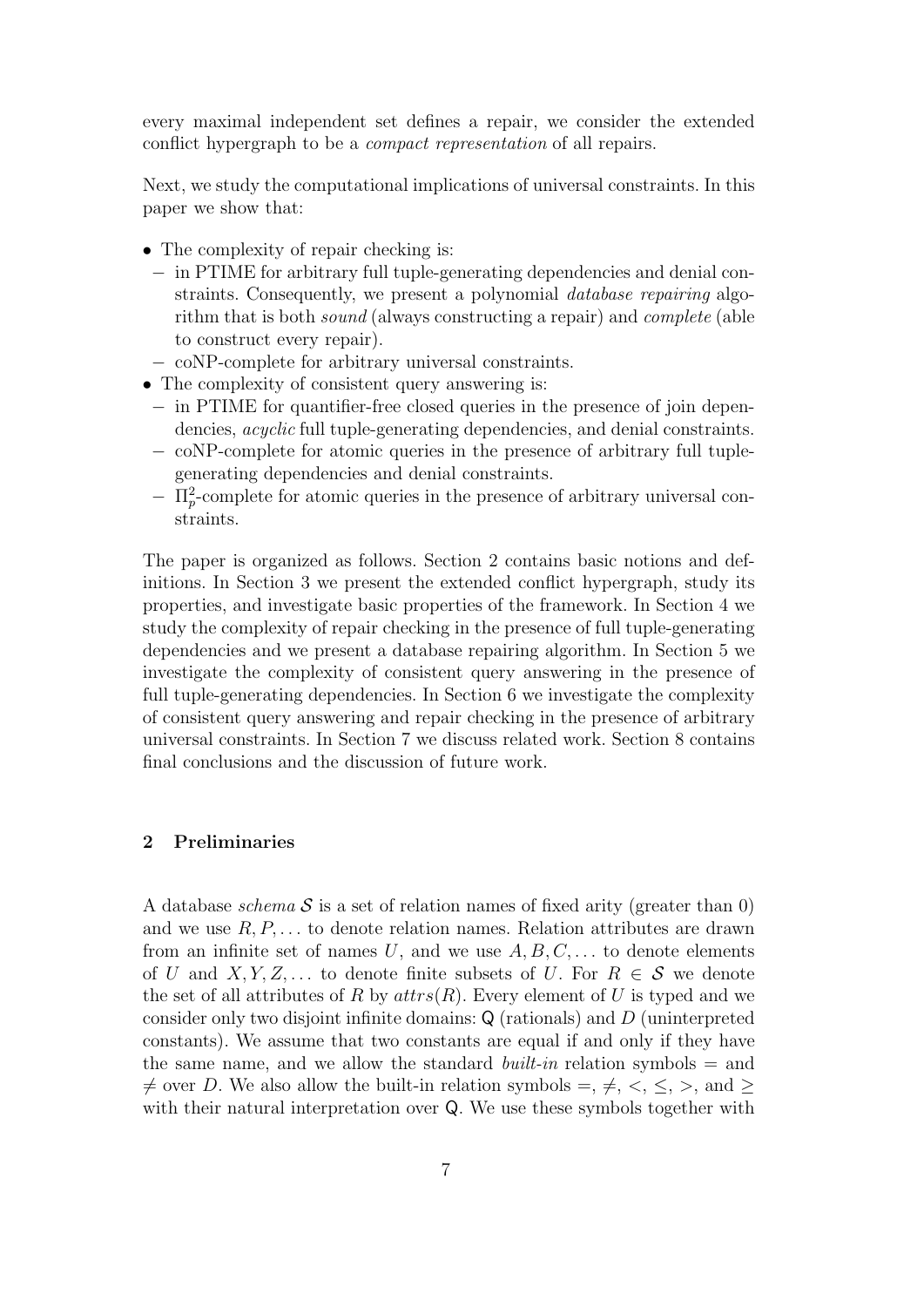every maximal independent set defines a repair, we consider the extended conflict hypergraph to be a *compact representation* of all repairs.

Next, we study the computational implications of universal constraints. In this paper we show that:

- The complexity of repair checking is:
  - in PTIME for arbitrary full tuple-generating dependencies and denial constraints. Consequently, we present a polynomial *database repairing* algorithm that is both *sound* (always constructing a repair) and *complete* (able to construct every repair).
  - coNP-complete for arbitrary universal constraints.
- The complexity of consistent query answering is:
  - in PTIME for quantifier-free closed queries in the presence of join dependencies, *acyclic* full tuple-generating dependencies, and denial constraints.
  - coNP-complete for atomic queries in the presence of arbitrary full tuple-generating dependencies and denial constraints.
  - $\Pi_p^2$-complete for atomic queries in the presence of arbitrary universal constraints.

The paper is organized as follows. Section 2 contains basic notions and definitions. In Section 3 we present the extended conflict hypergraph, study its properties, and investigate basic properties of the framework. In Section 4 we study the complexity of repair checking in the presence of full tuple-generating dependencies and we present a database repairing algorithm. In Section 5 we investigate the complexity of consistent query answering in the presence of full tuple-generating dependencies. In Section 6 we investigate the complexity of consistent query answering and repair checking in the presence of arbitrary universal constraints. In Section 7 we discuss related work. Section 8 contains final conclusions and the discussion of future work.

## 2 Preliminaries

A database *schema* $\mathcal{S}$ is a set of relation names of fixed arity (greater than 0) and we use $R, P, \ldots$ to denote relation names. Relation attributes are drawn from an infinite set of names $U$, and we use $A, B, C, \ldots$ to denote elements of $U$ and $X, Y, Z, \ldots$ to denote finite subsets of $U$. For $R \in \mathcal{S}$ we denote the set of all attributes of $R$ by $attrs(R)$. Every element of $U$ is typed and we consider only two disjoint infinite domains: $\mathsf{Q}$ (rationals) and $D$ (uninterpreted constants). We assume that two constants are equal if and only if they have the same name, and we allow the standard *built-in* relation symbols $=$ and $\neq$ over $D$. We also allow the built-in relation symbols $=, \neq, <, \leq, >$, and $\geq$ with their natural interpretation over $\mathsf{Q}$. We use these symbols together with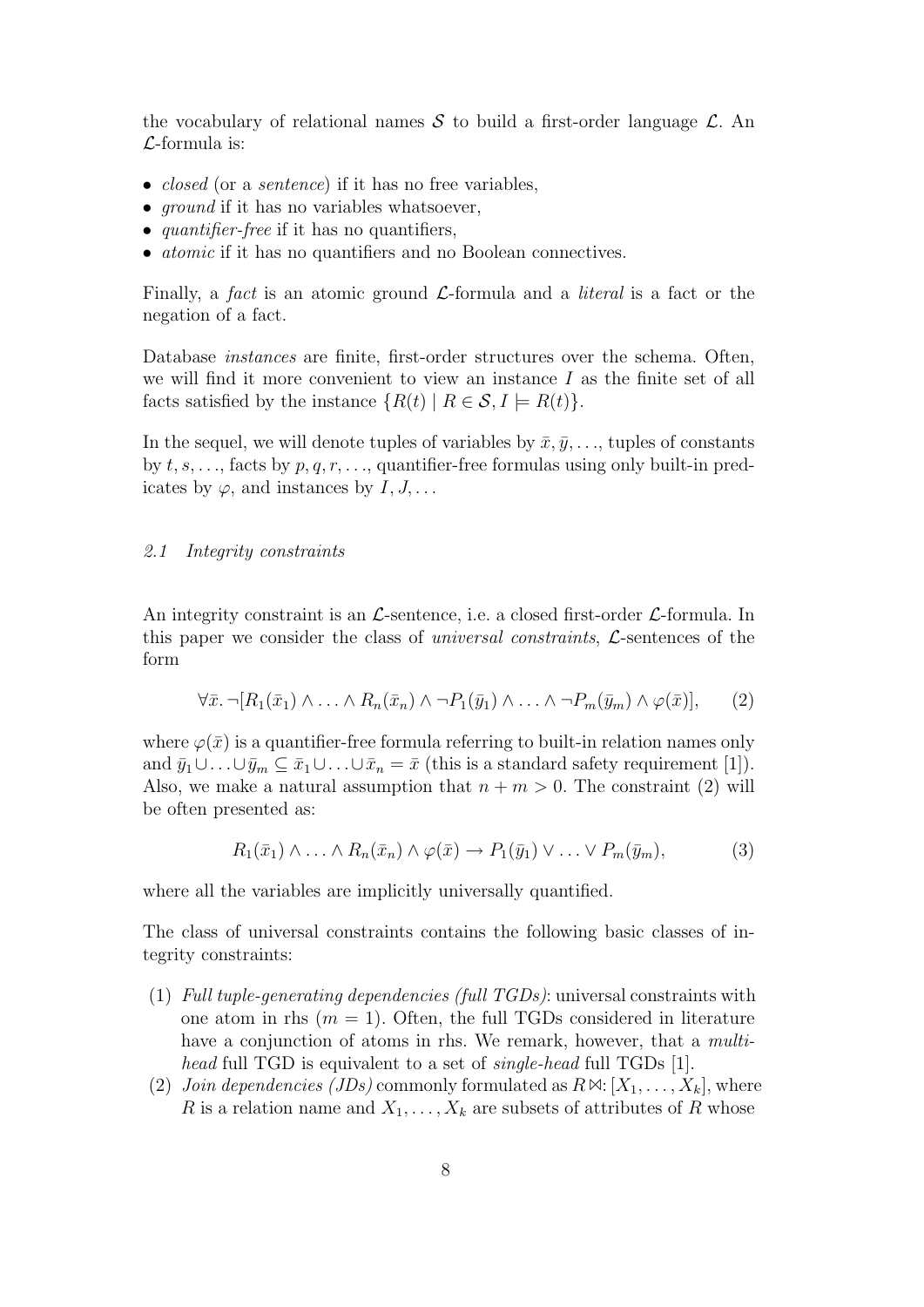the vocabulary of relational names $\mathcal{S}$ to build a first-order language $\mathcal{L}$. An $\mathcal{L}$-formula is:

- *closed* (or a *sentence*) if it has no free variables,
- *ground* if it has no variables whatsoever,
- *quantifier-free* if it has no quantifiers,
- *atomic* if it has no quantifiers and no Boolean connectives.

Finally, a *fact* is an atomic ground $\mathcal{L}$-formula and a *literal* is a fact or the negation of a fact.

Database *instances* are finite, first-order structures over the schema. Often, we will find it more convenient to view an instance $I$ as the finite set of all facts satisfied by the instance $\{R(t) \mid R \in \mathcal{S}, I \models R(t)\}$.

In the sequel, we will denote tuples of variables by $\bar{x}, \bar{y}, \ldots$, tuples of constants by $t, s, \ldots$, facts by $p, q, r, \ldots$, quantifier-free formulas using only built-in predicates by $\varphi$, and instances by $I, J, \ldots$

### *2.1 Integrity constraints*

An integrity constraint is an $\mathcal{L}$-sentence, i.e. a closed first-order $\mathcal{L}$-formula. In this paper we consider the class of *universal constraints*, $\mathcal{L}$-sentences of the form

$$\forall \bar{x}. \neg[R_1(\bar{x}_1) \wedge \ldots \wedge R_n(\bar{x}_n) \wedge \neg P_1(\bar{y}_1) \wedge \ldots \wedge \neg P_m(\bar{y}_m) \wedge \varphi(\bar{x})], \qquad (2)$$

where $\varphi(\bar{x})$ is a quantifier-free formula referring to built-in relation names only and $\bar{y}_1 \cup \ldots \cup \bar{y}_m \subseteq \bar{x}_1 \cup \ldots \cup \bar{x}_n = \bar{x}$ (this is a standard safety requirement [1]). Also, we make a natural assumption that $n + m > 0$. The constraint (2) will be often presented as:

$$R_1(\bar{x}_1) \wedge \ldots \wedge R_n(\bar{x}_n) \wedge \varphi(\bar{x}) \rightarrow P_1(\bar{y}_1) \vee \ldots \vee P_m(\bar{y}_m), \qquad (3)$$

where all the variables are implicitly universally quantified.

The class of universal constraints contains the following basic classes of integrity constraints:

(1) *Full tuple-generating dependencies (full TGDs)*: universal constraints with one atom in rhs ($m = 1$). Often, the full TGDs considered in literature have a conjunction of atoms in rhs. We remark, however, that a *multi-head* full TGD is equivalent to a set of *single-head* full TGDs [1].

(2) *Join dependencies (JDs)* commonly formulated as $R \bowtie: [X_1, \ldots, X_k]$, where $R$ is a relation name and $X_1, \ldots, X_k$ are subsets of attributes of $R$ whose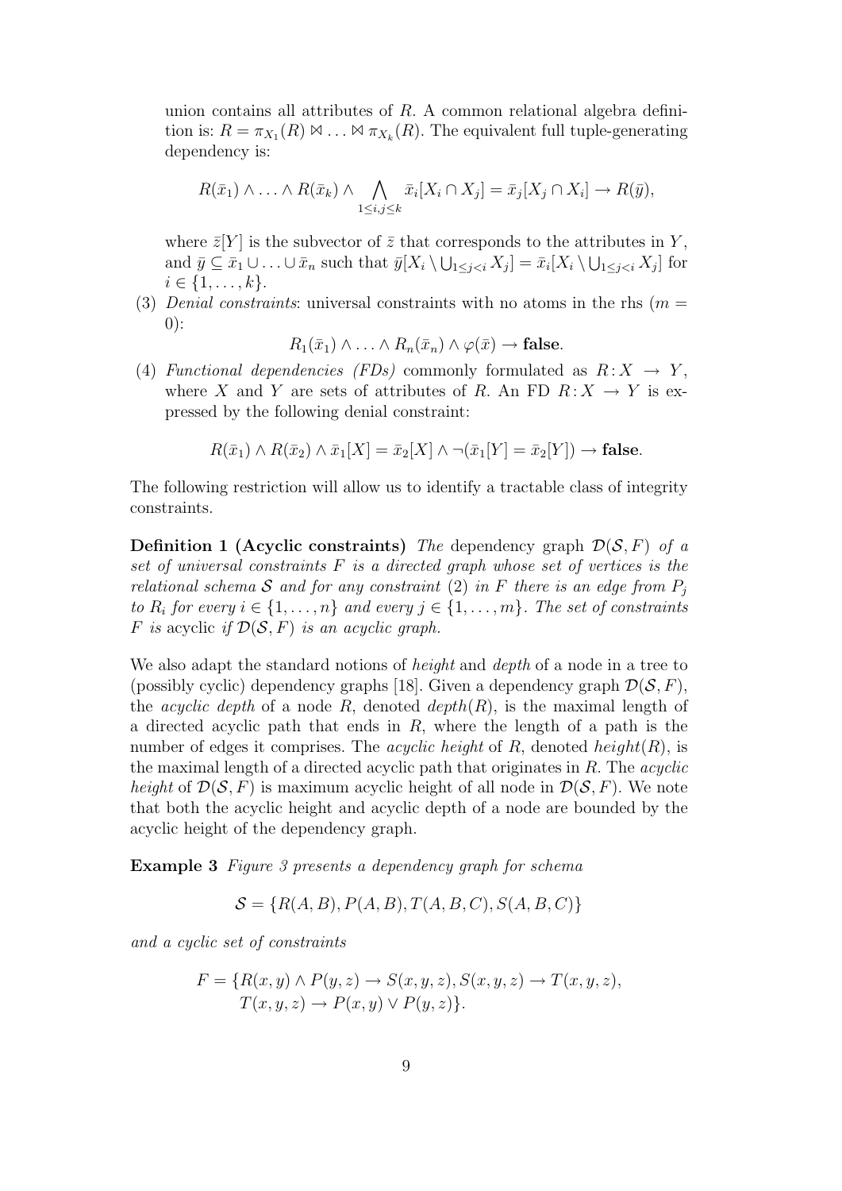union contains all attributes of $R$. A common relational algebra definition is: $R = \pi_{X_1}(R) \bowtie \ldots \bowtie \pi_{X_k}(R)$. The equivalent full tuple-generating dependency is:

$$R(\bar{x}_1) \wedge \ldots \wedge R(\bar{x}_k) \wedge \bigwedge_{1 \leq i,j \leq k} \bar{x}_i[X_i \cap X_j] = \bar{x}_j[X_j \cap X_i] \rightarrow R(\bar{y}),$$

where $\bar{z}[Y]$ is the subvector of $\bar{z}$ that corresponds to the attributes in $Y$, and $\bar{y} \subseteq \bar{x}_1 \cup \ldots \cup \bar{x}_n$ such that $\bar{y}[X_i \setminus \bigcup_{1 \leq j < i} X_j] = \bar{x}_i[X_i \setminus \bigcup_{1 \leq j < i} X_j]$ for $i \in \{1, \ldots, k\}$.

(3) *Denial constraints*: universal constraints with no atoms in the rhs ($m = 0$):

$$R_1(\bar{x}_1) \wedge \ldots \wedge R_n(\bar{x}_n) \wedge \varphi(\bar{x}) \rightarrow \textbf{false}.$$

(4) *Functional dependencies (FDs)* commonly formulated as $R : X \rightarrow Y$, where $X$ and $Y$ are sets of attributes of $R$. An FD $R : X \rightarrow Y$ is expressed by the following denial constraint:

$$R(\bar{x}_1) \wedge R(\bar{x}_2) \wedge \bar{x}_1[X] = \bar{x}_2[X] \wedge \neg(\bar{x}_1[Y] = \bar{x}_2[Y]) \rightarrow \textbf{false}.$$

The following restriction will allow us to identify a tractable class of integrity constraints.

**Definition 1 (Acyclic constraints)** *The* dependency graph $\mathcal{D}(\mathcal{S}, F)$ *of a set of universal constraints* $F$ *is a directed graph whose set of vertices is the relational schema* $\mathcal{S}$ *and for any constraint* (2) *in* $F$ *there is an edge from* $P_j$ *to* $R_i$ *for every* $i \in \{1, \ldots, n\}$ *and every* $j \in \{1, \ldots, m\}$. *The set of constraints* $F$ *is* acyclic *if* $\mathcal{D}(\mathcal{S}, F)$ *is an acyclic graph.*

We also adapt the standard notions of *height* and *depth* of a node in a tree to (possibly cyclic) dependency graphs [18]. Given a dependency graph $\mathcal{D}(\mathcal{S}, F)$, the *acyclic depth* of a node $R$, denoted $depth(R)$, is the maximal length of a directed acyclic path that ends in $R$, where the length of a path is the number of edges it comprises. The *acyclic height* of $R$, denoted $height(R)$, is the maximal length of a directed acyclic path that originates in $R$. The *acyclic height* of $\mathcal{D}(\mathcal{S}, F)$ is maximum acyclic height of all node in $\mathcal{D}(\mathcal{S}, F)$. We note that both the acyclic height and acyclic depth of a node are bounded by the acyclic height of the dependency graph.

**Example 3** *Figure 3 presents a dependency graph for schema*

$$\mathcal{S} = \{R(A, B), P(A, B), T(A, B, C), S(A, B, C)\}$$

*and a cyclic set of constraints*

$$F = \{R(x, y) \wedge P(y, z) \rightarrow S(x, y, z), S(x, y, z) \rightarrow T(x, y, z),$$
$$T(x, y, z) \rightarrow P(x, y) \vee P(y, z)\}.$$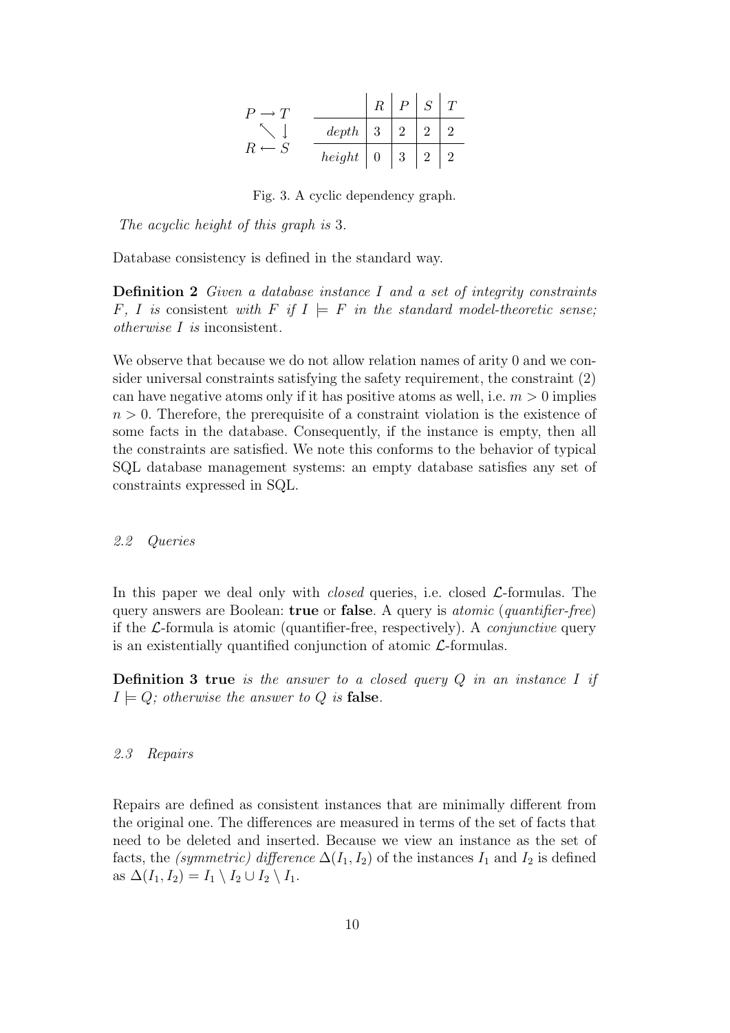$$
\begin{array}{ccc}
P & \rightarrow & T \\
& \nwarrow & \downarrow \\
R & \leftarrow & S
\end{array}
$$

|  | $R$ | $P$ | $S$ | $T$ |
|---|---|---|---|---|
| *depth* | 3 | 2 | 2 | 2 |
| *height* | 0 | 3 | 2 | 2 |

Fig. 3. A cyclic dependency graph.

*The acyclic height of this graph is* 3.

Database consistency is defined in the standard way.

**Definition 2** *Given a database instance $I$ and a set of integrity constraints $F$, $I$ is* consistent *with $F$ if $I \models F$ in the standard model-theoretic sense; otherwise $I$ is* inconsistent*.*

We observe that because we do not allow relation names of arity 0 and we consider universal constraints satisfying the safety requirement, the constraint (2) can have negative atoms only if it has positive atoms as well, i.e. $m > 0$ implies $n > 0$. Therefore, the prerequisite of a constraint violation is the existence of some facts in the database. Consequently, if the instance is empty, then all the constraints are satisfied. We note this conforms to the behavior of typical SQL database management systems: an empty database satisfies any set of constraints expressed in SQL.

### *2.2 Queries*

In this paper we deal only with *closed* queries, i.e. closed $\mathcal{L}$-formulas. The query answers are Boolean: **true** or **false**. A query is *atomic* (*quantifier-free*) if the $\mathcal{L}$-formula is atomic (quantifier-free, respectively). A *conjunctive* query is an existentially quantified conjunction of atomic $\mathcal{L}$-formulas.

**Definition 3** **true** *is the answer to a closed query $Q$ in an instance $I$ if $I \models Q$; otherwise the answer to $Q$ is* **false**.

### *2.3 Repairs*

Repairs are defined as consistent instances that are minimally different from the original one. The differences are measured in terms of the set of facts that need to be deleted and inserted. Because we view an instance as the set of facts, the *(symmetric) difference* $\Delta(I_1, I_2)$ of the instances $I_1$ and $I_2$ is defined as $\Delta(I_1, I_2) = I_1 \setminus I_2 \cup I_2 \setminus I_1$.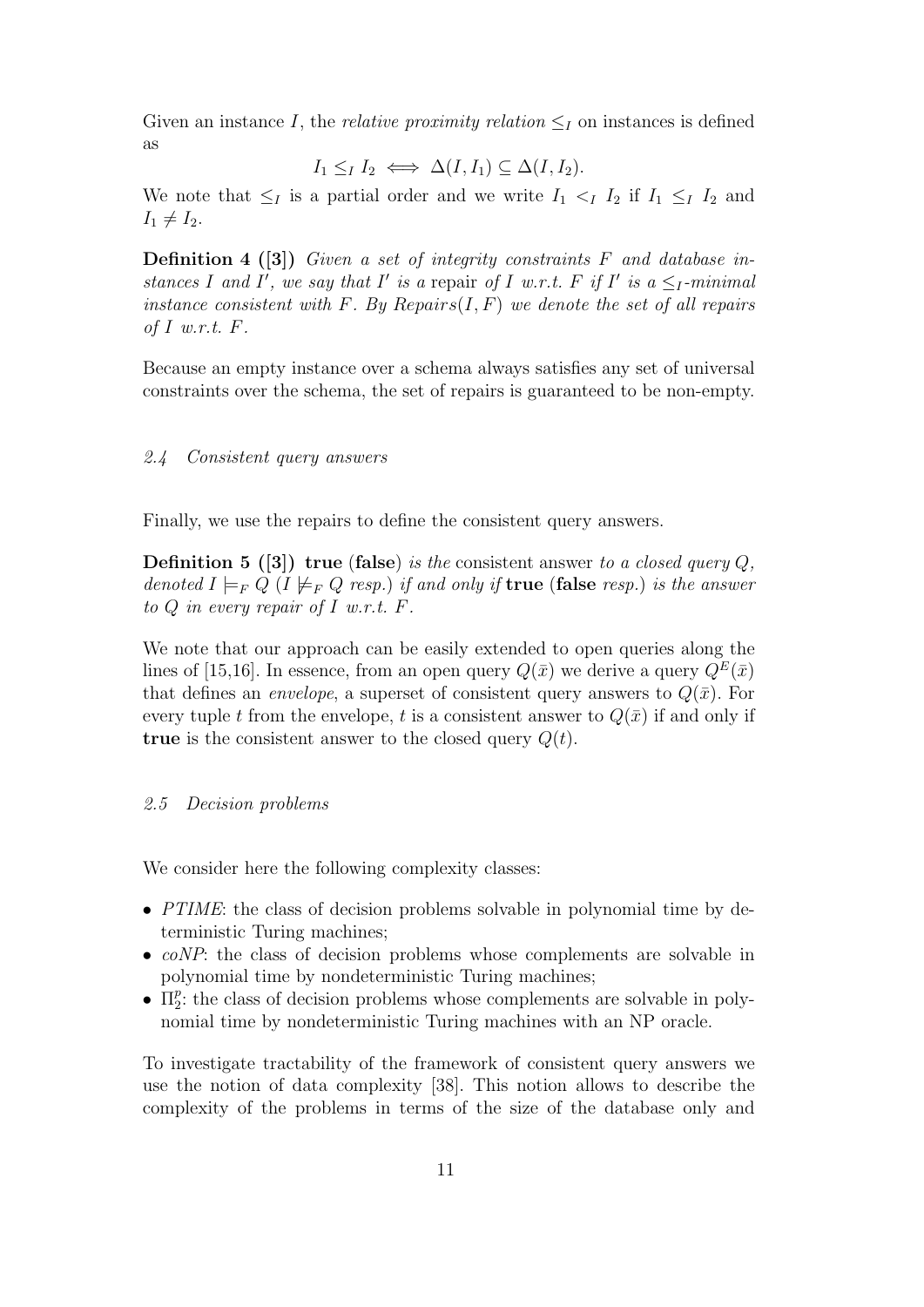Given an instance $I$, the *relative proximity relation* $\leq_I$ on instances is defined as

$$I_1 \leq_I I_2 \iff \Delta(I, I_1) \subseteq \Delta(I, I_2).$$

We note that $\leq_I$ is a partial order and we write $I_1 <_I I_2$ if $I_1 \leq_I I_2$ and $I_1 \neq I_2$.

**Definition 4 ([3])** *Given a set of integrity constraints $F$ and database instances $I$ and $I'$, we say that $I'$ is a* repair *of $I$ w.r.t. $F$ if $I'$ is a $\leq_I$-minimal instance consistent with $F$. By $Repairs(I, F)$ we denote the set of all repairs of $I$ w.r.t. $F$.*

Because an empty instance over a schema always satisfies any set of universal constraints over the schema, the set of repairs is guaranteed to be non-empty.

### *2.4 Consistent query answers*

Finally, we use the repairs to define the consistent query answers.

**Definition 5 ([3])** **true** (**false**) *is the* consistent answer *to a closed query $Q$, denoted $I \models_F Q$ ($I \not\models_F Q$ resp.) if and only if* **true** (**false** *resp.*) *is the answer to $Q$ in every repair of $I$ w.r.t. $F$.*

We note that our approach can be easily extended to open queries along the lines of [15,16]. In essence, from an open query $Q(\bar{x})$ we derive a query $Q^E(\bar{x})$ that defines an *envelope*, a superset of consistent query answers to $Q(\bar{x})$. For every tuple $t$ from the envelope, $t$ is a consistent answer to $Q(\bar{x})$ if and only if **true** is the consistent answer to the closed query $Q(t)$.

### *2.5 Decision problems*

We consider here the following complexity classes:

- *PTIME*: the class of decision problems solvable in polynomial time by deterministic Turing machines;
- *coNP*: the class of decision problems whose complements are solvable in polynomial time by nondeterministic Turing machines;
- $\Pi_2^p$: the class of decision problems whose complements are solvable in polynomial time by nondeterministic Turing machines with an NP oracle.

To investigate tractability of the framework of consistent query answers we use the notion of data complexity [38]. This notion allows to describe the complexity of the problems in terms of the size of the database only and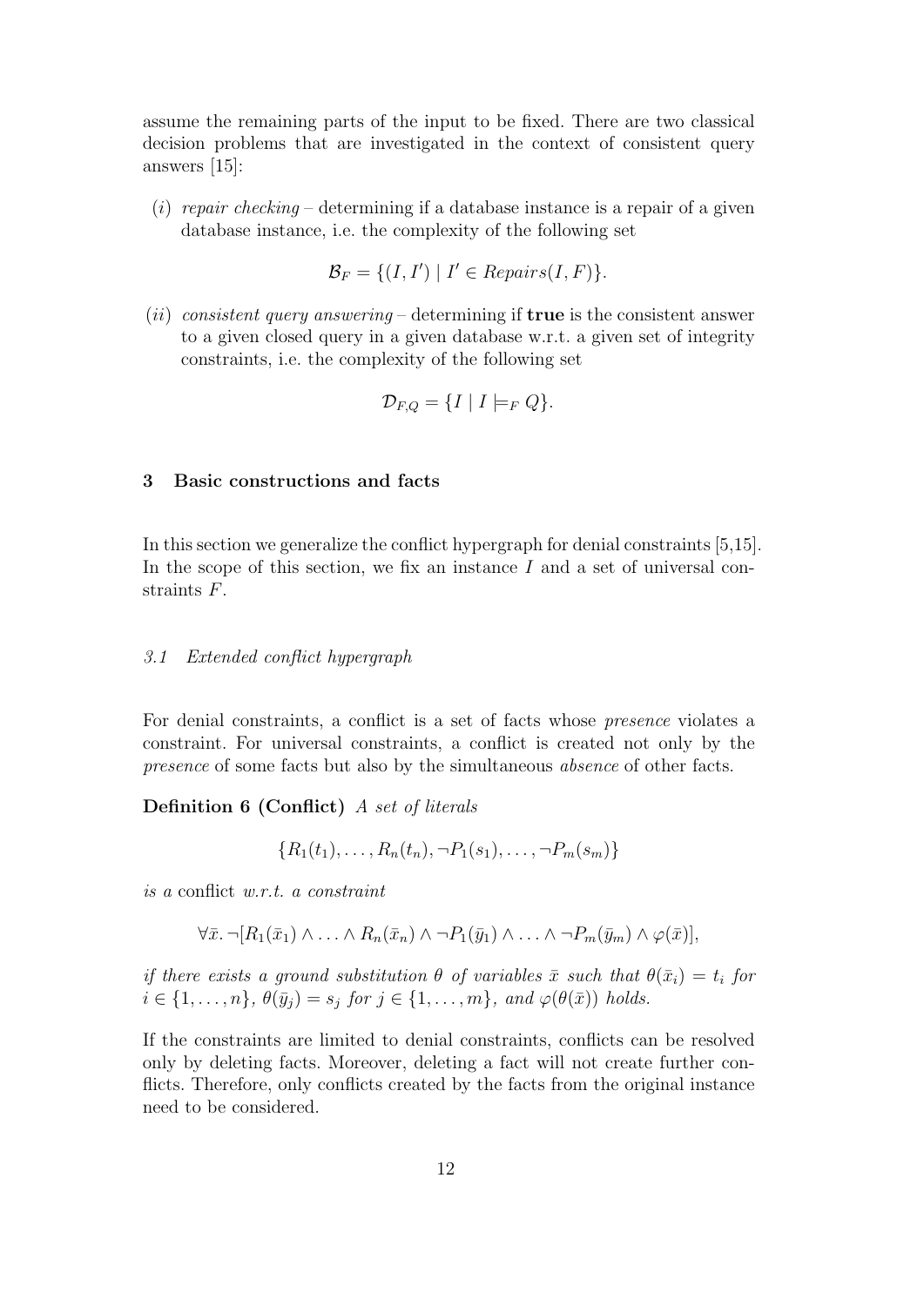assume the remaining parts of the input to be fixed. There are two classical decision problems that are investigated in the context of consistent query answers [15]:

(*i*) *repair checking* – determining if a database instance is a repair of a given database instance, i.e. the complexity of the following set

$$\mathcal{B}_F = \{(I, I') \mid I' \in \mathit{Repairs}(I, F)\}.$$

(*ii*) *consistent query answering* – determining if **true** is the consistent answer to a given closed query in a given database w.r.t. a given set of integrity constraints, i.e. the complexity of the following set

$$\mathcal{D}_{F,Q} = \{I \mid I \models_F Q\}.$$

### 3 Basic constructions and facts

In this section we generalize the conflict hypergraph for denial constraints [5,15]. In the scope of this section, we fix an instance $I$ and a set of universal constraints $F$.

#### *3.1 Extended conflict hypergraph*

For denial constraints, a conflict is a set of facts whose *presence* violates a constraint. For universal constraints, a conflict is created not only by the *presence* of some facts but also by the simultaneous *absence* of other facts.

**Definition 6 (Conflict)** *A set of literals*

$$\{R_1(t_1), \ldots, R_n(t_n), \neg P_1(s_1), \ldots, \neg P_m(s_m)\}$$

*is a* conflict *w.r.t. a constraint*

$$\forall \bar{x}.\, \neg[R_1(\bar{x}_1) \wedge \ldots \wedge R_n(\bar{x}_n) \wedge \neg P_1(\bar{y}_1) \wedge \ldots \wedge \neg P_m(\bar{y}_m) \wedge \varphi(\bar{x})],$$

*if there exists a ground substitution $\theta$ of variables $\bar{x}$ such that $\theta(\bar{x}_i) = t_i$ for $i \in \{1, \ldots, n\}$, $\theta(\bar{y}_j) = s_j$ for $j \in \{1, \ldots, m\}$, and $\varphi(\theta(\bar{x}))$ holds.*

If the constraints are limited to denial constraints, conflicts can be resolved only by deleting facts. Moreover, deleting a fact will not create further conflicts. Therefore, only conflicts created by the facts from the original instance need to be considered.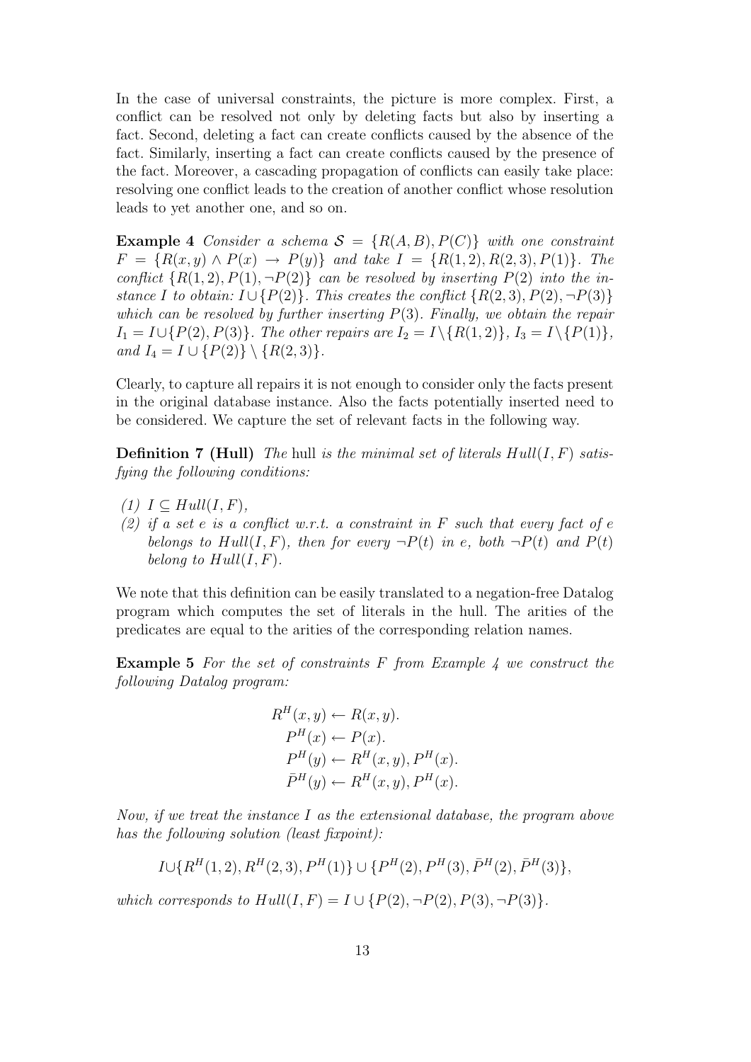In the case of universal constraints, the picture is more complex. First, a conflict can be resolved not only by deleting facts but also by inserting a fact. Second, deleting a fact can create conflicts caused by the absence of the fact. Similarly, inserting a fact can create conflicts caused by the presence of the fact. Moreover, a cascading propagation of conflicts can easily take place: resolving one conflict leads to the creation of another conflict whose resolution leads to yet another one, and so on.

**Example 4** *Consider a schema $\mathcal{S} = \{R(A, B), P(C)\}$ with one constraint $F = \{R(x, y) \wedge P(x) \rightarrow P(y)\}$ and take $I = \{R(1, 2), R(2, 3), P(1)\}$. The conflict $\{R(1, 2), P(1), \neg P(2)\}$ can be resolved by inserting $P(2)$ into the instance $I$ to obtain: $I \cup \{P(2)\}$. This creates the conflict $\{R(2, 3), P(2), \neg P(3)\}$ which can be resolved by further inserting $P(3)$. Finally, we obtain the repair $I_1 = I \cup \{P(2), P(3)\}$. The other repairs are $I_2 = I \setminus \{R(1, 2)\}$, $I_3 = I \setminus \{P(1)\}$, and $I_4 = I \cup \{P(2)\} \setminus \{R(2, 3)\}$.*

Clearly, to capture all repairs it is not enough to consider only the facts present in the original database instance. Also the facts potentially inserted need to be considered. We capture the set of relevant facts in the following way.

**Definition 7 (Hull)** *The* hull *is the minimal set of literals $Hull(I, F)$ satisfying the following conditions:*

*(1) $I \subseteq Hull(I, F)$,*
*(2) if a set $e$ is a conflict w.r.t. a constraint in $F$ such that every fact of $e$ belongs to $Hull(I, F)$, then for every $\neg P(t)$ in $e$, both $\neg P(t)$ and $P(t)$ belong to $Hull(I, F)$.*

We note that this definition can be easily translated to a negation-free Datalog program which computes the set of literals in the hull. The arities of the predicates are equal to the arities of the corresponding relation names.

**Example 5** *For the set of constraints $F$ from Example 4 we construct the following Datalog program:*

$$
\begin{aligned}
R^H(x, y) &\leftarrow R(x, y).\\
P^H(x) &\leftarrow P(x).\\
P^H(y) &\leftarrow R^H(x, y), P^H(x).\\
\bar{P}^H(y) &\leftarrow R^H(x, y), P^H(x).
\end{aligned}
$$

*Now, if we treat the instance $I$ as the extensional database, the program above has the following solution (least fixpoint):*

$$I \cup \{R^H(1, 2), R^H(2, 3), P^H(1)\} \cup \{P^H(2), P^H(3), \bar{P}^H(2), \bar{P}^H(3)\},$$

*which corresponds to $Hull(I, F) = I \cup \{P(2), \neg P(2), P(3), \neg P(3)\}$.*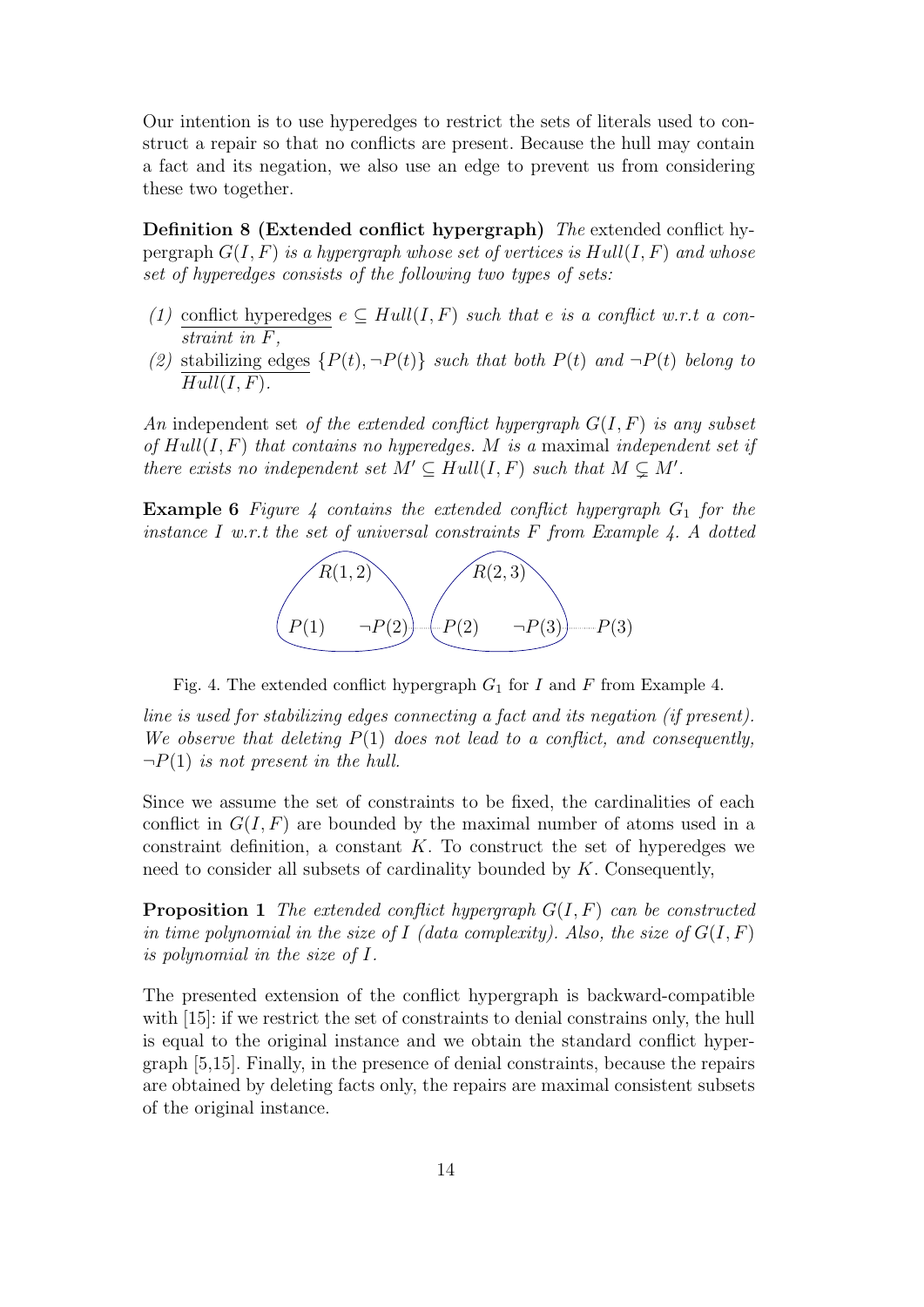Our intention is to use hyperedges to restrict the sets of literals used to construct a repair so that no conflicts are present. Because the hull may contain a fact and its negation, we also use an edge to prevent us from considering these two together.

**Definition 8 (Extended conflict hypergraph)** *The* extended conflict hypergraph $G(I, F)$ *is a hypergraph whose set of vertices is* $Hull(I, F)$ *and whose set of hyperedges consists of the following two types of sets:*

*(1)* conflict hyperedges $e \subseteq Hull(I, F)$ *such that* $e$ *is a conflict w.r.t a constraint in* $F$*,*
*(2)* stabilizing edges $\{P(t), \neg P(t)\}$ *such that both* $P(t)$ *and* $\neg P(t)$ *belong to* $Hull(I, F)$*.*

*An* independent set *of the extended conflict hypergraph* $G(I, F)$ *is any subset of* $Hull(I, F)$ *that contains no hyperedges.* $M$ *is a* maximal *independent set if there exists no independent set* $M' \subseteq Hull(I, F)$ *such that* $M \subsetneq M'$*.*

**Example 6** *Figure 4 contains the extended conflict hypergraph* $G_1$ *for the instance* $I$ *w.r.t the set of universal constraints* $F$ *from Example 4. A dotted*

$R(1,2)$ $R(2,3)$

$P(1)$ $\neg P(2)$ $P(2)$ $\neg P(3)$ $P(3)$

Fig. 4. The extended conflict hypergraph $G_1$ for $I$ and $F$ from Example 4.

*line is used for stabilizing edges connecting a fact and its negation (if present). We observe that deleting* $P(1)$ *does not lead to a conflict, and consequently,* $\neg P(1)$ *is not present in the hull.*

Since we assume the set of constraints to be fixed, the cardinalities of each conflict in $G(I, F)$ are bounded by the maximal number of atoms used in a constraint definition, a constant $K$. To construct the set of hyperedges we need to consider all subsets of cardinality bounded by $K$. Consequently,

**Proposition 1** *The extended conflict hypergraph* $G(I, F)$ *can be constructed in time polynomial in the size of* $I$ *(data complexity). Also, the size of* $G(I, F)$ *is polynomial in the size of* $I$*.*

The presented extension of the conflict hypergraph is backward-compatible with [15]: if we restrict the set of constraints to denial constrains only, the hull is equal to the original instance and we obtain the standard conflict hypergraph [5,15]. Finally, in the presence of denial constraints, because the repairs are obtained by deleting facts only, the repairs are maximal consistent subsets of the original instance.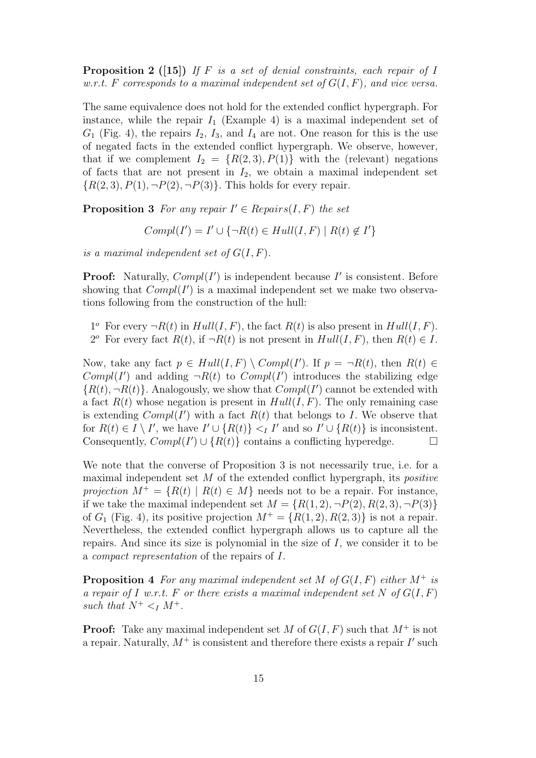**Proposition 2 ([15])** *If $F$ is a set of denial constraints, each repair of $I$ w.r.t. $F$ corresponds to a maximal independent set of $G(I, F)$, and vice versa.*

The same equivalence does not hold for the extended conflict hypergraph. For instance, while the repair $I_1$ (Example 4) is a maximal independent set of $G_1$ (Fig. 4), the repairs $I_2$, $I_3$, and $I_4$ are not. One reason for this is the use of negated facts in the extended conflict hypergraph. We observe, however, that if we complement $I_2 = \{R(2, 3), P(1)\}$ with the (relevant) negations of facts that are not present in $I_2$, we obtain a maximal independent set $\{R(2, 3), P(1), \neg P(2), \neg P(3)\}$. This holds for every repair.

**Proposition 3** *For any repair $I' \in Repairs(I, F)$ the set*

$$Compl(I') = I' \cup \{\neg R(t) \in Hull(I, F) \mid R(t) \notin I'\}$$

*is a maximal independent set of $G(I, F)$.*

**Proof:** Naturally, $Compl(I')$ is independent because $I'$ is consistent. Before showing that $Compl(I')$ is a maximal independent set we make two observations following from the construction of the hull:

$1^o$ For every $\neg R(t)$ in $Hull(I, F)$, the fact $R(t)$ is also present in $Hull(I, F)$.
$2^o$ For every fact $R(t)$, if $\neg R(t)$ is not present in $Hull(I, F)$, then $R(t) \in I$.

Now, take any fact $p \in Hull(I, F) \setminus Compl(I')$. If $p = \neg R(t)$, then $R(t) \in Compl(I')$ and adding $\neg R(t)$ to $Compl(I')$ introduces the stabilizing edge $\{R(t), \neg R(t)\}$. Analogously, we show that $Compl(I')$ cannot be extended with a fact $R(t)$ whose negation is present in $Hull(I, F)$. The only remaining case is extending $Compl(I')$ with a fact $R(t)$ that belongs to $I$. We observe that for $R(t) \in I \setminus I'$, we have $I' \cup \{R(t)\} <_I I'$ and so $I' \cup \{R(t)\}$ is inconsistent. Consequently, $Compl(I') \cup \{R(t)\}$ contains a conflicting hyperedge. □

We note that the converse of Proposition 3 is not necessarily true, i.e. for a maximal independent set $M$ of the extended conflict hypergraph, its *positive projection* $M^+ = \{R(t) \mid R(t) \in M\}$ needs not to be a repair. For instance, if we take the maximal independent set $M = \{R(1, 2), \neg P(2), R(2, 3), \neg P(3)\}$ of $G_1$ (Fig. 4), its positive projection $M^+ = \{R(1, 2), R(2, 3)\}$ is not a repair. Nevertheless, the extended conflict hypergraph allows us to capture all the repairs. And since its size is polynomial in the size of $I$, we consider it to be a *compact representation* of the repairs of $I$.

**Proposition 4** *For any maximal independent set $M$ of $G(I, F)$ either $M^+$ is a repair of $I$ w.r.t. $F$ or there exists a maximal independent set $N$ of $G(I, F)$ such that $N^+ <_I M^+$.*

**Proof:** Take any maximal independent set $M$ of $G(I, F)$ such that $M^+$ is not a repair. Naturally, $M^+$ is consistent and therefore there exists a repair $I'$ such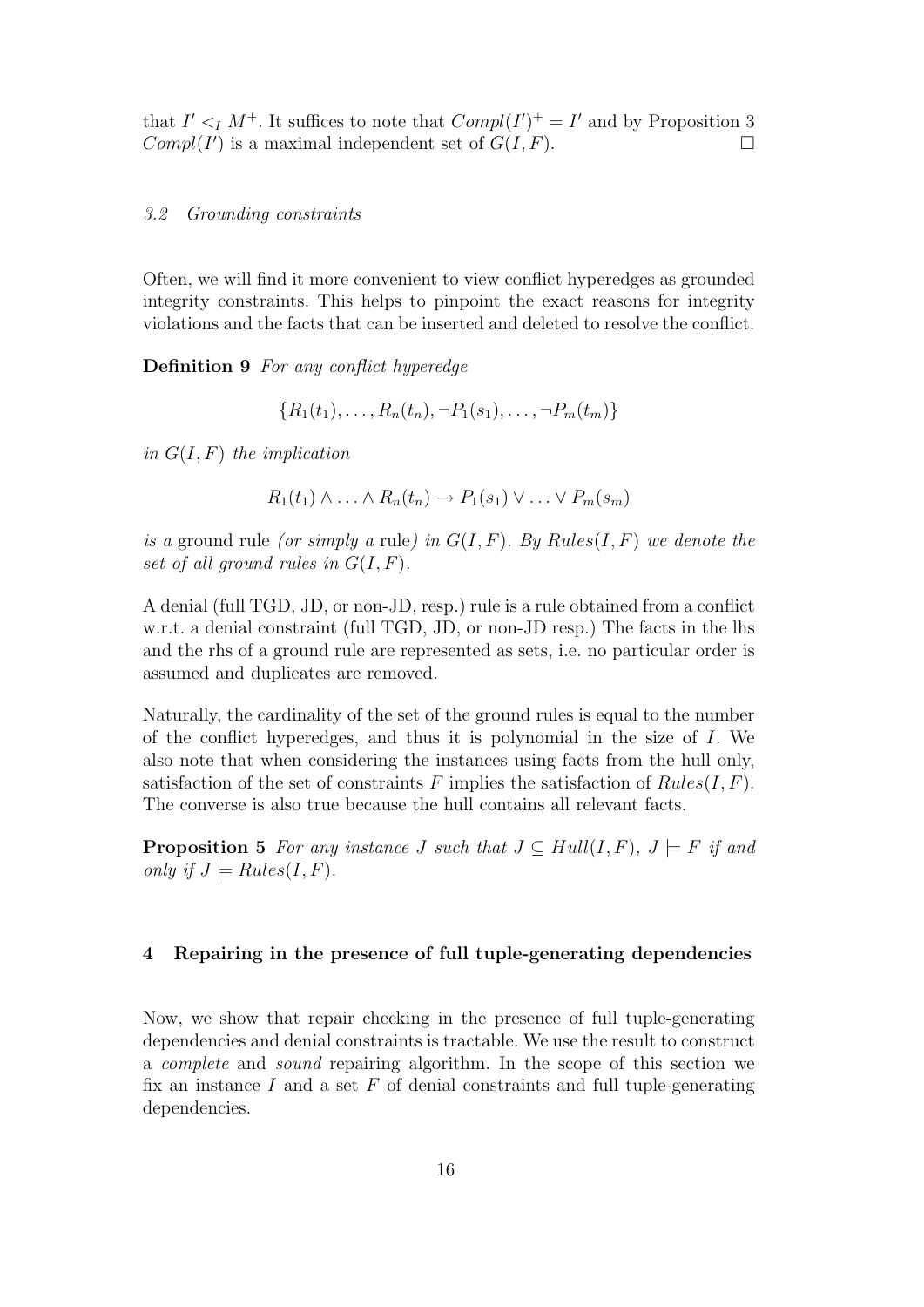that $I' <_I M^+$. It suffices to note that $Compl(I')^+ = I'$ and by Proposition 3 $Compl(I')$ is a maximal independent set of $G(I, F)$. □

### 3.2 Grounding constraints

Often, we will find it more convenient to view conflict hyperedges as grounded integrity constraints. This helps to pinpoint the exact reasons for integrity violations and the facts that can be inserted and deleted to resolve the conflict.

**Definition 9** *For any conflict hyperedge*

$$\{R_1(t_1), \ldots, R_n(t_n), \neg P_1(s_1), \ldots, \neg P_m(t_m)\}$$

*in $G(I, F)$ the implication*

$$R_1(t_1) \wedge \ldots \wedge R_n(t_n) \rightarrow P_1(s_1) \vee \ldots \vee P_m(s_m)$$

*is a* ground rule *(or simply a* rule*) in $G(I, F)$. By $Rules(I, F)$ we denote the set of all ground rules in $G(I, F)$.*

A denial (full TGD, JD, or non-JD, resp.) rule is a rule obtained from a conflict w.r.t. a denial constraint (full TGD, JD, or non-JD resp.) The facts in the lhs and the rhs of a ground rule are represented as sets, i.e. no particular order is assumed and duplicates are removed.

Naturally, the cardinality of the set of the ground rules is equal to the number of the conflict hyperedges, and thus it is polynomial in the size of $I$. We also note that when considering the instances using facts from the hull only, satisfaction of the set of constraints $F$ implies the satisfaction of $Rules(I, F)$. The converse is also true because the hull contains all relevant facts.

**Proposition 5** *For any instance $J$ such that $J \subseteq Hull(I, F)$, $J \models F$ if and only if $J \models Rules(I, F)$.*

## 4 Repairing in the presence of full tuple-generating dependencies

Now, we show that repair checking in the presence of full tuple-generating dependencies and denial constraints is tractable. We use the result to construct a *complete* and *sound* repairing algorithm. In the scope of this section we fix an instance $I$ and a set $F$ of denial constraints and full tuple-generating dependencies.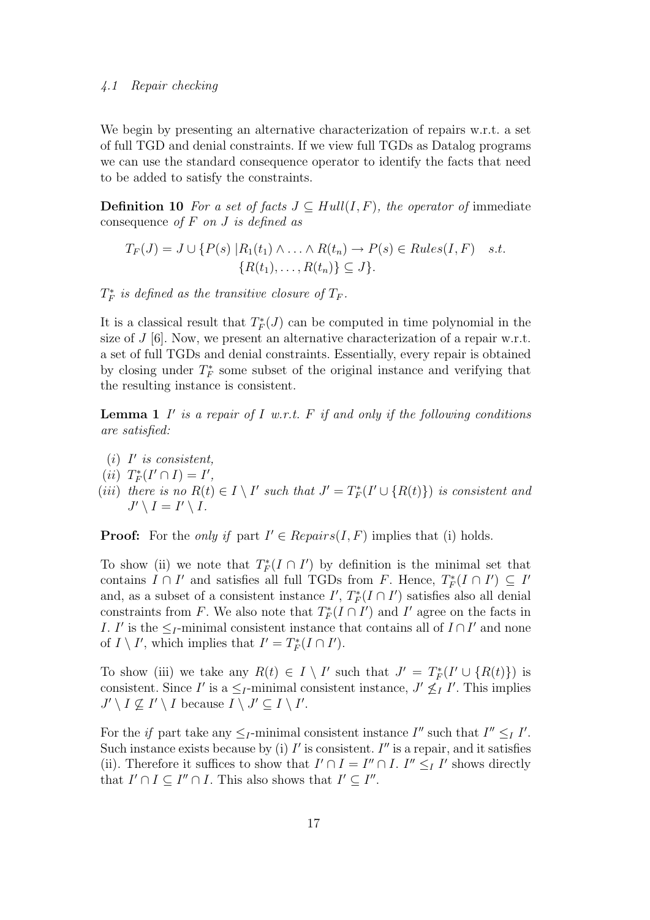### 4.1 Repair checking

We begin by presenting an alternative characterization of repairs w.r.t. a set of full TGD and denial constraints. If we view full TGDs as Datalog programs we can use the standard consequence operator to identify the facts that need to be added to satisfy the constraints.

**Definition 10** *For a set of facts $J \subseteq Hull(I, F)$, the operator of* immediate consequence *of $F$ on $J$ is defined as*

$$T_F(J) = J \cup \{P(s) \,|R_1(t_1) \wedge \ldots \wedge R(t_n) \rightarrow P(s) \in Rules(I, F) \quad s.t. \\ \{R(t_1), \ldots, R(t_n)\} \subseteq J\}.$$

*$T_F^*$ is defined as the transitive closure of $T_F$.*

It is a classical result that $T_F^*(J)$ can be computed in time polynomial in the size of $J$ [6]. Now, we present an alternative characterization of a repair w.r.t. a set of full TGDs and denial constraints. Essentially, every repair is obtained by closing under $T_F^*$ some subset of the original instance and verifying that the resulting instance is consistent.

**Lemma 1** *$I'$ is a repair of $I$ w.r.t. $F$ if and only if the following conditions are satisfied:*

- *(i) $I'$ is consistent,*
- *(ii) $T_F^*(I' \cap I) = I'$,*
- *(iii) there is no $R(t) \in I \setminus I'$ such that $J' = T_F^*(I' \cup \{R(t)\})$ is consistent and $J' \setminus I = I' \setminus I$.*

**Proof:** For the *only if* part $I' \in Repairs(I, F)$ implies that (i) holds.

To show (ii) we note that $T_F^*(I \cap I')$ by definition is the minimal set that contains $I \cap I'$ and satisfies all full TGDs from $F$. Hence, $T_F^*(I \cap I') \subseteq I'$ and, as a subset of a consistent instance $I'$, $T_F^*(I \cap I')$ satisfies also all denial constraints from $F$. We also note that $T_F^*(I \cap I')$ and $I'$ agree on the facts in $I$. $I'$ is the $\leq_I$-minimal consistent instance that contains all of $I \cap I'$ and none of $I \setminus I'$, which implies that $I' = T_F^*(I \cap I')$.

To show (iii) we take any $R(t) \in I \setminus I'$ such that $J' = T_F^*(I' \cup \{R(t)\})$ is consistent. Since $I'$ is a $\leq_I$-minimal consistent instance, $J' \not\leq_I I'$. This implies $J' \setminus I \not\subseteq I' \setminus I$ because $I \setminus J' \subseteq I \setminus I'$.

For the *if* part take any $\leq_I$-minimal consistent instance $I''$ such that $I'' \leq_I I'$. Such instance exists because by (i) $I'$ is consistent. $I''$ is a repair, and it satisfies (ii). Therefore it suffices to show that $I' \cap I = I'' \cap I$. $I'' \leq_I I'$ shows directly that $I' \cap I \subseteq I'' \cap I$. This also shows that $I' \subseteq I''$.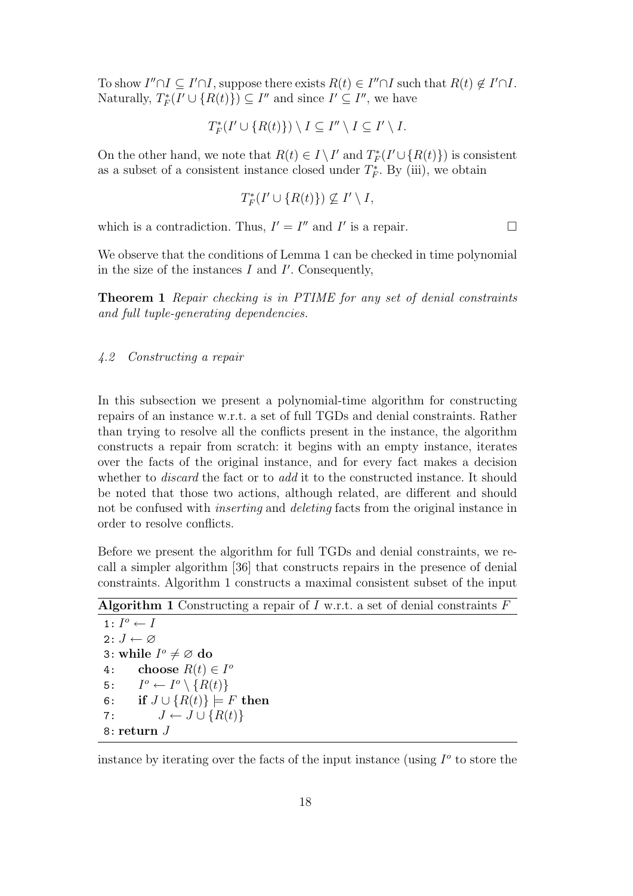To show $I'' \cap I \subseteq I' \cap I$, suppose there exists $R(t) \in I'' \cap I$ such that $R(t) \notin I' \cap I$. Naturally, $T^*_F(I' \cup \{R(t)\}) \subseteq I''$ and since $I' \subseteq I''$, we have

$$T^*_F(I' \cup \{R(t)\}) \setminus I \subseteq I'' \setminus I \subseteq I' \setminus I.$$

On the other hand, we note that $R(t) \in I \setminus I'$ and $T^*_F(I' \cup \{R(t)\})$ is consistent as a subset of a consistent instance closed under $T^*_F$. By (iii), we obtain

$$T^*_F(I' \cup \{R(t)\}) \nsubseteq I' \setminus I,$$

which is a contradiction. Thus, $I' = I''$ and $I'$ is a repair. □

We observe that the conditions of Lemma 1 can be checked in time polynomial in the size of the instances $I$ and $I'$. Consequently,

**Theorem 1** *Repair checking is in PTIME for any set of denial constraints and full tuple-generating dependencies.*

### *4.2 Constructing a repair*

In this subsection we present a polynomial-time algorithm for constructing repairs of an instance w.r.t. a set of full TGDs and denial constraints. Rather than trying to resolve all the conflicts present in the instance, the algorithm constructs a repair from scratch: it begins with an empty instance, iterates over the facts of the original instance, and for every fact makes a decision whether to *discard* the fact or to *add* it to the constructed instance. It should be noted that those two actions, although related, are different and should not be confused with *inserting* and *deleting* facts from the original instance in order to resolve conflicts.

Before we present the algorithm for full TGDs and denial constraints, we recall a simpler algorithm [36] that constructs repairs in the presence of denial constraints. Algorithm 1 constructs a maximal consistent subset of the input

**Algorithm 1** Constructing a repair of $I$ w.r.t. a set of denial constraints $F$

1: $I^o \leftarrow I$
2: $J \leftarrow \varnothing$
3: **while** $I^o \neq \varnothing$ **do**
4: &nbsp;&nbsp;&nbsp;&nbsp;**choose** $R(t) \in I^o$
5: &nbsp;&nbsp;&nbsp;&nbsp;$I^o \leftarrow I^o \setminus \{R(t)\}$
6: &nbsp;&nbsp;&nbsp;&nbsp;**if** $J \cup \{R(t)\} \models F$ **then**
7: &nbsp;&nbsp;&nbsp;&nbsp;&nbsp;&nbsp;&nbsp;&nbsp;$J \leftarrow J \cup \{R(t)\}$
8: **return** $J$

instance by iterating over the facts of the input instance (using $I^o$ to store the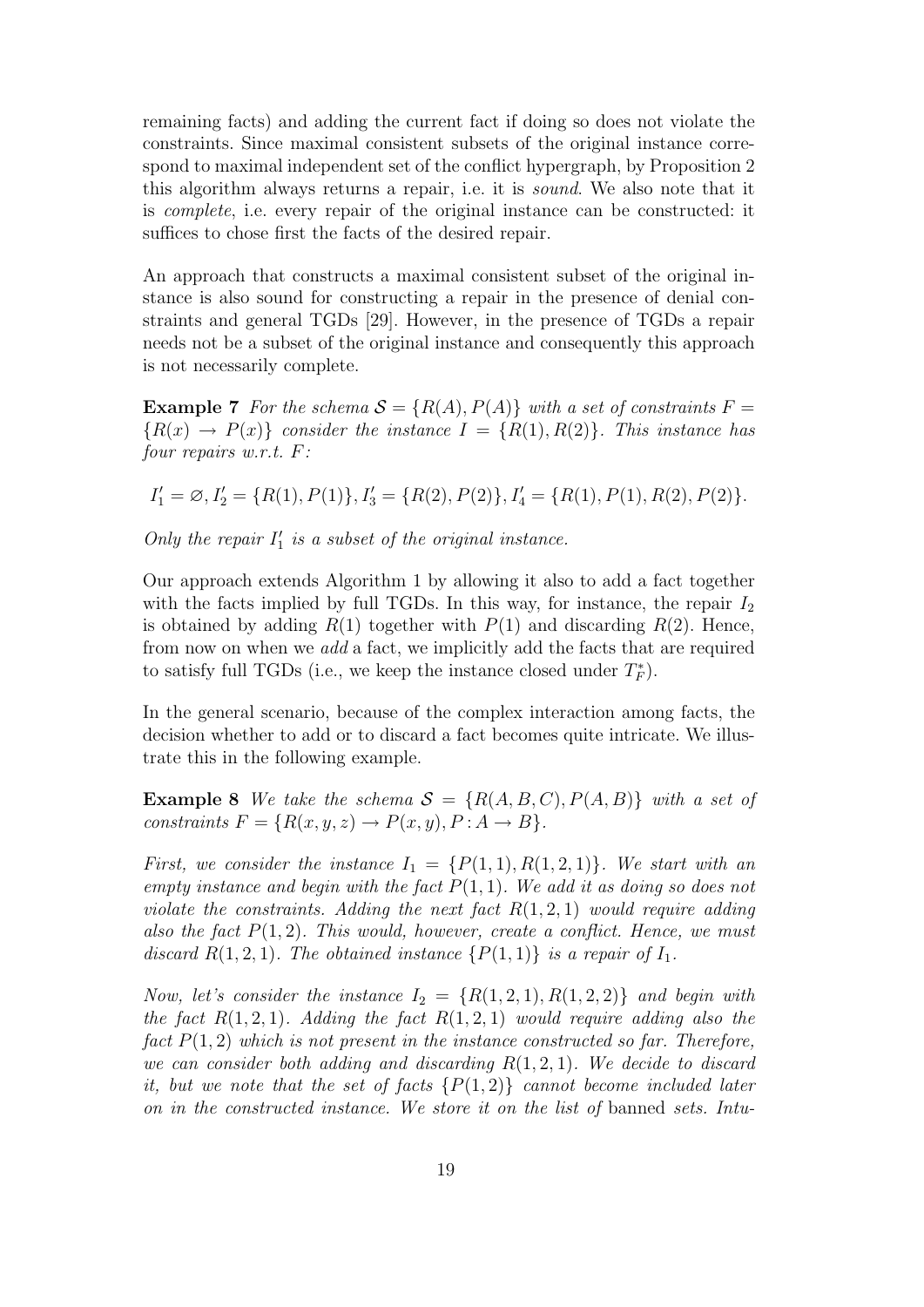remaining facts) and adding the current fact if doing so does not violate the constraints. Since maximal consistent subsets of the original instance correspond to maximal independent set of the conflict hypergraph, by Proposition 2 this algorithm always returns a repair, i.e. it is *sound*. We also note that it is *complete*, i.e. every repair of the original instance can be constructed: it suffices to chose first the facts of the desired repair.

An approach that constructs a maximal consistent subset of the original instance is also sound for constructing a repair in the presence of denial constraints and general TGDs [29]. However, in the presence of TGDs a repair needs not be a subset of the original instance and consequently this approach is not necessarily complete.

**Example 7** *For the schema $\mathcal{S} = \{R(A), P(A)\}$ with a set of constraints $F = \{R(x) \to P(x)\}$ consider the instance $I = \{R(1), R(2)\}$. This instance has four repairs w.r.t. $F$:*

$$I'_1 = \varnothing, I'_2 = \{R(1), P(1)\}, I'_3 = \{R(2), P(2)\}, I'_4 = \{R(1), P(1), R(2), P(2)\}.$$

*Only the repair $I'_1$ is a subset of the original instance.*

Our approach extends Algorithm 1 by allowing it also to add a fact together with the facts implied by full TGDs. In this way, for instance, the repair $I_2$ is obtained by adding $R(1)$ together with $P(1)$ and discarding $R(2)$. Hence, from now on when we *add* a fact, we implicitly add the facts that are required to satisfy full TGDs (i.e., we keep the instance closed under $T^*_F$).

In the general scenario, because of the complex interaction among facts, the decision whether to add or to discard a fact becomes quite intricate. We illustrate this in the following example.

**Example 8** *We take the schema $\mathcal{S} = \{R(A, B, C), P(A, B)\}$ with a set of constraints $F = \{R(x, y, z) \to P(x, y), P : A \to B\}$.*

*First, we consider the instance $I_1 = \{P(1, 1), R(1, 2, 1)\}$. We start with an empty instance and begin with the fact $P(1, 1)$. We add it as doing so does not violate the constraints. Adding the next fact $R(1, 2, 1)$ would require adding also the fact $P(1, 2)$. This would, however, create a conflict. Hence, we must discard $R(1, 2, 1)$. The obtained instance $\{P(1, 1)\}$ is a repair of $I_1$.*

*Now, let's consider the instance $I_2 = \{R(1, 2, 1), R(1, 2, 2)\}$ and begin with the fact $R(1, 2, 1)$. Adding the fact $R(1, 2, 1)$ would require adding also the fact $P(1, 2)$ which is not present in the instance constructed so far. Therefore, we can consider both adding and discarding $R(1, 2, 1)$. We decide to discard it, but we note that the set of facts $\{P(1, 2)\}$ cannot become included later on in the constructed instance. We store it on the list of* banned *sets. Intu-*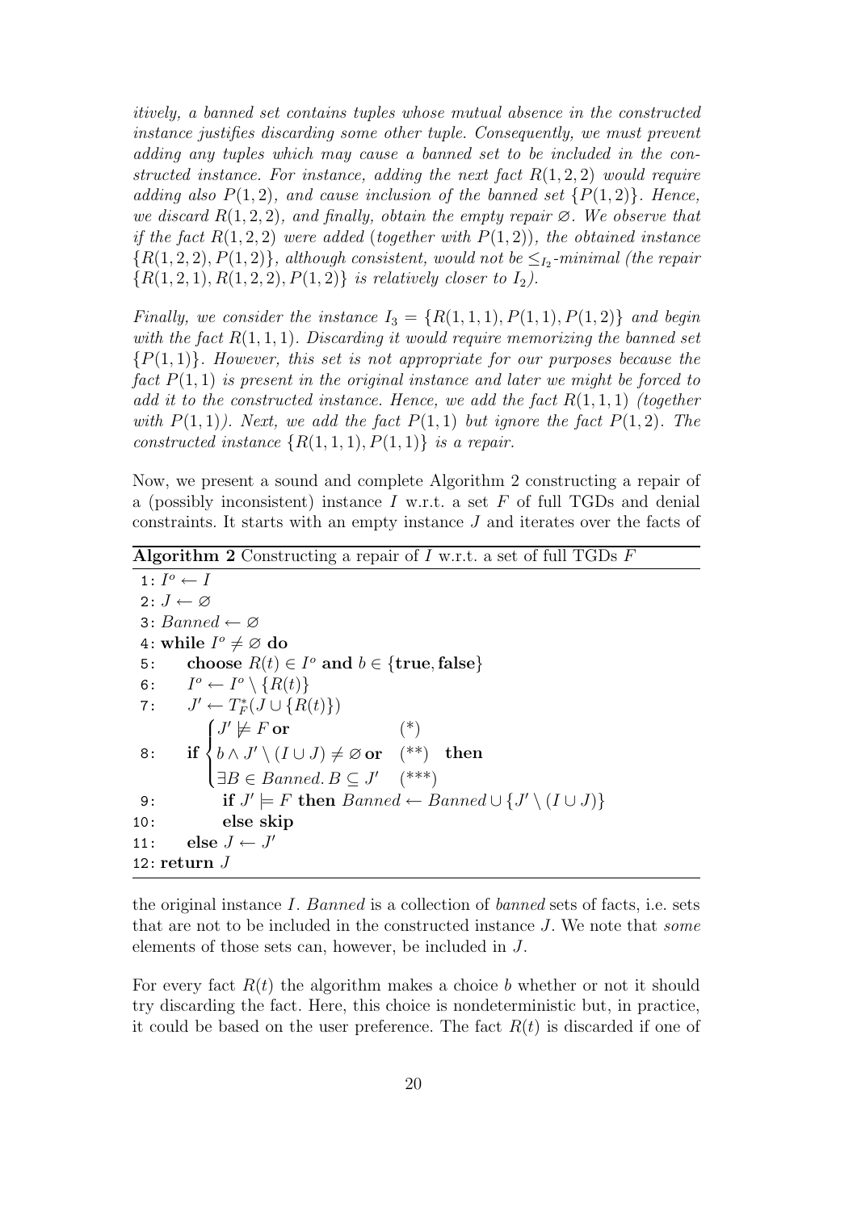*itively, a banned set contains tuples whose mutual absence in the constructed instance justifies discarding some other tuple. Consequently, we must prevent adding any tuples which may cause a banned set to be included in the constructed instance. For instance, adding the next fact $R(1,2,2)$ would require adding also $P(1,2)$, and cause inclusion of the banned set $\{P(1,2)\}$. Hence, we discard $R(1,2,2)$, and finally, obtain the empty repair $\varnothing$. We observe that if the fact $R(1,2,2)$ were added (together with $P(1,2)$), the obtained instance $\{R(1,2,2), P(1,2)\}$, although consistent, would not be $\leq_{I_2}$-minimal (the repair $\{R(1,2,1), R(1,2,2), P(1,2)\}$ is relatively closer to $I_2$).*

*Finally, we consider the instance $I_3 = \{R(1,1,1), P(1,1), P(1,2)\}$ and begin with the fact $R(1,1,1)$. Discarding it would require memorizing the banned set $\{P(1,1)\}$. However, this set is not appropriate for our purposes because the fact $P(1,1)$ is present in the original instance and later we might be forced to add it to the constructed instance. Hence, we add the fact $R(1,1,1)$ (together with $P(1,1)$). Next, we add the fact $P(1,1)$ but ignore the fact $P(1,2)$. The constructed instance $\{R(1,1,1), P(1,1)\}$ is a repair.*

Now, we present a sound and complete Algorithm 2 constructing a repair of a (possibly inconsistent) instance $I$ w.r.t. a set $F$ of full TGDs and denial constraints. It starts with an empty instance $J$ and iterates over the facts of

**Algorithm 2** Constructing a repair of $I$ w.r.t. a set of full TGDs $F$

```
1: I^o ← I
2: J ← ∅
3: Banned ← ∅
4: while I^o ≠ ∅ do
5:     choose R(t) ∈ I^o and b ∈ {true, false}
6:     I^o ← I^o \ {R(t)}
7:     J' ← T*_F(J ∪ {R(t)})
8:     if { J' ⊭ F or                      (*)
            b ∧ J' \ (I ∪ J) ≠ ∅ or         (**)    then
            ∃B ∈ Banned. B ⊆ J'             (***) }
9:         if J' ⊨ F then Banned ← Banned ∪ {J' \ (I ∪ J)}
10:        else skip
11:    else J ← J'
12: return J
```

the original instance $I$. *Banned* is a collection of *banned* sets of facts, i.e. sets that are not to be included in the constructed instance $J$. We note that *some* elements of those sets can, however, be included in $J$.

For every fact $R(t)$ the algorithm makes a choice $b$ whether or not it should try discarding the fact. Here, this choice is nondeterministic but, in practice, it could be based on the user preference. The fact $R(t)$ is discarded if one of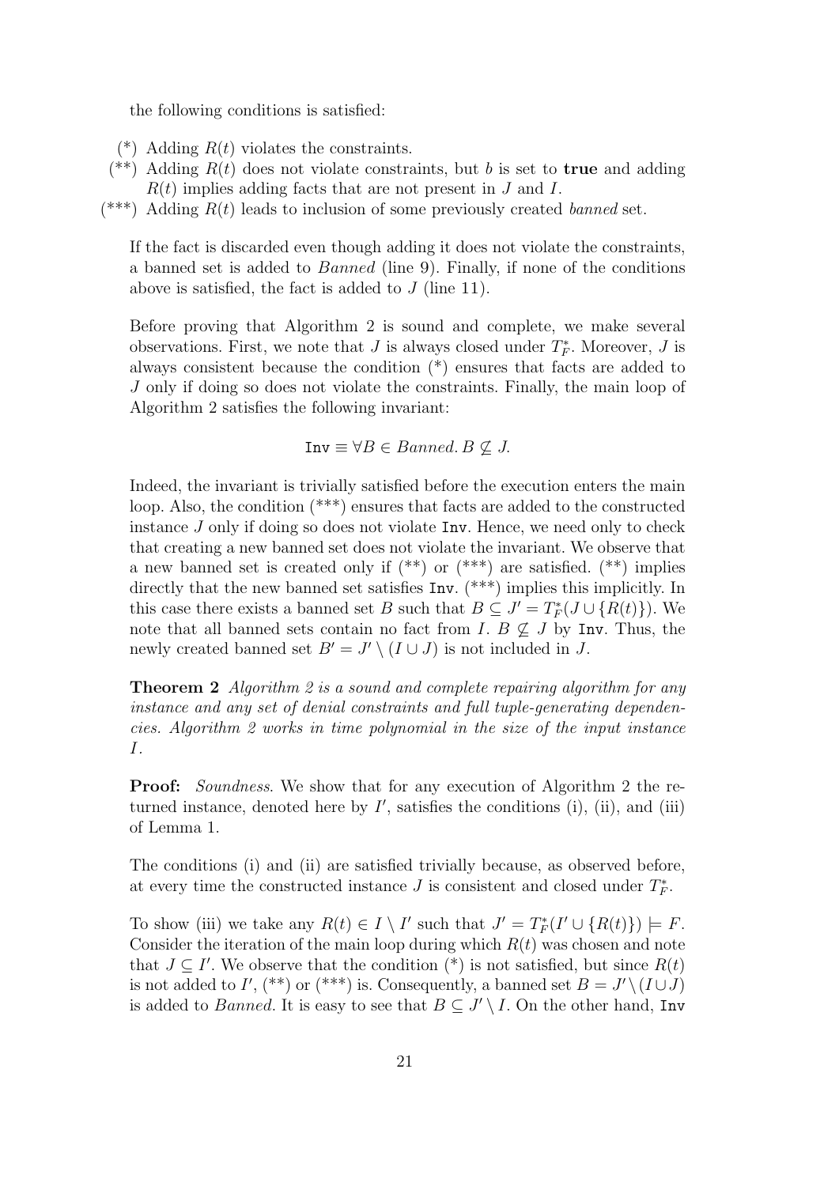the following conditions is satisfied:

- (*) Adding $R(t)$ violates the constraints.
- (**) Adding $R(t)$ does not violate constraints, but $b$ is set to **true** and adding $R(t)$ implies adding facts that are not present in $J$ and $I$.
- (***) Adding $R(t)$ leads to inclusion of some previously created *banned* set.

If the fact is discarded even though adding it does not violate the constraints, a banned set is added to *Banned* (line 9). Finally, if none of the conditions above is satisfied, the fact is added to $J$ (line 11).

Before proving that Algorithm 2 is sound and complete, we make several observations. First, we note that $J$ is always closed under $T_F^*$. Moreover, $J$ is always consistent because the condition (*) ensures that facts are added to $J$ only if doing so does not violate the constraints. Finally, the main loop of Algorithm 2 satisfies the following invariant:

$$\texttt{Inv} \equiv \forall B \in \mathit{Banned}.\, B \not\subseteq J.$$

Indeed, the invariant is trivially satisfied before the execution enters the main loop. Also, the condition (***) ensures that facts are added to the constructed instance $J$ only if doing so does not violate `Inv`. Hence, we need only to check that creating a new banned set does not violate the invariant. We observe that a new banned set is created only if (**) or (***) are satisfied. (**) implies directly that the new banned set satisfies `Inv`. (***) implies this implicitly. In this case there exists a banned set $B$ such that $B \subseteq J' = T_F^*(J \cup \{R(t)\})$. We note that all banned sets contain no fact from $I$. $B \not\subseteq J$ by `Inv`. Thus, the newly created banned set $B' = J' \setminus (I \cup J)$ is not included in $J$.

**Theorem 2** *Algorithm 2 is a sound and complete repairing algorithm for any instance and any set of denial constraints and full tuple-generating dependencies. Algorithm 2 works in time polynomial in the size of the input instance $I$.*

**Proof:** *Soundness*. We show that for any execution of Algorithm 2 the returned instance, denoted here by $I'$, satisfies the conditions (i), (ii), and (iii) of Lemma 1.

The conditions (i) and (ii) are satisfied trivially because, as observed before, at every time the constructed instance $J$ is consistent and closed under $T_F^*$.

To show (iii) we take any $R(t) \in I \setminus I'$ such that $J' = T_F^*(I' \cup \{R(t)\}) \models F$. Consider the iteration of the main loop during which $R(t)$ was chosen and note that $J \subseteq I'$. We observe that the condition (*) is not satisfied, but since $R(t)$ is not added to $I'$, (**) or (***) is. Consequently, a banned set $B = J' \setminus (I \cup J)$ is added to *Banned*. It is easy to see that $B \subseteq J' \setminus I$. On the other hand, `Inv`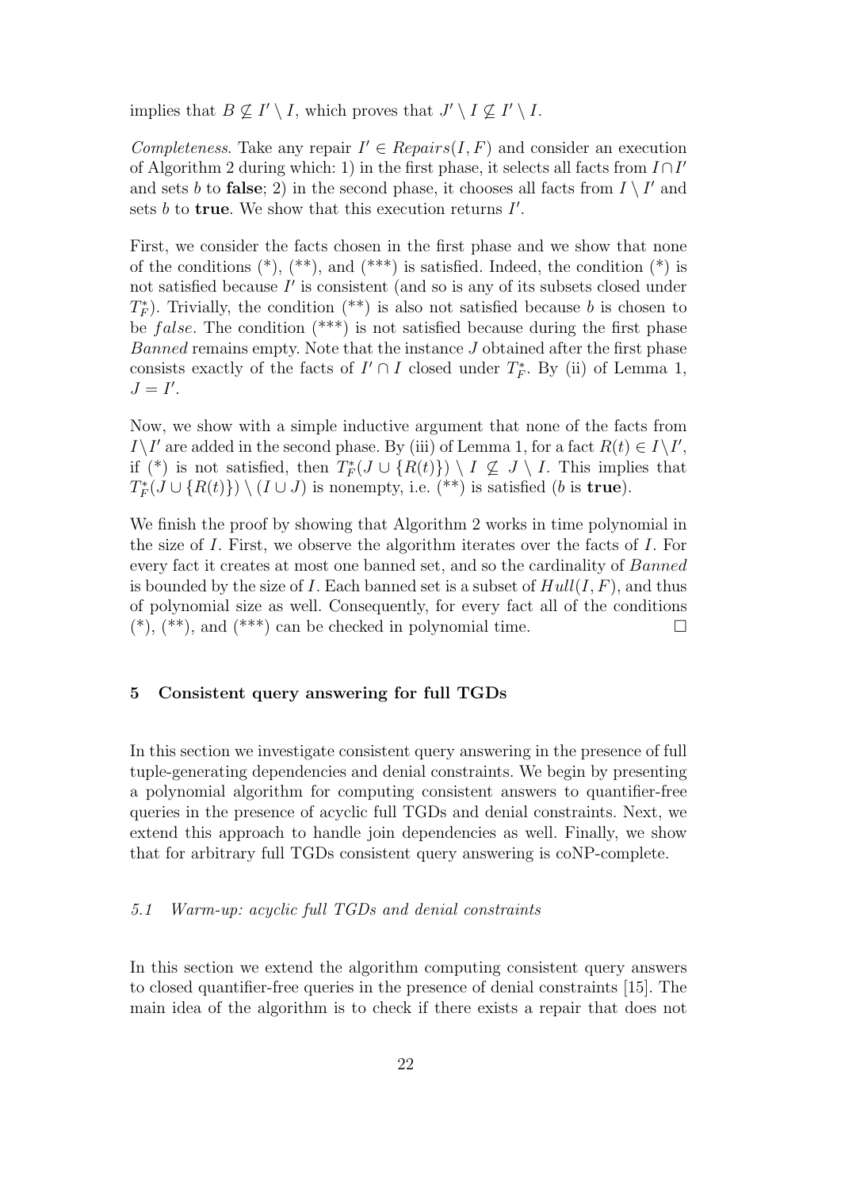implies that $B \not\subseteq I' \setminus I$, which proves that $J' \setminus I \not\subseteq I' \setminus I$.

*Completeness.* Take any repair $I' \in Repairs(I, F)$ and consider an execution of Algorithm 2 during which: 1) in the first phase, it selects all facts from $I \cap I'$ and sets $b$ to **false**; 2) in the second phase, it chooses all facts from $I \setminus I'$ and sets $b$ to **true**. We show that this execution returns $I'$.

First, we consider the facts chosen in the first phase and we show that none of the conditions (*), (**), and (***) is satisfied. Indeed, the condition (*) is not satisfied because $I'$ is consistent (and so is any of its subsets closed under $T_F^*$). Trivially, the condition (**) is also not satisfied because $b$ is chosen to be $false$. The condition (***) is not satisfied because during the first phase *Banned* remains empty. Note that the instance $J$ obtained after the first phase consists exactly of the facts of $I' \cap I$ closed under $T_F^*$. By (ii) of Lemma 1, $J = I'$.

Now, we show with a simple inductive argument that none of the facts from $I \setminus I'$ are added in the second phase. By (iii) of Lemma 1, for a fact $R(t) \in I \setminus I'$, if (*) is not satisfied, then $T_F^*(J \cup \{R(t)\}) \setminus I \not\subseteq J \setminus I$. This implies that $T_F^*(J \cup \{R(t)\}) \setminus (I \cup J)$ is nonempty, i.e. (**) is satisfied ($b$ is **true**).

We finish the proof by showing that Algorithm 2 works in time polynomial in the size of $I$. First, we observe the algorithm iterates over the facts of $I$. For every fact it creates at most one banned set, and so the cardinality of *Banned* is bounded by the size of $I$. Each banned set is a subset of $Hull(I, F)$, and thus of polynomial size as well. Consequently, for every fact all of the conditions (*), (**), and (***) can be checked in polynomial time. □

## 5 Consistent query answering for full TGDs

In this section we investigate consistent query answering in the presence of full tuple-generating dependencies and denial constraints. We begin by presenting a polynomial algorithm for computing consistent answers to quantifier-free queries in the presence of acyclic full TGDs and denial constraints. Next, we extend this approach to handle join dependencies as well. Finally, we show that for arbitrary full TGDs consistent query answering is coNP-complete.

### 5.1 Warm-up: acyclic full TGDs and denial constraints

In this section we extend the algorithm computing consistent query answers to closed quantifier-free queries in the presence of denial constraints [15]. The main idea of the algorithm is to check if there exists a repair that does not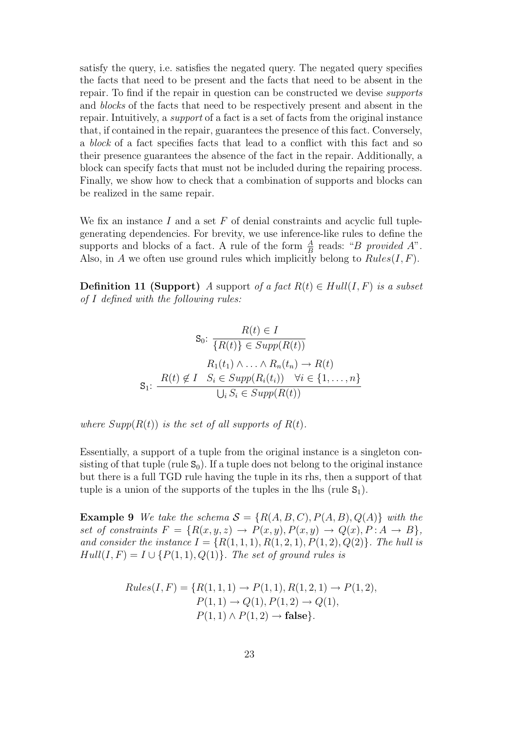satisfy the query, i.e. satisfies the negated query. The negated query specifies the facts that need to be present and the facts that need to be absent in the repair. To find if the repair in question can be constructed we devise *supports* and *blocks* of the facts that need to be respectively present and absent in the repair. Intuitively, a *support* of a fact is a set of facts from the original instance that, if contained in the repair, guarantees the presence of this fact. Conversely, a *block* of a fact specifies facts that lead to a conflict with this fact and so their presence guarantees the absence of the fact in the repair. Additionally, a block can specify facts that must not be included during the repairing process. Finally, we show how to check that a combination of supports and blocks can be realized in the same repair.

We fix an instance $I$ and a set $F$ of denial constraints and acyclic full tuple-generating dependencies. For brevity, we use inference-like rules to define the supports and blocks of a fact. A rule of the form $\frac{A}{B}$ reads: "$B$ *provided* $A$". Also, in $A$ we often use ground rules which implicitly belong to $Rules(I, F)$.

**Definition 11 (Support)** *A* support *of a fact $R(t) \in Hull(I, F)$ is a subset of $I$ defined with the following rules:*

$$\mathsf{S}_0\colon \frac{R(t) \in I}{\{R(t)\} \in Supp(R(t))}$$

$$\mathsf{S}_1\colon \frac{\begin{array}{c} R_1(t_1) \wedge \ldots \wedge R_n(t_n) \to R(t) \\ R(t) \notin I \quad S_i \in Supp(R_i(t_i)) \quad \forall i \in \{1, \ldots, n\} \end{array}}{\bigcup_i S_i \in Supp(R(t))}$$

*where $Supp(R(t))$ is the set of all supports of $R(t)$.*

Essentially, a support of a tuple from the original instance is a singleton consisting of that tuple (rule $\mathsf{S}_0$). If a tuple does not belong to the original instance but there is a full TGD rule having the tuple in its rhs, then a support of that tuple is a union of the supports of the tuples in the lhs (rule $\mathsf{S}_1$).

**Example 9** *We take the schema $\mathcal{S} = \{R(A, B, C), P(A, B), Q(A)\}$ with the set of constraints $F = \{R(x, y, z) \to P(x, y), P(x, y) \to Q(x), P : A \to B\}$, and consider the instance $I = \{R(1, 1, 1), R(1, 2, 1), P(1, 2), Q(2)\}$. The hull is $Hull(I, F) = I \cup \{P(1, 1), Q(1)\}$. The set of ground rules is*

$$\begin{aligned} Rules(I, F) = \{&R(1, 1, 1) \to P(1, 1), R(1, 2, 1) \to P(1, 2), \\ &P(1, 1) \to Q(1), P(1, 2) \to Q(1), \\ &P(1, 1) \wedge P(1, 2) \to \mathbf{false}\}. \end{aligned}$$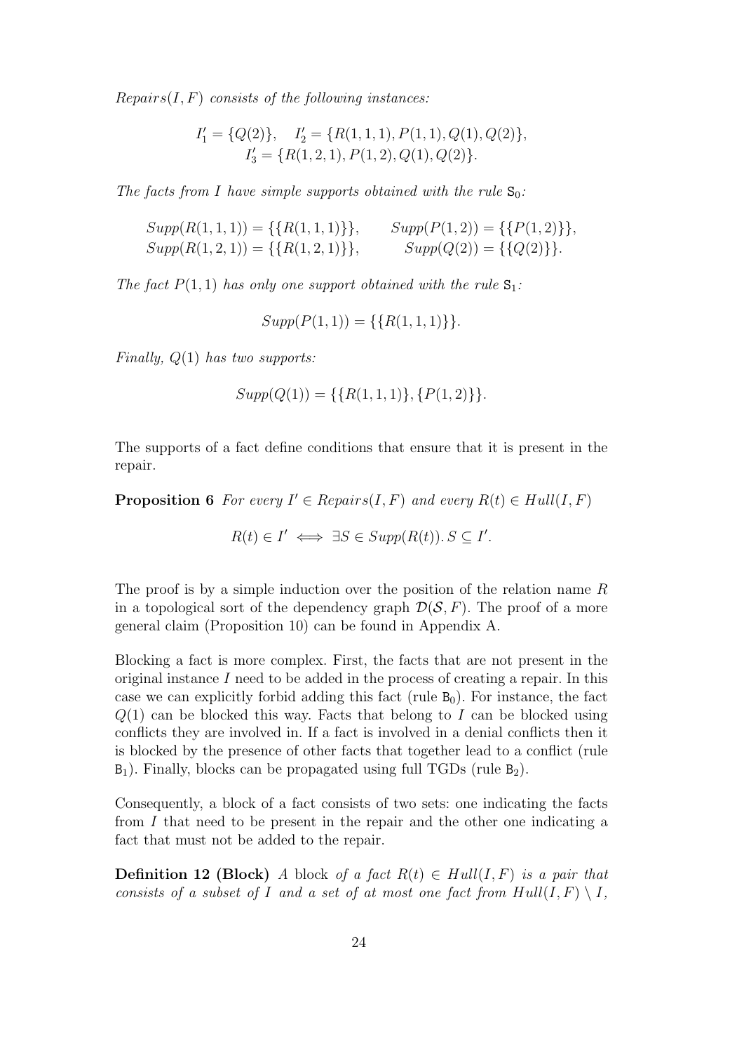*Repairs*$(I, F)$ *consists of the following instances:*

$$I'_1 = \{Q(2)\}, \quad I'_2 = \{R(1,1,1), P(1,1), Q(1), Q(2)\},$$
$$I'_3 = \{R(1,2,1), P(1,2), Q(1), Q(2)\}.$$

*The facts from* $I$ *have simple supports obtained with the rule* $\mathtt{S}_0$*:*

$$Supp(R(1,1,1)) = \{\{R(1,1,1)\}\}, \qquad Supp(P(1,2)) = \{\{P(1,2)\}\},$$
$$Supp(R(1,2,1)) = \{\{R(1,2,1)\}\}, \qquad Supp(Q(2)) = \{\{Q(2)\}\}.$$

*The fact* $P(1,1)$ *has only one support obtained with the rule* $\mathtt{S}_1$*:*

$$Supp(P(1,1)) = \{\{R(1,1,1)\}\}.$$

*Finally,* $Q(1)$ *has two supports:*

$$Supp(Q(1)) = \{\{R(1,1,1)\}, \{P(1,2)\}\}.$$

The supports of a fact define conditions that ensure that it is present in the repair.

**Proposition 6** *For every* $I' \in Repairs(I, F)$ *and every* $R(t) \in Hull(I, F)$

$$R(t) \in I' \iff \exists S \in Supp(R(t)).\, S \subseteq I'.$$

The proof is by a simple induction over the position of the relation name $R$ in a topological sort of the dependency graph $\mathcal{D}(\mathcal{S}, F)$. The proof of a more general claim (Proposition 10) can be found in Appendix A.

Blocking a fact is more complex. First, the facts that are not present in the original instance $I$ need to be added in the process of creating a repair. In this case we can explicitly forbid adding this fact (rule $\mathtt{B}_0$). For instance, the fact $Q(1)$ can be blocked this way. Facts that belong to $I$ can be blocked using conflicts they are involved in. If a fact is involved in a denial conflicts then it is blocked by the presence of other facts that together lead to a conflict (rule $\mathtt{B}_1$). Finally, blocks can be propagated using full TGDs (rule $\mathtt{B}_2$).

Consequently, a block of a fact consists of two sets: one indicating the facts from $I$ that need to be present in the repair and the other one indicating a fact that must not be added to the repair.

**Definition 12 (Block)** *A* block *of a fact* $R(t) \in Hull(I, F)$ *is a pair that consists of a subset of* $I$ *and a set of at most one fact from* $Hull(I, F) \setminus I$*,*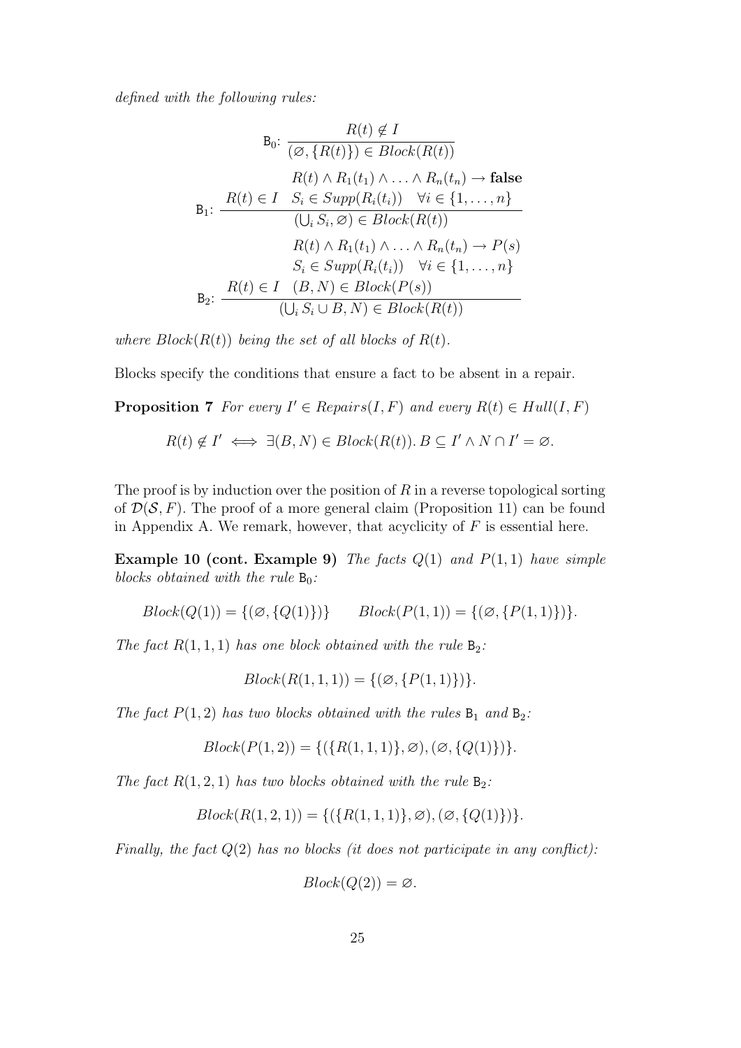*defined with the following rules:*

$$\mathtt{B}_0\colon\ \frac{R(t) \notin I}{(\varnothing, \{R(t)\}) \in Block(R(t))}$$

$$\mathtt{B}_1\colon\ \frac{\begin{array}{c} R(t) \wedge R_1(t_1) \wedge \ldots \wedge R_n(t_n) \rightarrow \mathbf{false} \\ R(t) \in I \quad S_i \in Supp(R_i(t_i)) \quad \forall i \in \{1, \ldots, n\} \end{array}}{(\bigcup_i S_i, \varnothing) \in Block(R(t))}$$

$$\mathtt{B}_2\colon\ \frac{\begin{array}{c} R(t) \wedge R_1(t_1) \wedge \ldots \wedge R_n(t_n) \rightarrow P(s) \\ S_i \in Supp(R_i(t_i)) \quad \forall i \in \{1, \ldots, n\} \\ R(t) \in I \quad (B, N) \in Block(P(s)) \end{array}}{(\bigcup_i S_i \cup B, N) \in Block(R(t))}$$

*where $Block(R(t))$ being the set of all blocks of $R(t)$.*

Blocks specify the conditions that ensure a fact to be absent in a repair.

**Proposition 7** *For every $I' \in Repairs(I, F)$ and every $R(t) \in Hull(I, F)$*

$$R(t) \notin I' \iff \exists (B, N) \in Block(R(t)).\, B \subseteq I' \wedge N \cap I' = \varnothing.$$

The proof is by induction over the position of $R$ in a reverse topological sorting of $\mathcal{D}(\mathcal{S}, F)$. The proof of a more general claim (Proposition 11) can be found in Appendix A. We remark, however, that acyclicity of $F$ is essential here.

**Example 10 (cont. Example 9)** *The facts $Q(1)$ and $P(1,1)$ have simple blocks obtained with the rule $\mathtt{B}_0$:*

$$Block(Q(1)) = \{(\varnothing, \{Q(1)\})\} \qquad Block(P(1,1)) = \{(\varnothing, \{P(1,1)\})\}.$$

*The fact $R(1,1,1)$ has one block obtained with the rule $\mathtt{B}_2$:*

$$Block(R(1,1,1)) = \{(\varnothing, \{P(1,1)\})\}.$$

*The fact $P(1,2)$ has two blocks obtained with the rules $\mathtt{B}_1$ and $\mathtt{B}_2$:*

$$Block(P(1,2)) = \{(\{R(1,1,1)\}, \varnothing), (\varnothing, \{Q(1)\})\}.$$

*The fact $R(1,2,1)$ has two blocks obtained with the rule $\mathtt{B}_2$:*

$$Block(R(1,2,1)) = \{(\{R(1,1,1)\}, \varnothing), (\varnothing, \{Q(1)\})\}.$$

*Finally, the fact $Q(2)$ has no blocks (it does not participate in any conflict):*

$$Block(Q(2)) = \varnothing.$$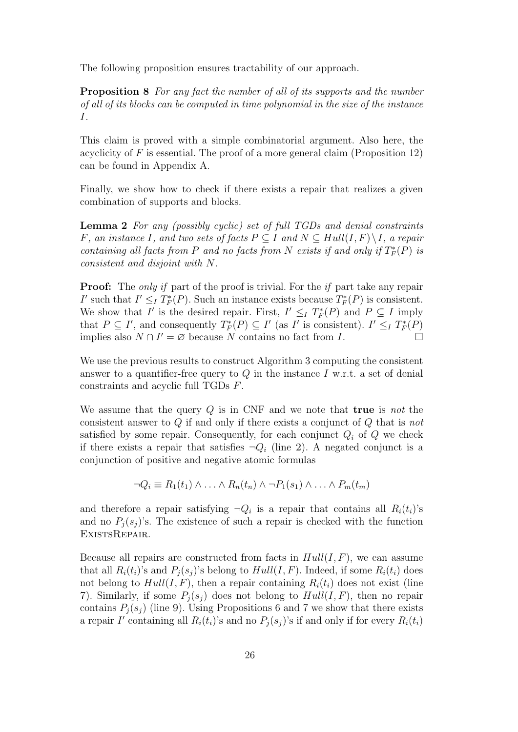The following proposition ensures tractability of our approach.

**Proposition 8** *For any fact the number of all of its supports and the number of all of its blocks can be computed in time polynomial in the size of the instance $I$.*

This claim is proved with a simple combinatorial argument. Also here, the acyclicity of $F$ is essential. The proof of a more general claim (Proposition 12) can be found in Appendix A.

Finally, we show how to check if there exists a repair that realizes a given combination of supports and blocks.

**Lemma 2** *For any (possibly cyclic) set of full TGDs and denial constraints $F$, an instance $I$, and two sets of facts $P \subseteq I$ and $N \subseteq Hull(I, F) \setminus I$, a repair containing all facts from $P$ and no facts from $N$ exists if and only if $T^*_F(P)$ is consistent and disjoint with $N$.*

**Proof:** The *only if* part of the proof is trivial. For the *if* part take any repair $I'$ such that $I' \leq_I T^*_F(P)$. Such an instance exists because $T^*_F(P)$ is consistent. We show that $I'$ is the desired repair. First, $I' \leq_I T^*_F(P)$ and $P \subseteq I$ imply that $P \subseteq I'$, and consequently $T^*_F(P) \subseteq I'$ (as $I'$ is consistent). $I' \leq_I T^*_F(P)$ implies also $N \cap I' = \varnothing$ because $N$ contains no fact from $I$. □

We use the previous results to construct Algorithm 3 computing the consistent answer to a quantifier-free query to $Q$ in the instance $I$ w.r.t. a set of denial constraints and acyclic full TGDs $F$.

We assume that the query $Q$ is in CNF and we note that **true** is *not* the consistent answer to $Q$ if and only if there exists a conjunct of $Q$ that is *not* satisfied by some repair. Consequently, for each conjunct $Q_i$ of $Q$ we check if there exists a repair that satisfies $\neg Q_i$ (line 2). A negated conjunct is a conjunction of positive and negative atomic formulas

$$\neg Q_i \equiv R_1(t_1) \wedge \ldots \wedge R_n(t_n) \wedge \neg P_1(s_1) \wedge \ldots \wedge P_m(t_m)$$

and therefore a repair satisfying $\neg Q_i$ is a repair that contains all $R_i(t_i)$'s and no $P_j(s_j)$'s. The existence of such a repair is checked with the function ExistsRepair.

Because all repairs are constructed from facts in $Hull(I, F)$, we can assume that all $R_i(t_i)$'s and $P_j(s_j)$'s belong to $Hull(I, F)$. Indeed, if some $R_i(t_i)$ does not belong to $Hull(I, F)$, then a repair containing $R_i(t_i)$ does not exist (line 7). Similarly, if some $P_j(s_j)$ does not belong to $Hull(I, F)$, then no repair contains $P_j(s_j)$ (line 9). Using Propositions 6 and 7 we show that there exists a repair $I'$ containing all $R_i(t_i)$'s and no $P_j(s_j)$'s if and only if for every $R_i(t_i)$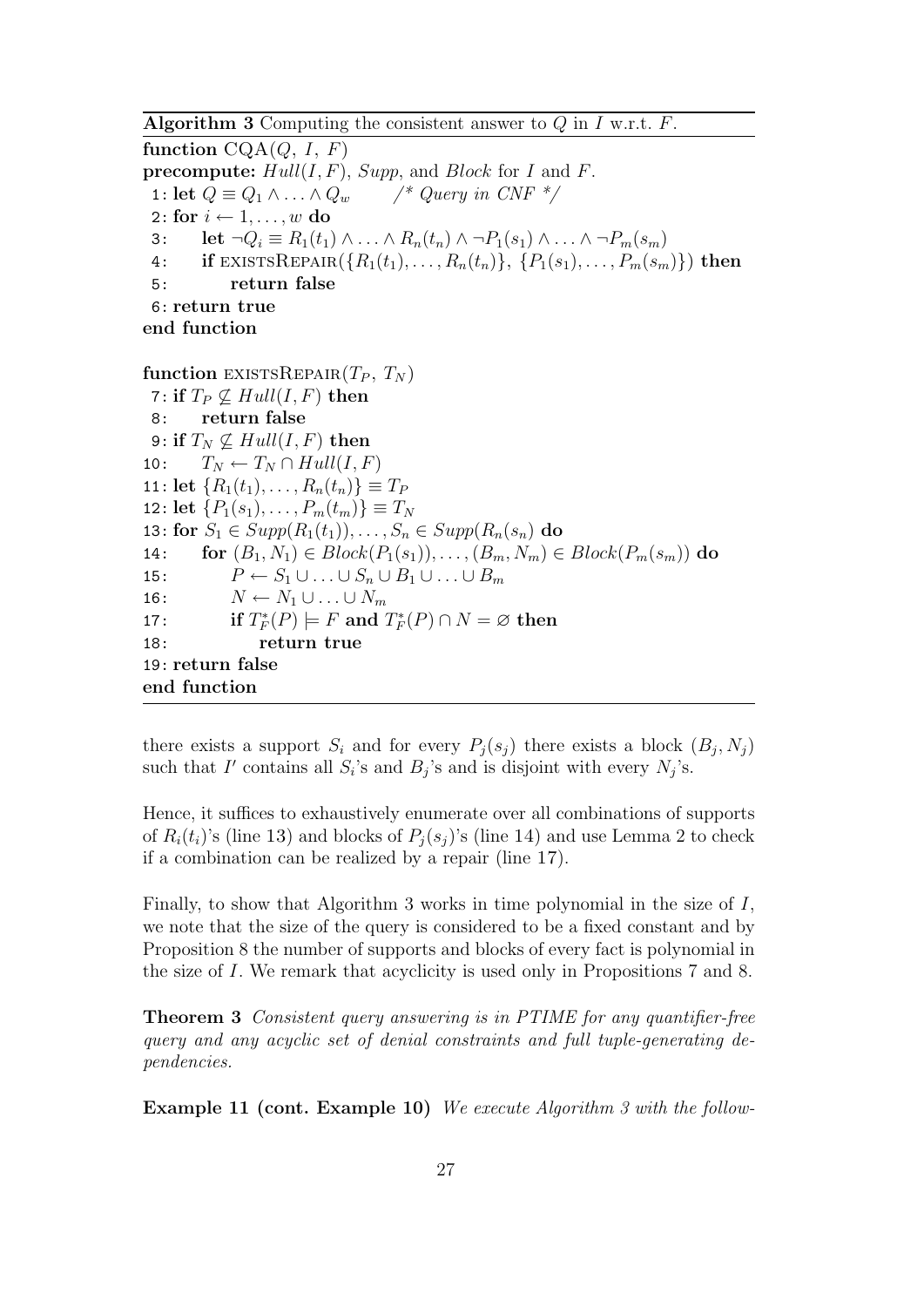**Algorithm 3** Computing the consistent answer to $Q$ in $I$ w.r.t. $F$.

```
function CQA(Q, I, F)
precompute: Hull(I,F), Supp, and Block for I and F.
 1: let Q ≡ Q_1 ∧ ... ∧ Q_w        /* Query in CNF */
 2: for i ← 1,...,w do
 3:     let ¬Q_i ≡ R_1(t_1) ∧ ... ∧ R_n(t_n) ∧ ¬P_1(s_1) ∧ ... ∧ ¬P_m(s_m)
 4:     if EXISTSREPAIR({R_1(t_1),...,R_n(t_n)}, {P_1(s_1),...,P_m(s_m)}) then
 5:         return false
 6: return true
end function

function EXISTSREPAIR(T_P, T_N)
 7: if T_P ⊄ Hull(I,F) then
 8:     return false
 9: if T_N ⊄ Hull(I,F) then
10:     T_N ← T_N ∩ Hull(I,F)
11: let {R_1(t_1),...,R_n(t_n)} ≡ T_P
12: let {P_1(s_1),...,P_m(t_m)} ≡ T_N
13: for S_1 ∈ Supp(R_1(t_1)),...,S_n ∈ Supp(R_n(s_n)) do
14:     for (B_1,N_1) ∈ Block(P_1(s_1)),...,(B_m,N_m) ∈ Block(P_m(s_m)) do
15:         P ← S_1 ∪ ... ∪ S_n ∪ B_1 ∪ ... ∪ B_m
16:         N ← N_1 ∪ ... ∪ N_m
17:         if T*_F(P) ⊨ F and T*_F(P) ∩ N = ∅ then
18:             return true
19: return false
end function
```

there exists a support $S_i$ and for every $P_j(s_j)$ there exists a block $(B_j, N_j)$ such that $I'$ contains all $S_i$'s and $B_j$'s and is disjoint with every $N_j$'s.

Hence, it suffices to exhaustively enumerate over all combinations of supports of $R_i(t_i)$'s (line 13) and blocks of $P_j(s_j)$'s (line 14) and use Lemma 2 to check if a combination can be realized by a repair (line 17).

Finally, to show that Algorithm 3 works in time polynomial in the size of $I$, we note that the size of the query is considered to be a fixed constant and by Proposition 8 the number of supports and blocks of every fact is polynomial in the size of $I$. We remark that acyclicity is used only in Propositions 7 and 8.

**Theorem 3** *Consistent query answering is in PTIME for any quantifier-free query and any acyclic set of denial constraints and full tuple-generating dependencies.*

**Example 11 (cont. Example 10)** *We execute Algorithm 3 with the follow-*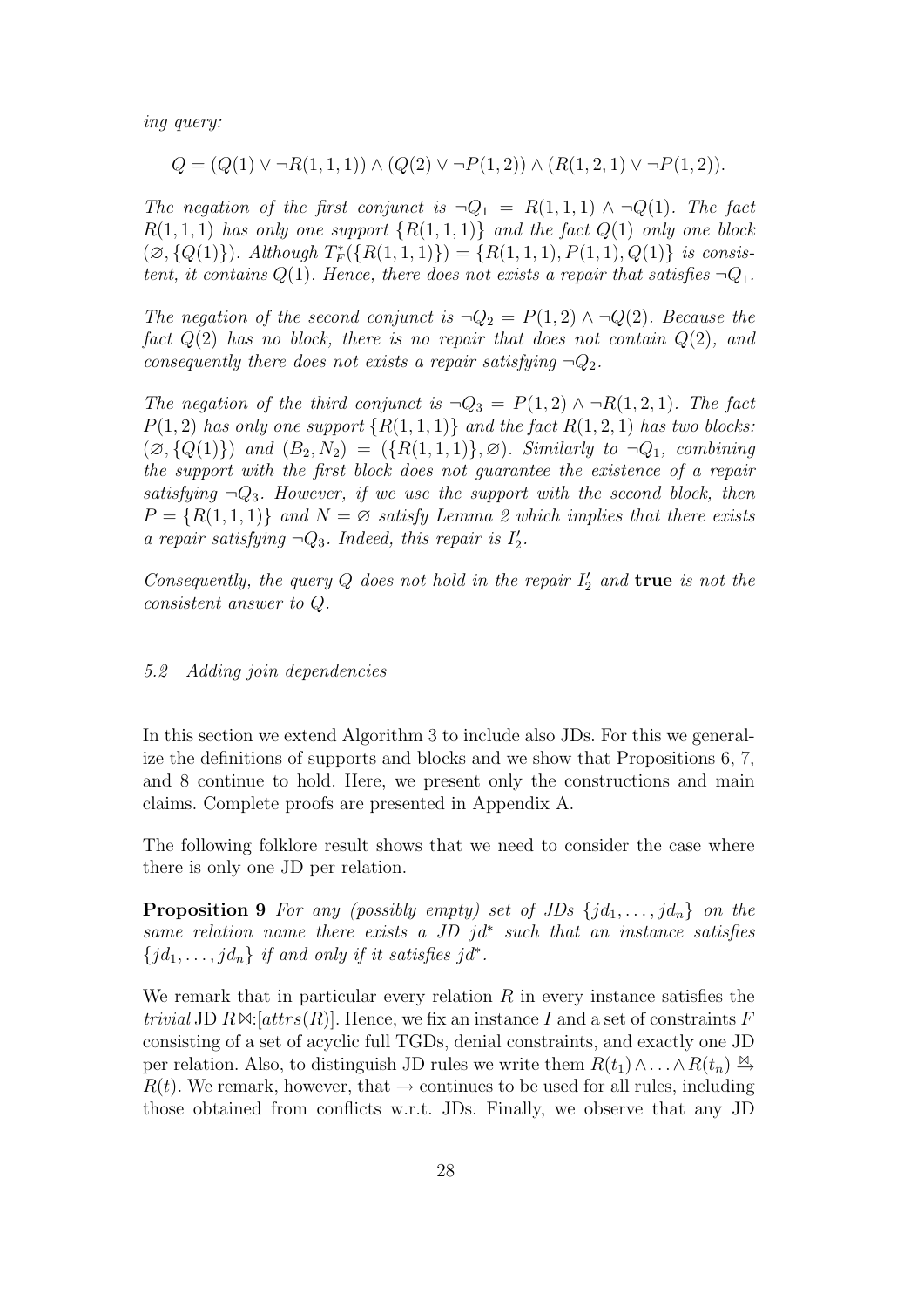*ing query:*

$$Q = (Q(1) \vee \neg R(1,1,1)) \wedge (Q(2) \vee \neg P(1,2)) \wedge (R(1,2,1) \vee \neg P(1,2)).$$

*The negation of the first conjunct is $\neg Q_1 = R(1,1,1) \wedge \neg Q(1)$. The fact $R(1,1,1)$ has only one support $\{R(1,1,1)\}$ and the fact $Q(1)$ only one block $(\varnothing, \{Q(1)\})$. Although $T^*_F(\{R(1,1,1)\}) = \{R(1,1,1), P(1,1), Q(1)\}$ is consistent, it contains $Q(1)$. Hence, there does not exists a repair that satisfies $\neg Q_1$.*

*The negation of the second conjunct is $\neg Q_2 = P(1,2) \wedge \neg Q(2)$. Because the fact $Q(2)$ has no block, there is no repair that does not contain $Q(2)$, and consequently there does not exists a repair satisfying $\neg Q_2$.*

*The negation of the third conjunct is $\neg Q_3 = P(1,2) \wedge \neg R(1,2,1)$. The fact $P(1,2)$ has only one support $\{R(1,1,1)\}$ and the fact $R(1,2,1)$ has two blocks: $(\varnothing, \{Q(1)\})$ and $(B_2, N_2) = (\{R(1,1,1)\}, \varnothing)$. Similarly to $\neg Q_1$, combining the support with the first block does not guarantee the existence of a repair satisfying $\neg Q_3$. However, if we use the support with the second block, then $P = \{R(1,1,1)\}$ and $N = \varnothing$ satisfy Lemma 2 which implies that there exists a repair satisfying $\neg Q_3$. Indeed, this repair is $I'_2$.*

*Consequently, the query $Q$ does not hold in the repair $I'_2$ and* **true** *is not the consistent answer to $Q$.*

### *5.2 Adding join dependencies*

In this section we extend Algorithm 3 to include also JDs. For this we generalize the definitions of supports and blocks and we show that Propositions 6, 7, and 8 continue to hold. Here, we present only the constructions and main claims. Complete proofs are presented in Appendix A.

The following folklore result shows that we need to consider the case where there is only one JD per relation.

**Proposition 9** *For any (possibly empty) set of JDs $\{jd_1, \ldots, jd_n\}$ on the same relation name there exists a JD $jd^*$ such that an instance satisfies $\{jd_1, \ldots, jd_n\}$ if and only if it satisfies $jd^*$.*

We remark that in particular every relation $R$ in every instance satisfies the *trivial* JD $R \bowtie :[attrs(R)]$. Hence, we fix an instance $I$ and a set of constraints $F$ consisting of a set of acyclic full TGDs, denial constraints, and exactly one JD per relation. Also, to distinguish JD rules we write them $R(t_1) \wedge \ldots \wedge R(t_n) \overset{\bowtie}{\rightarrow} R(t)$. We remark, however, that $\rightarrow$ continues to be used for all rules, including those obtained from conflicts w.r.t. JDs. Finally, we observe that any JD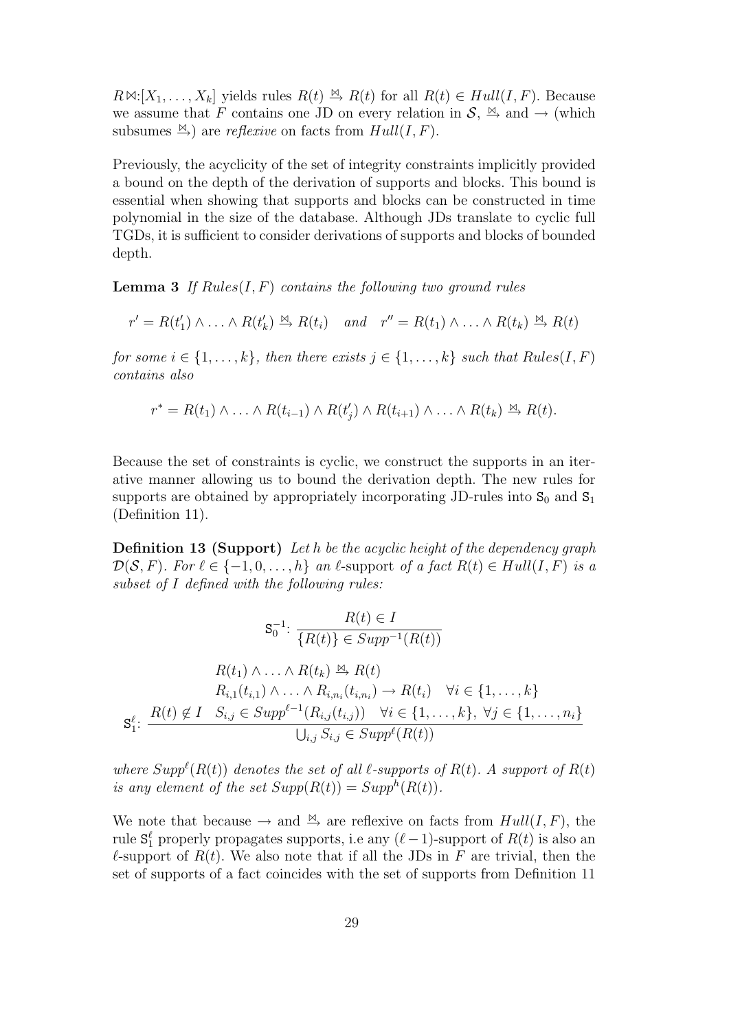$R \bowtie{:}[X_1, \ldots, X_k]$ yields rules $R(t) \xrightarrow{\bowtie} R(t)$ for all $R(t) \in Hull(I, F)$. Because we assume that $F$ contains one JD on every relation in $\mathcal{S}$, $\xrightarrow{\bowtie}$ and $\rightarrow$ (which subsumes $\xrightarrow{\bowtie}$) are *reflexive* on facts from $Hull(I, F)$.

Previously, the acyclicity of the set of integrity constraints implicitly provided a bound on the depth of the derivation of supports and blocks. This bound is essential when showing that supports and blocks can be constructed in time polynomial in the size of the database. Although JDs translate to cyclic full TGDs, it is sufficient to consider derivations of supports and blocks of bounded depth.

**Lemma 3** *If $Rules(I, F)$ contains the following two ground rules*

$$r' = R(t'_1) \wedge \ldots \wedge R(t'_k) \xrightarrow{\bowtie} R(t_i) \quad \text{and} \quad r'' = R(t_1) \wedge \ldots \wedge R(t_k) \xrightarrow{\bowtie} R(t)$$

*for some $i \in \{1, \ldots, k\}$, then there exists $j \in \{1, \ldots, k\}$ such that $Rules(I, F)$ contains also*

$$r^* = R(t_1) \wedge \ldots \wedge R(t_{i-1}) \wedge R(t'_j) \wedge R(t_{i+1}) \wedge \ldots \wedge R(t_k) \xrightarrow{\bowtie} R(t).$$

Because the set of constraints is cyclic, we construct the supports in an iterative manner allowing us to bound the derivation depth. The new rules for supports are obtained by appropriately incorporating JD-rules into $\mathtt{S}_0$ and $\mathtt{S}_1$ (Definition 11).

**Definition 13 (Support)** *Let $h$ be the acyclic height of the dependency graph $\mathcal{D}(\mathcal{S}, F)$. For $\ell \in \{-1, 0, \ldots, h\}$ an $\ell$-*support *of a fact $R(t) \in Hull(I, F)$ is a subset of $I$ defined with the following rules:*

$$\mathtt{S}_0^{-1}\colon \frac{R(t) \in I}{\{R(t)\} \in Supp^{-1}(R(t))}$$

$$\mathtt{S}_1^{\ell}\colon \frac{\begin{array}{c} R(t_1) \wedge \ldots \wedge R(t_k) \xrightarrow{\bowtie} R(t) \\ R_{i,1}(t_{i,1}) \wedge \ldots \wedge R_{i,n_i}(t_{i,n_i}) \rightarrow R(t_i) \quad \forall i \in \{1, \ldots, k\} \\ R(t) \notin I \quad S_{i,j} \in Supp^{\ell-1}(R_{i,j}(t_{i,j})) \quad \forall i \in \{1, \ldots, k\},\ \forall j \in \{1, \ldots, n_i\} \end{array}}{\bigcup_{i,j} S_{i,j} \in Supp^{\ell}(R(t))}$$

*where $Supp^{\ell}(R(t))$ denotes the set of all $\ell$-supports of $R(t)$. A support of $R(t)$ is any element of the set $Supp(R(t)) = Supp^{h}(R(t))$.*

We note that because $\rightarrow$ and $\xrightarrow{\bowtie}$ are reflexive on facts from $Hull(I, F)$, the rule $\mathtt{S}_1^{\ell}$ properly propagates supports, i.e any $(\ell - 1)$-support of $R(t)$ is also an $\ell$-support of $R(t)$. We also note that if all the JDs in $F$ are trivial, then the set of supports of a fact coincides with the set of supports from Definition 11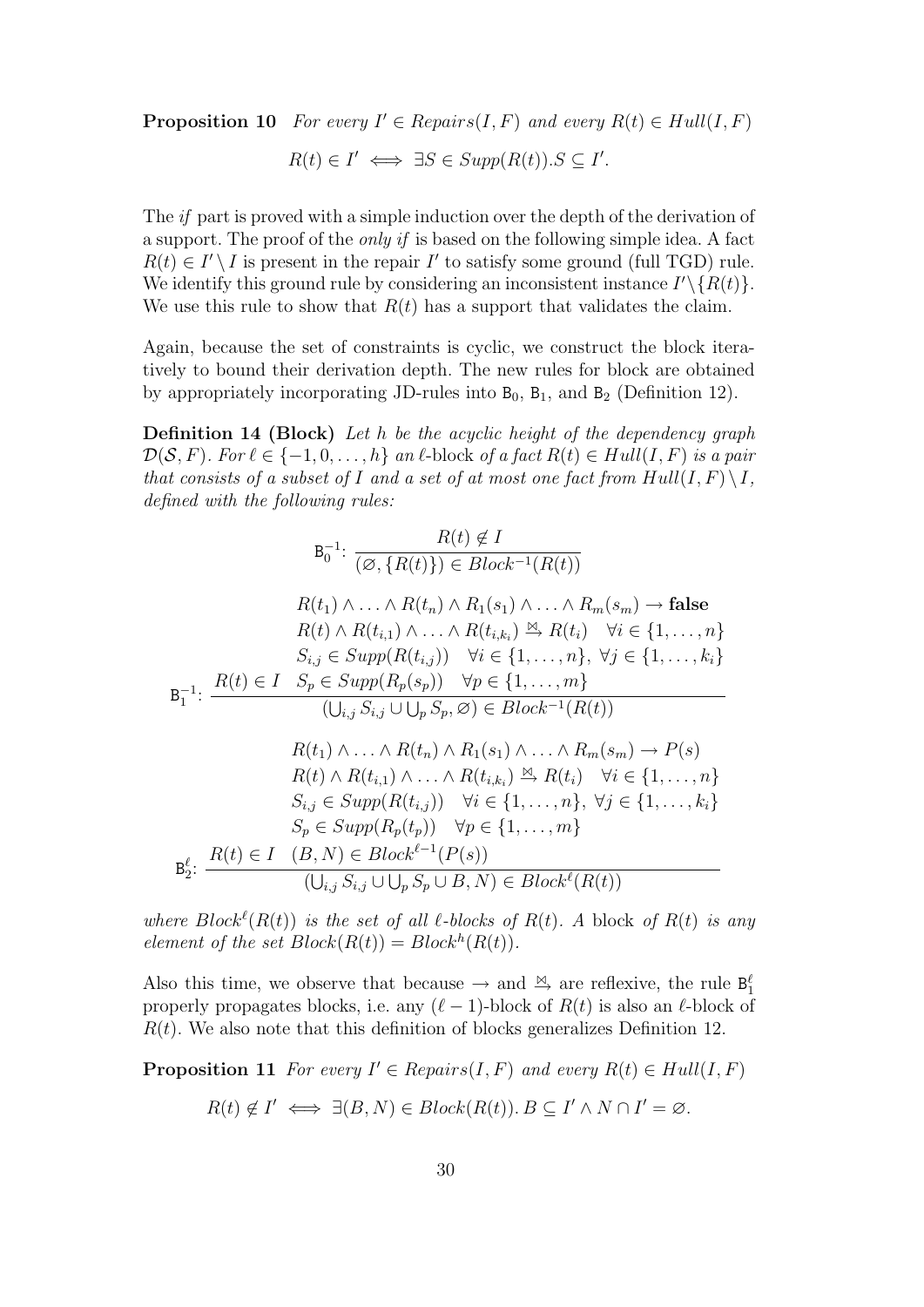**Proposition 10** *For every $I' \in Repairs(I,F)$ and every $R(t) \in Hull(I,F)$*

$$R(t) \in I' \iff \exists S \in Supp(R(t)).S \subseteq I'.$$

The *if* part is proved with a simple induction over the depth of the derivation of a support. The proof of the *only if* is based on the following simple idea. A fact $R(t) \in I' \setminus I$ is present in the repair $I'$ to satisfy some ground (full TGD) rule. We identify this ground rule by considering an inconsistent instance $I' \setminus \{R(t)\}$. We use this rule to show that $R(t)$ has a support that validates the claim.

Again, because the set of constraints is cyclic, we construct the block iteratively to bound their derivation depth. The new rules for block are obtained by appropriately incorporating JD-rules into $\mathtt{B}_0$, $\mathtt{B}_1$, and $\mathtt{B}_2$ (Definition 12).

**Definition 14 (Block)** *Let $h$ be the acyclic height of the dependency graph $\mathcal{D}(\mathcal{S}, F)$. For $\ell \in \{-1, 0, \ldots, h\}$ an $\ell$-*block *of a fact $R(t) \in Hull(I,F)$ is a pair that consists of a subset of $I$ and a set of at most one fact from $Hull(I,F) \setminus I$, defined with the following rules:*

$$\mathtt{B}_0^{-1}\colon \frac{R(t) \notin I}{(\varnothing, \{R(t)\}) \in Block^{-1}(R(t))}$$

$$\mathtt{B}_1^{-1}\colon \frac{\begin{array}{c} R(t_1) \wedge \ldots \wedge R(t_n) \wedge R_1(s_1) \wedge \ldots \wedge R_m(s_m) \rightarrow \mathbf{false} \\ R(t) \wedge R(t_{i,1}) \wedge \ldots \wedge R(t_{i,k_i}) \overset{\bowtie}{\rightarrow} R(t_i) \quad \forall i \in \{1, \ldots, n\} \\ S_{i,j} \in Supp(R(t_{i,j})) \quad \forall i \in \{1, \ldots, n\},\ \forall j \in \{1, \ldots, k_i\} \\ R(t) \in I \quad S_p \in Supp(R_p(s_p)) \quad \forall p \in \{1, \ldots, m\} \end{array}}{(\bigcup_{i,j} S_{i,j} \cup \bigcup_p S_p, \varnothing) \in Block^{-1}(R(t))}$$

$$\mathtt{B}_2^{\ell}\colon \frac{\begin{array}{c} R(t_1) \wedge \ldots \wedge R(t_n) \wedge R_1(s_1) \wedge \ldots \wedge R_m(s_m) \rightarrow P(s) \\ R(t) \wedge R(t_{i,1}) \wedge \ldots \wedge R(t_{i,k_i}) \overset{\bowtie}{\rightarrow} R(t_i) \quad \forall i \in \{1, \ldots, n\} \\ S_{i,j} \in Supp(R(t_{i,j})) \quad \forall i \in \{1, \ldots, n\},\ \forall j \in \{1, \ldots, k_i\} \\ S_p \in Supp(R_p(t_p)) \quad \forall p \in \{1, \ldots, m\} \\ R(t) \in I \quad (B, N) \in Block^{\ell-1}(P(s)) \end{array}}{(\bigcup_{i,j} S_{i,j} \cup \bigcup_p S_p \cup B, N) \in Block^{\ell}(R(t))}$$

*where $Block^{\ell}(R(t))$ is the set of all $\ell$-blocks of $R(t)$. A* block *of $R(t)$ is any element of the set $Block(R(t)) = Block^h(R(t))$.*

Also this time, we observe that because $\rightarrow$ and $\overset{\bowtie}{\rightarrow}$ are reflexive, the rule $\mathtt{B}_1^{\ell}$ properly propagates blocks, i.e. any $(\ell - 1)$-block of $R(t)$ is also an $\ell$-block of $R(t)$. We also note that this definition of blocks generalizes Definition 12.

**Proposition 11** *For every $I' \in Repairs(I,F)$ and every $R(t) \in Hull(I,F)$*

$$R(t) \notin I' \iff \exists (B,N) \in Block(R(t)).\, B \subseteq I' \wedge N \cap I' = \varnothing.$$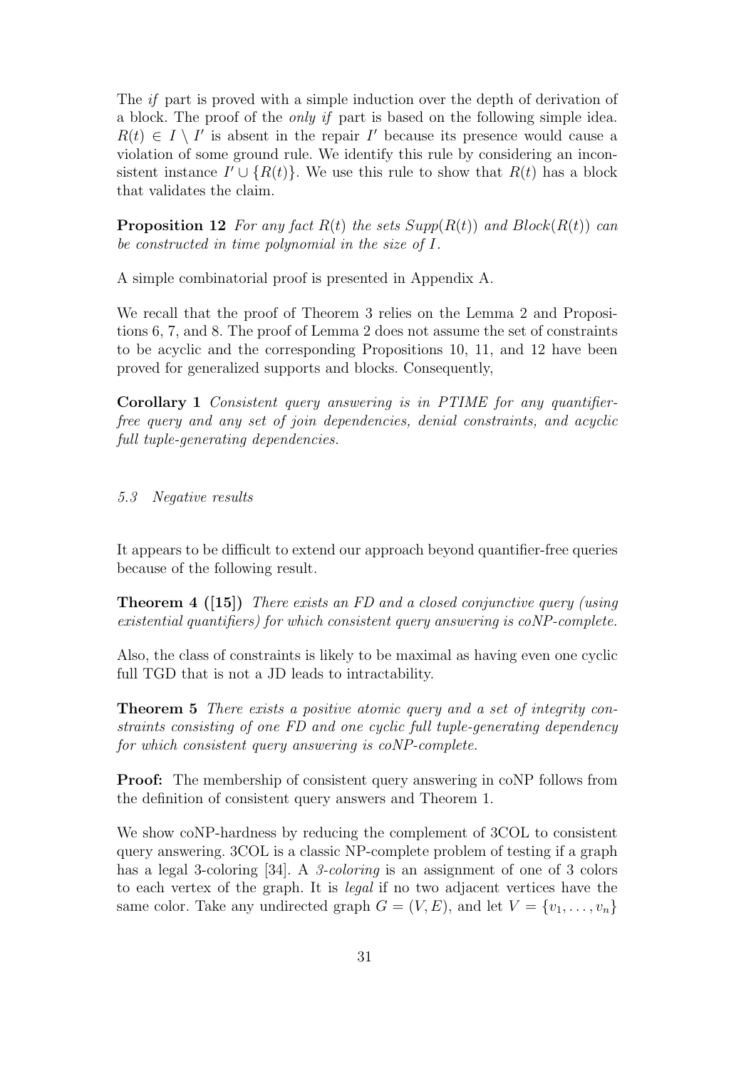The *if* part is proved with a simple induction over the depth of derivation of a block. The proof of the *only if* part is based on the following simple idea. $R(t) \in I \setminus I'$ is absent in the repair $I'$ because its presence would cause a violation of some ground rule. We identify this rule by considering an inconsistent instance $I' \cup \{R(t)\}$. We use this rule to show that $R(t)$ has a block that validates the claim.

**Proposition 12** *For any fact $R(t)$ the sets $Supp(R(t))$ and $Block(R(t))$ can be constructed in time polynomial in the size of $I$.*

A simple combinatorial proof is presented in Appendix A.

We recall that the proof of Theorem 3 relies on the Lemma 2 and Propositions 6, 7, and 8. The proof of Lemma 2 does not assume the set of constraints to be acyclic and the corresponding Propositions 10, 11, and 12 have been proved for generalized supports and blocks. Consequently,

**Corollary 1** *Consistent query answering is in PTIME for any quantifier-free query and any set of join dependencies, denial constraints, and acyclic full tuple-generating dependencies.*

### *5.3 Negative results*

It appears to be difficult to extend our approach beyond quantifier-free queries because of the following result.

**Theorem 4 ([15])** *There exists an FD and a closed conjunctive query (using existential quantifiers) for which consistent query answering is coNP-complete.*

Also, the class of constraints is likely to be maximal as having even one cyclic full TGD that is not a JD leads to intractability.

**Theorem 5** *There exists a positive atomic query and a set of integrity constraints consisting of one FD and one cyclic full tuple-generating dependency for which consistent query answering is coNP-complete.*

**Proof:** The membership of consistent query answering in coNP follows from the definition of consistent query answers and Theorem 1.

We show coNP-hardness by reducing the complement of 3COL to consistent query answering. 3COL is a classic NP-complete problem of testing if a graph has a legal 3-coloring [34]. A *3-coloring* is an assignment of one of 3 colors to each vertex of the graph. It is *legal* if no two adjacent vertices have the same color. Take any undirected graph $G = (V, E)$, and let $V = \{v_1, \ldots, v_n\}$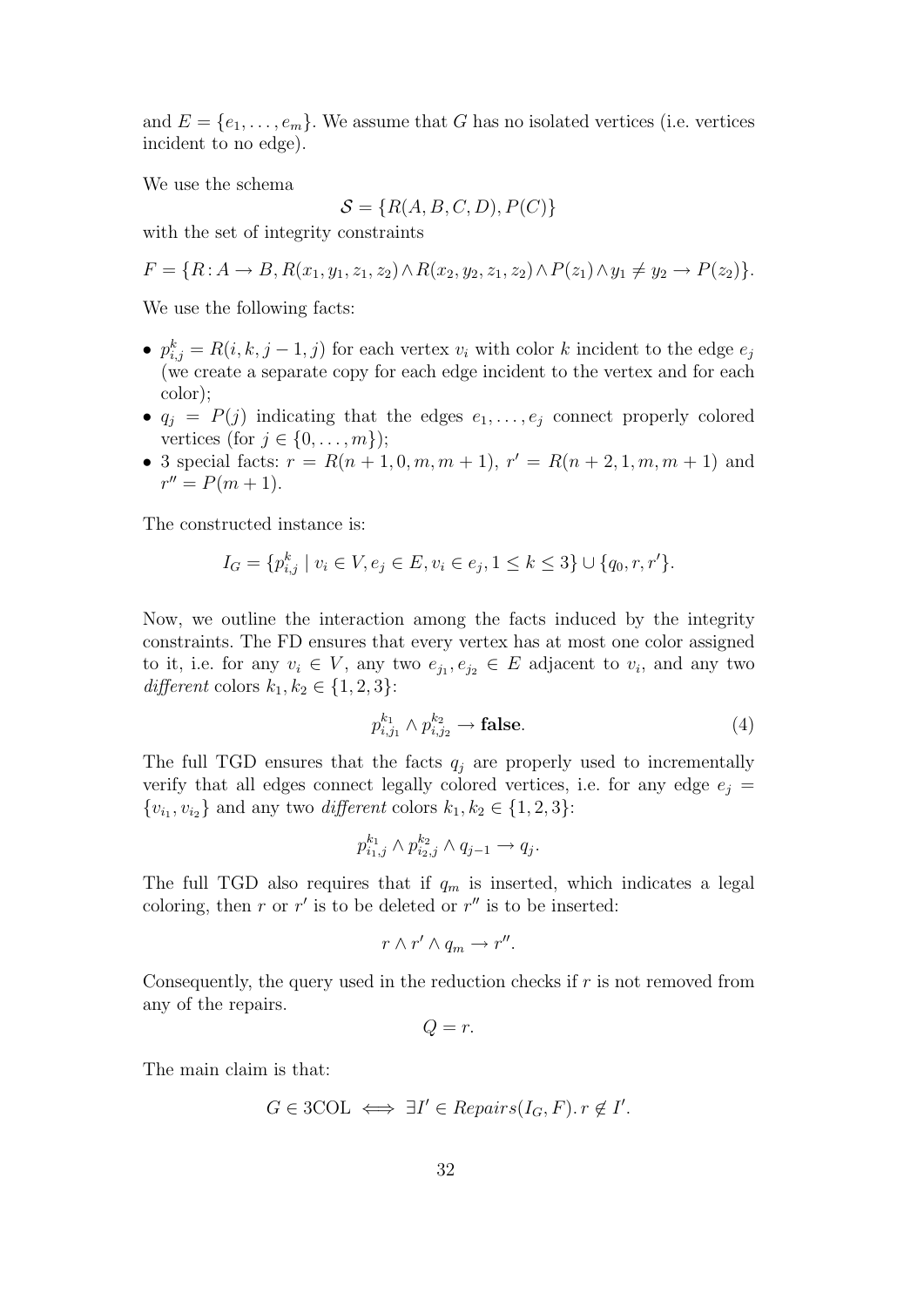and $E = \{e_1, \ldots, e_m\}$. We assume that $G$ has no isolated vertices (i.e. vertices incident to no edge).

We use the schema

$$\mathcal{S} = \{R(A, B, C, D), P(C)\}$$

with the set of integrity constraints

$$F = \{R\colon A \to B, R(x_1, y_1, z_1, z_2) \wedge R(x_2, y_2, z_1, z_2) \wedge P(z_1) \wedge y_1 \neq y_2 \to P(z_2)\}.$$

We use the following facts:

- $p_{i,j}^k = R(i, k, j-1, j)$ for each vertex $v_i$ with color $k$ incident to the edge $e_j$ (we create a separate copy for each edge incident to the vertex and for each color);
- $q_j = P(j)$ indicating that the edges $e_1, \ldots, e_j$ connect properly colored vertices (for $j \in \{0, \ldots, m\}$);
- 3 special facts: $r = R(n+1, 0, m, m+1)$, $r' = R(n+2, 1, m, m+1)$ and $r'' = P(m+1)$.

The constructed instance is:

$$I_G = \{p_{i,j}^k \mid v_i \in V, e_j \in E, v_i \in e_j, 1 \leq k \leq 3\} \cup \{q_0, r, r'\}.$$

Now, we outline the interaction among the facts induced by the integrity constraints. The FD ensures that every vertex has at most one color assigned to it, i.e. for any $v_i \in V$, any two $e_{j_1}, e_{j_2} \in E$ adjacent to $v_i$, and any two *different* colors $k_1, k_2 \in \{1, 2, 3\}$:

$$p_{i,j_1}^{k_1} \wedge p_{i,j_2}^{k_2} \to \textbf{false}. \tag{4}$$

The full TGD ensures that the facts $q_j$ are properly used to incrementally verify that all edges connect legally colored vertices, i.e. for any edge $e_j = \{v_{i_1}, v_{i_2}\}$ and any two *different* colors $k_1, k_2 \in \{1, 2, 3\}$:

$$p_{i_1,j}^{k_1} \wedge p_{i_2,j}^{k_2} \wedge q_{j-1} \to q_j.$$

The full TGD also requires that if $q_m$ is inserted, which indicates a legal coloring, then $r$ or $r'$ is to be deleted or $r''$ is to be inserted:

$$r \wedge r' \wedge q_m \to r''.$$

Consequently, the query used in the reduction checks if $r$ is not removed from any of the repairs.

$$Q = r.$$

The main claim is that:

$$G \in \text{3COL} \iff \exists I' \in \mathit{Repairs}(I_G, F).\, r \notin I'.$$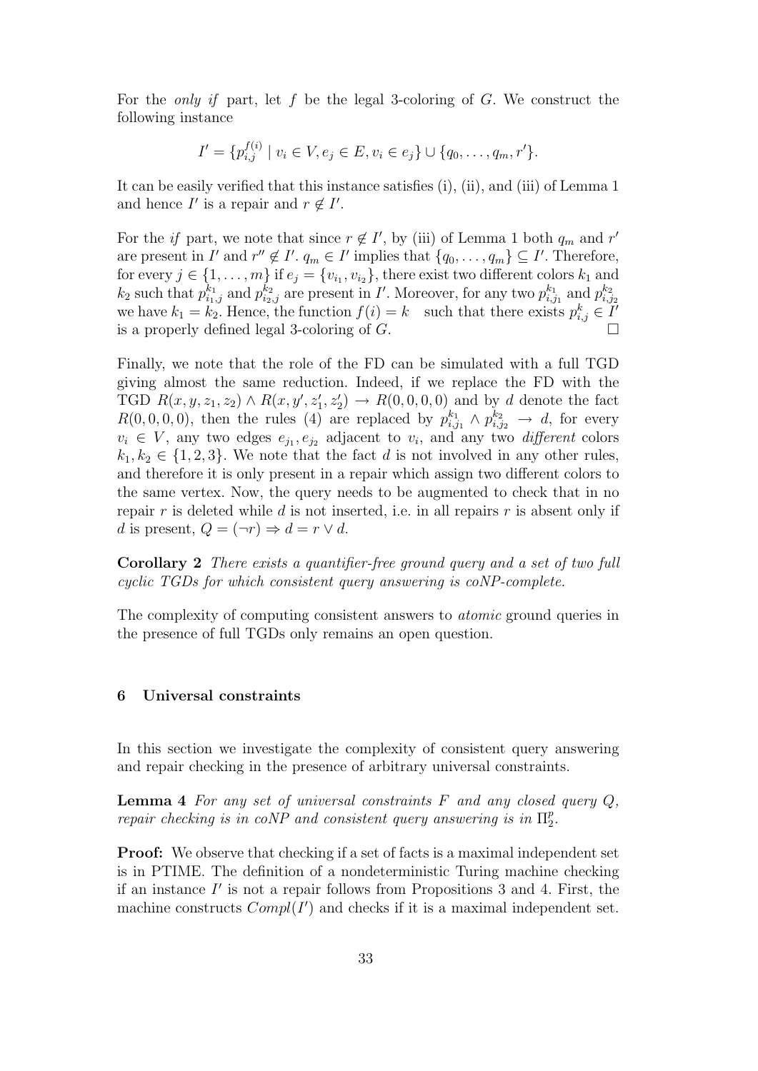For the *only if* part, let $f$ be the legal 3-coloring of $G$. We construct the following instance

$$I' = \{p_{i,j}^{f(i)} \mid v_i \in V, e_j \in E, v_i \in e_j\} \cup \{q_0, \ldots, q_m, r'\}.$$

It can be easily verified that this instance satisfies (i), (ii), and (iii) of Lemma 1 and hence $I'$ is a repair and $r \notin I'$.

For the *if* part, we note that since $r \notin I'$, by (iii) of Lemma 1 both $q_m$ and $r'$ are present in $I'$ and $r'' \notin I'$. $q_m \in I'$ implies that $\{q_0, \ldots, q_m\} \subseteq I'$. Therefore, for every $j \in \{1, \ldots, m\}$ if $e_j = \{v_{i_1}, v_{i_2}\}$, there exist two different colors $k_1$ and $k_2$ such that $p_{i_1,j}^{k_1}$ and $p_{i_2,j}^{k_2}$ are present in $I'$. Moreover, for any two $p_{i,j_1}^{k_1}$ and $p_{i,j_2}^{k_2}$ we have $k_1 = k_2$. Hence, the function $f(i) = k$ such that there exists $p_{i,j}^{k} \in I'$ is a properly defined legal 3-coloring of $G$. □

Finally, we note that the role of the FD can be simulated with a full TGD giving almost the same reduction. Indeed, if we replace the FD with the TGD $R(x, y, z_1, z_2) \wedge R(x, y', z_1', z_2') \rightarrow R(0, 0, 0, 0)$ and by $d$ denote the fact $R(0, 0, 0, 0)$, then the rules (4) are replaced by $p_{i,j_1}^{k_1} \wedge p_{i,j_2}^{k_2} \rightarrow d$, for every $v_i \in V$, any two edges $e_{j_1}, e_{j_2}$ adjacent to $v_i$, and any two *different* colors $k_1, k_2 \in \{1, 2, 3\}$. We note that the fact $d$ is not involved in any other rules, and therefore it is only present in a repair which assign two different colors to the same vertex. Now, the query needs to be augmented to check that in no repair $r$ is deleted while $d$ is not inserted, i.e. in all repairs $r$ is absent only if $d$ is present, $Q = (\neg r) \Rightarrow d = r \vee d$.

**Corollary 2** *There exists a quantifier-free ground query and a set of two full cyclic TGDs for which consistent query answering is coNP-complete.*

The complexity of computing consistent answers to *atomic* ground queries in the presence of full TGDs only remains an open question.

## 6 Universal constraints

In this section we investigate the complexity of consistent query answering and repair checking in the presence of arbitrary universal constraints.

**Lemma 4** *For any set of universal constraints $F$ and any closed query $Q$, repair checking is in coNP and consistent query answering is in $\Pi_2^p$.*

**Proof:** We observe that checking if a set of facts is a maximal independent set is in PTIME. The definition of a nondeterministic Turing machine checking if an instance $I'$ is not a repair follows from Propositions 3 and 4. First, the machine constructs $Compl(I')$ and checks if it is a maximal independent set.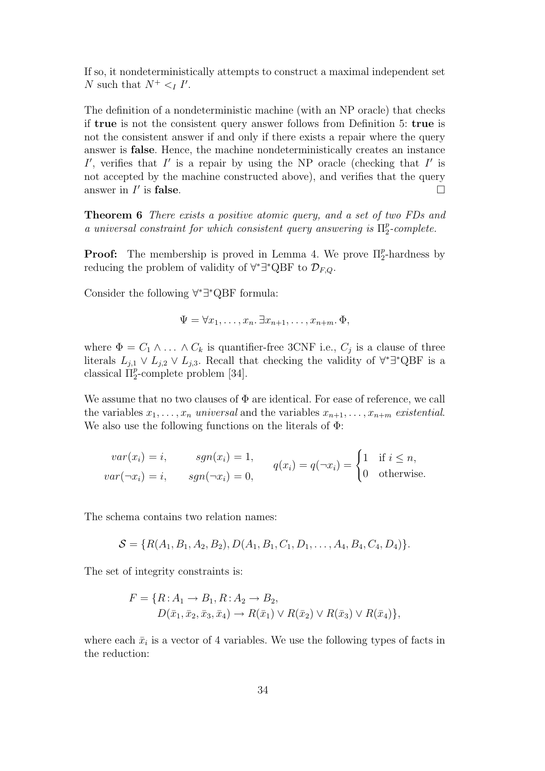If so, it nondeterministically attempts to construct a maximal independent set $N$ such that $N^+ <_I I'$.

The definition of a nondeterministic machine (with an NP oracle) that checks if **true** is not the consistent query answer follows from Definition 5: **true** is not the consistent answer if and only if there exists a repair where the query answer is **false**. Hence, the machine nondeterministically creates an instance $I'$, verifies that $I'$ is a repair by using the NP oracle (checking that $I'$ is not accepted by the machine constructed above), and verifies that the query answer in $I'$ is **false**. □

**Theorem 6** *There exists a positive atomic query, and a set of two FDs and a universal constraint for which consistent query answering is $\Pi_2^p$-complete.*

**Proof:** The membership is proved in Lemma 4. We prove $\Pi_2^p$-hardness by reducing the problem of validity of $\forall^*\exists^*$QBF to $\mathcal{D}_{F,Q}$.

Consider the following $\forall^*\exists^*$QBF formula:

$$\Psi = \forall x_1, \ldots, x_n. \exists x_{n+1}, \ldots, x_{n+m}. \Phi,$$

where $\Phi = C_1 \wedge \ldots \wedge C_k$ is quantifier-free 3CNF i.e., $C_j$ is a clause of three literals $L_{j,1} \vee L_{j,2} \vee L_{j,3}$. Recall that checking the validity of $\forall^*\exists^*$QBF is a classical $\Pi_2^p$-complete problem [34].

We assume that no two clauses of $\Phi$ are identical. For ease of reference, we call the variables $x_1, \ldots, x_n$ *universal* and the variables $x_{n+1}, \ldots, x_{n+m}$ *existential*. We also use the following functions on the literals of $\Phi$:

$$var(x_i) = i, \qquad sgn(x_i) = 1, \qquad q(x_i) = q(\neg x_i) = \begin{cases} 1 & \text{if } i \leq n, \\ 0 & \text{otherwise.} \end{cases}$$
$$var(\neg x_i) = i, \qquad sgn(\neg x_i) = 0,$$

The schema contains two relation names:

$$\mathcal{S} = \{R(A_1, B_1, A_2, B_2), D(A_1, B_1, C_1, D_1, \ldots, A_4, B_4, C_4, D_4)\}.$$

The set of integrity constraints is:

$$F = \{R\colon A_1 \to B_1, R\colon A_2 \to B_2,$$
$$D(\bar{x}_1, \bar{x}_2, \bar{x}_3, \bar{x}_4) \to R(\bar{x}_1) \vee R(\bar{x}_2) \vee R(\bar{x}_3) \vee R(\bar{x}_4)\},$$

where each $\bar{x}_i$ is a vector of 4 variables. We use the following types of facts in the reduction: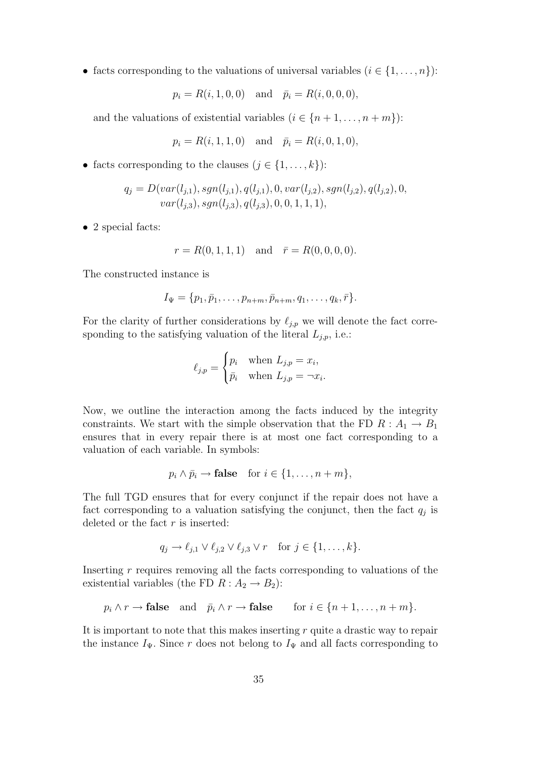- facts corresponding to the valuations of universal variables ($i \in \{1, \ldots, n\}$):

$$p_i = R(i, 1, 0, 0) \quad \text{and} \quad \bar{p}_i = R(i, 0, 0, 0),$$

  and the valuations of existential variables ($i \in \{n+1, \ldots, n+m\}$):

$$p_i = R(i, 1, 1, 0) \quad \text{and} \quad \bar{p}_i = R(i, 0, 1, 0),$$

- facts corresponding to the clauses ($j \in \{1, \ldots, k\}$):

$$q_j = D(var(l_{j,1}), sgn(l_{j,1}), q(l_{j,1}), 0, var(l_{j,2}), sgn(l_{j,2}), q(l_{j,2}), 0,$$
$$var(l_{j,3}), sgn(l_{j,3}), q(l_{j,3}), 0, 0, 1, 1, 1),$$

- 2 special facts:

$$r = R(0, 1, 1, 1) \quad \text{and} \quad \bar{r} = R(0, 0, 0, 0).$$

The constructed instance is

$$I_\Psi = \{p_1, \bar{p}_1, \ldots, p_{n+m}, \bar{p}_{n+m}, q_1, \ldots, q_k, \bar{r}\}.$$

For the clarity of further considerations by $\ell_{j,p}$ we will denote the fact corresponding to the satisfying valuation of the literal $L_{j,p}$, i.e.:

$$\ell_{j,p} = \begin{cases} p_i & \text{when } L_{j,p} = x_i, \\ \bar{p}_i & \text{when } L_{j,p} = \neg x_i. \end{cases}$$

Now, we outline the interaction among the facts induced by the integrity constraints. We start with the simple observation that the FD $R : A_1 \to B_1$ ensures that in every repair there is at most one fact corresponding to a valuation of each variable. In symbols:

$$p_i \wedge \bar{p}_i \to \mathbf{false} \quad \text{for } i \in \{1, \ldots, n+m\},$$

The full TGD ensures that for every conjunct if the repair does not have a fact corresponding to a valuation satisfying the conjunct, then the fact $q_j$ is deleted or the fact $r$ is inserted:

$$q_j \to \ell_{j,1} \vee \ell_{j,2} \vee \ell_{j,3} \vee r \quad \text{for } j \in \{1, \ldots, k\}.$$

Inserting $r$ requires removing all the facts corresponding to valuations of the existential variables (the FD $R : A_2 \to B_2$):

$$p_i \wedge r \to \mathbf{false} \quad \text{and} \quad \bar{p}_i \wedge r \to \mathbf{false} \qquad \text{for } i \in \{n+1, \ldots, n+m\}.$$

It is important to note that this makes inserting $r$ quite a drastic way to repair the instance $I_\Psi$. Since $r$ does not belong to $I_\Psi$ and all facts corresponding to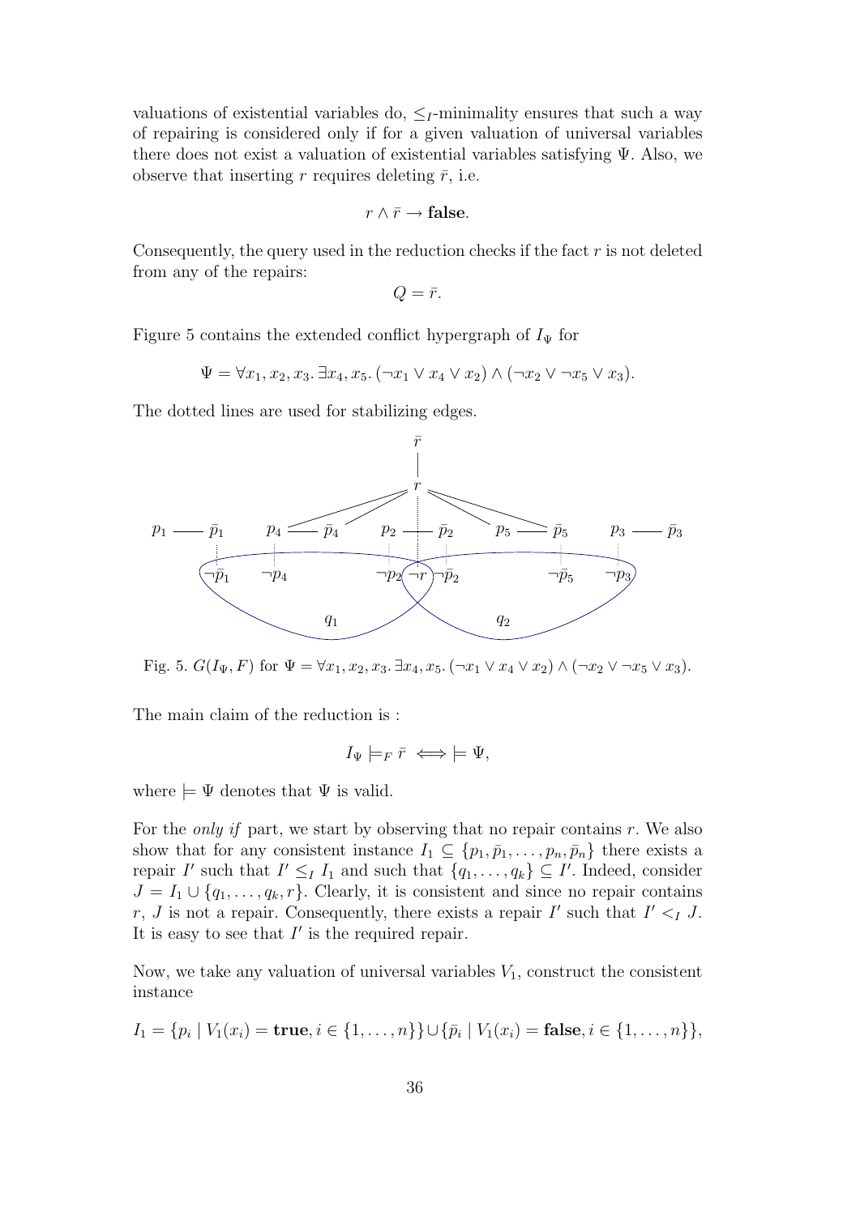valuations of existential variables do, $\leq_I$-minimality ensures that such a way of repairing is considered only if for a given valuation of universal variables there does not exist a valuation of existential variables satisfying $\Psi$. Also, we observe that inserting $r$ requires deleting $\bar{r}$, i.e.

$$r \wedge \bar{r} \rightarrow \textbf{false}.$$

Consequently, the query used in the reduction checks if the fact $r$ is not deleted from any of the repairs:

$$Q = \bar{r}.$$

Figure 5 contains the extended conflict hypergraph of $I_\Psi$ for

$$\Psi = \forall x_1, x_2, x_3. \exists x_4, x_5. (\neg x_1 \vee x_4 \vee x_2) \wedge (\neg x_2 \vee \neg x_5 \vee x_3).$$

The dotted lines are used for stabilizing edges.

$\bar{r}$

$r$

$p_1$ $\bar{p}_1$ $p_4$ $\bar{p}_4$ $p_2$ $\bar{p}_2$ $p_5$ $\bar{p}_5$ $p_3$ $\bar{p}_3$

$\neg\bar{p}_1$ $\neg p_4$ $\neg p_2$ $\neg r$ $\neg\bar{p}_2$ $\neg\bar{p}_5$ $\neg p_3$

$q_1$ $q_2$

Fig. 5. $G(I_\Psi, F)$ for $\Psi = \forall x_1, x_2, x_3. \exists x_4, x_5. (\neg x_1 \vee x_4 \vee x_2) \wedge (\neg x_2 \vee \neg x_5 \vee x_3)$.

The main claim of the reduction is :

$$I_\Psi \models_F \bar{r} \iff \models \Psi,$$

where $\models \Psi$ denotes that $\Psi$ is valid.

For the *only if* part, we start by observing that no repair contains $r$. We also show that for any consistent instance $I_1 \subseteq \{p_1, \bar{p}_1, \ldots, p_n, \bar{p}_n\}$ there exists a repair $I'$ such that $I' \leq_I I_1$ and such that $\{q_1, \ldots, q_k\} \subseteq I'$. Indeed, consider $J = I_1 \cup \{q_1, \ldots, q_k, r\}$. Clearly, it is consistent and since no repair contains $r$, $J$ is not a repair. Consequently, there exists a repair $I'$ such that $I' <_I J$. It is easy to see that $I'$ is the required repair.

Now, we take any valuation of universal variables $V_1$, construct the consistent instance

$$I_1 = \{p_i \mid V_1(x_i) = \textbf{true}, i \in \{1, \ldots, n\}\} \cup \{\bar{p}_i \mid V_1(x_i) = \textbf{false}, i \in \{1, \ldots, n\}\},$$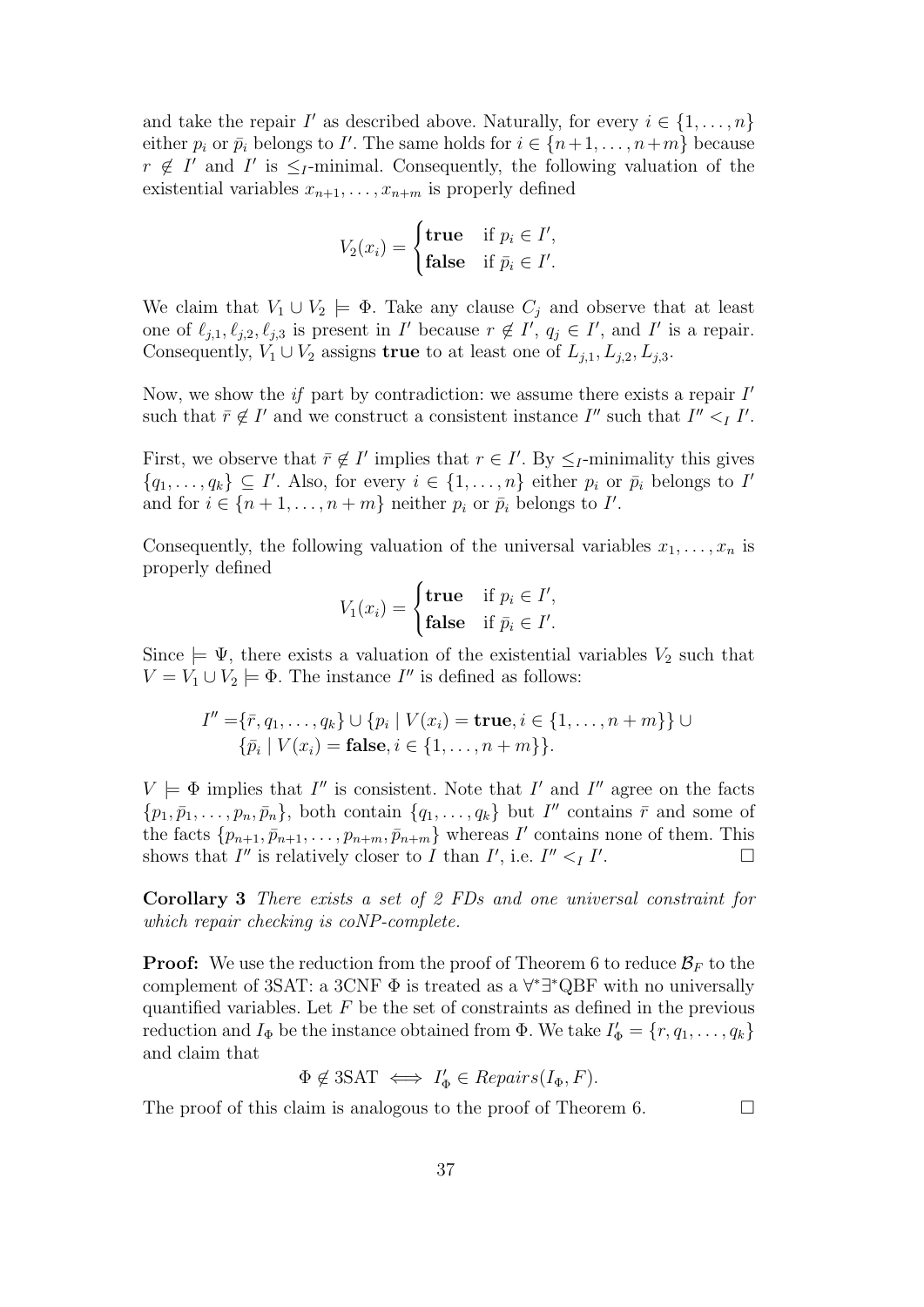and take the repair $I'$ as described above. Naturally, for every $i \in \{1, \ldots, n\}$ either $p_i$ or $\bar{p}_i$ belongs to $I'$. The same holds for $i \in \{n+1, \ldots, n+m\}$ because $r \notin I'$ and $I'$ is $\leq_I$-minimal. Consequently, the following valuation of the existential variables $x_{n+1}, \ldots, x_{n+m}$ is properly defined

$$V_2(x_i) = \begin{cases} \textbf{true} & \text{if } p_i \in I', \\ \textbf{false} & \text{if } \bar{p}_i \in I'. \end{cases}$$

We claim that $V_1 \cup V_2 \models \Phi$. Take any clause $C_j$ and observe that at least one of $\ell_{j,1}, \ell_{j,2}, \ell_{j,3}$ is present in $I'$ because $r \notin I'$, $q_j \in I'$, and $I'$ is a repair. Consequently, $V_1 \cup V_2$ assigns **true** to at least one of $L_{j,1}, L_{j,2}, L_{j,3}$.

Now, we show the *if* part by contradiction: we assume there exists a repair $I'$ such that $\bar{r} \notin I'$ and we construct a consistent instance $I''$ such that $I'' <_I I'$.

First, we observe that $\bar{r} \notin I'$ implies that $r \in I'$. By $\leq_I$-minimality this gives $\{q_1, \ldots, q_k\} \subseteq I'$. Also, for every $i \in \{1, \ldots, n\}$ either $p_i$ or $\bar{p}_i$ belongs to $I'$ and for $i \in \{n+1, \ldots, n+m\}$ neither $p_i$ or $\bar{p}_i$ belongs to $I'$.

Consequently, the following valuation of the universal variables $x_1, \ldots, x_n$ is properly defined

$$V_1(x_i) = \begin{cases} \textbf{true} & \text{if } p_i \in I', \\ \textbf{false} & \text{if } \bar{p}_i \in I'. \end{cases}$$

Since $\models \Psi$, there exists a valuation of the existential variables $V_2$ such that $V = V_1 \cup V_2 \models \Phi$. The instance $I''$ is defined as follows:

$$\begin{aligned} I'' = &\{\bar{r}, q_1, \ldots, q_k\} \cup \{p_i \mid V(x_i) = \textbf{true}, i \in \{1, \ldots, n+m\}\} \cup \\ &\{\bar{p}_i \mid V(x_i) = \textbf{false}, i \in \{1, \ldots, n+m\}\}. \end{aligned}$$

$V \models \Phi$ implies that $I''$ is consistent. Note that $I'$ and $I''$ agree on the facts $\{p_1, \bar{p}_1, \ldots, p_n, \bar{p}_n\}$, both contain $\{q_1, \ldots, q_k\}$ but $I''$ contains $\bar{r}$ and some of the facts $\{p_{n+1}, \bar{p}_{n+1}, \ldots, p_{n+m}, \bar{p}_{n+m}\}$ whereas $I'$ contains none of them. This shows that $I''$ is relatively closer to $I$ than $I'$, i.e. $I'' <_I I'$. □

**Corollary 3** *There exists a set of 2 FDs and one universal constraint for which repair checking is coNP-complete.*

**Proof:** We use the reduction from the proof of Theorem 6 to reduce $\mathcal{B}_F$ to the complement of 3SAT: a 3CNF $\Phi$ is treated as a $\forall^*\exists^*$QBF with no universally quantified variables. Let $F$ be the set of constraints as defined in the previous reduction and $I_\Phi$ be the instance obtained from $\Phi$. We take $I'_\Phi = \{r, q_1, \ldots, q_k\}$ and claim that

$$\Phi \notin \text{3SAT} \iff I'_\Phi \in \mathit{Repairs}(I_\Phi, F).$$

The proof of this claim is analogous to the proof of Theorem 6. □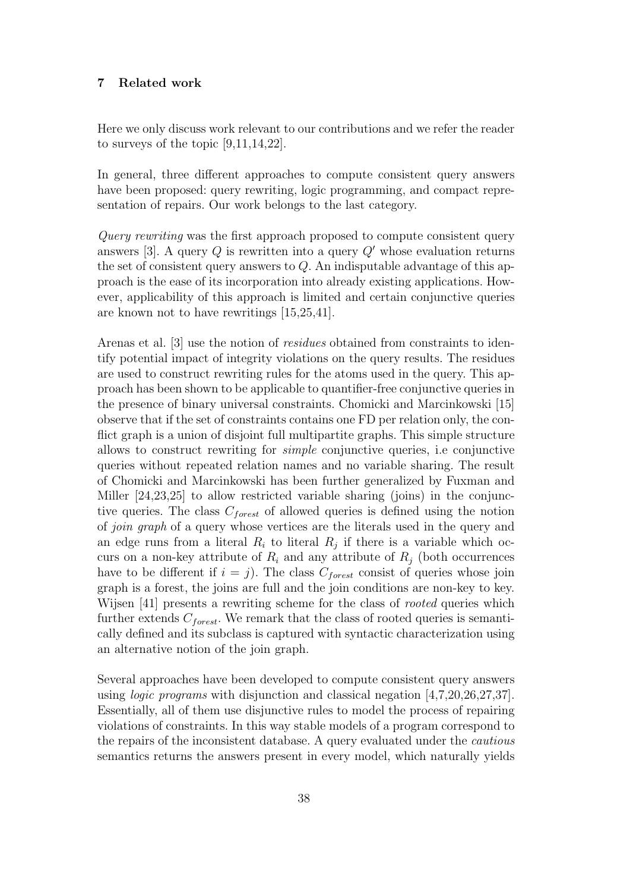## 7 Related work

Here we only discuss work relevant to our contributions and we refer the reader to surveys of the topic [9,11,14,22].

In general, three different approaches to compute consistent query answers have been proposed: query rewriting, logic programming, and compact representation of repairs. Our work belongs to the last category.

*Query rewriting* was the first approach proposed to compute consistent query answers [3]. A query $Q$ is rewritten into a query $Q'$ whose evaluation returns the set of consistent query answers to $Q$. An indisputable advantage of this approach is the ease of its incorporation into already existing applications. However, applicability of this approach is limited and certain conjunctive queries are known not to have rewritings [15,25,41].

Arenas et al. [3] use the notion of *residues* obtained from constraints to identify potential impact of integrity violations on the query results. The residues are used to construct rewriting rules for the atoms used in the query. This approach has been shown to be applicable to quantifier-free conjunctive queries in the presence of binary universal constraints. Chomicki and Marcinkowski [15] observe that if the set of constraints contains one FD per relation only, the conflict graph is a union of disjoint full multipartite graphs. This simple structure allows to construct rewriting for *simple* conjunctive queries, i.e conjunctive queries without repeated relation names and no variable sharing. The result of Chomicki and Marcinkowski has been further generalized by Fuxman and Miller [24,23,25] to allow restricted variable sharing (joins) in the conjunctive queries. The class $C_{forest}$ of allowed queries is defined using the notion of *join graph* of a query whose vertices are the literals used in the query and an edge runs from a literal $R_i$ to literal $R_j$ if there is a variable which occurs on a non-key attribute of $R_i$ and any attribute of $R_j$ (both occurrences have to be different if $i = j$). The class $C_{forest}$ consist of queries whose join graph is a forest, the joins are full and the join conditions are non-key to key. Wijsen [41] presents a rewriting scheme for the class of *rooted* queries which further extends $C_{forest}$. We remark that the class of rooted queries is semantically defined and its subclass is captured with syntactic characterization using an alternative notion of the join graph.

Several approaches have been developed to compute consistent query answers using *logic programs* with disjunction and classical negation [4,7,20,26,27,37]. Essentially, all of them use disjunctive rules to model the process of repairing violations of constraints. In this way stable models of a program correspond to the repairs of the inconsistent database. A query evaluated under the *cautious* semantics returns the answers present in every model, which naturally yields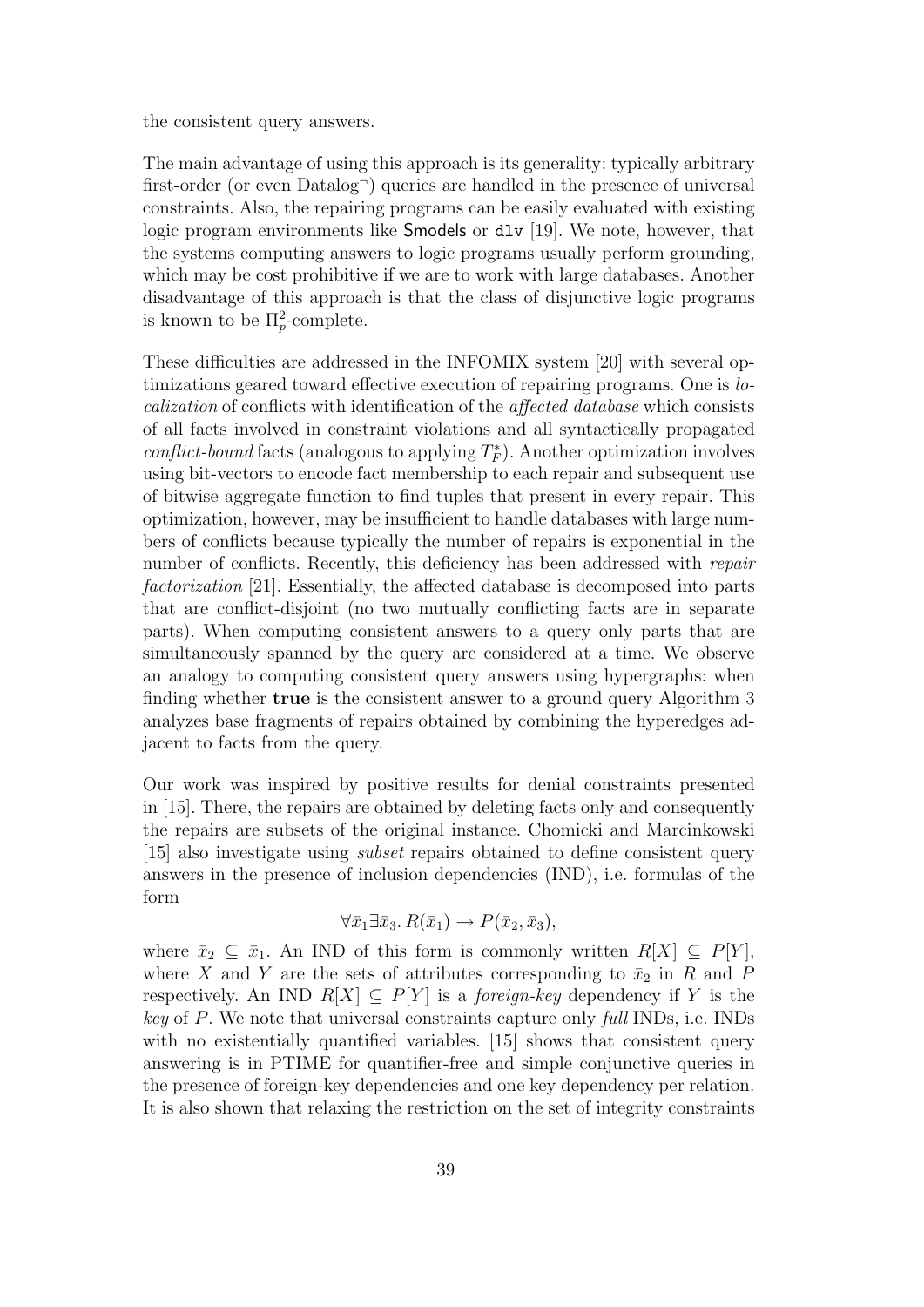the consistent query answers.

The main advantage of using this approach is its generality: typically arbitrary first-order (or even Datalog$^{\neg}$) queries are handled in the presence of universal constraints. Also, the repairing programs can be easily evaluated with existing logic program environments like Smodels or `dlv` [19]. We note, however, that the systems computing answers to logic programs usually perform grounding, which may be cost prohibitive if we are to work with large databases. Another disadvantage of this approach is that the class of disjunctive logic programs is known to be $\Pi_p^2$-complete.

These difficulties are addressed in the INFOMIX system [20] with several optimizations geared toward effective execution of repairing programs. One is *localization* of conflicts with identification of the *affected database* which consists of all facts involved in constraint violations and all syntactically propagated *conflict-bound* facts (analogous to applying $T_F^*$). Another optimization involves using bit-vectors to encode fact membership to each repair and subsequent use of bitwise aggregate function to find tuples that present in every repair. This optimization, however, may be insufficient to handle databases with large numbers of conflicts because typically the number of repairs is exponential in the number of conflicts. Recently, this deficiency has been addressed with *repair factorization* [21]. Essentially, the affected database is decomposed into parts that are conflict-disjoint (no two mutually conflicting facts are in separate parts). When computing consistent answers to a query only parts that are simultaneously spanned by the query are considered at a time. We observe an analogy to computing consistent query answers using hypergraphs: when finding whether **true** is the consistent answer to a ground query Algorithm 3 analyzes base fragments of repairs obtained by combining the hyperedges adjacent to facts from the query.

Our work was inspired by positive results for denial constraints presented in [15]. There, the repairs are obtained by deleting facts only and consequently the repairs are subsets of the original instance. Chomicki and Marcinkowski [15] also investigate using *subset* repairs obtained to define consistent query answers in the presence of inclusion dependencies (IND), i.e. formulas of the form

$$\forall \bar{x}_1 \exists \bar{x}_3 .\, R(\bar{x}_1) \rightarrow P(\bar{x}_2, \bar{x}_3),$$

where $\bar{x}_2 \subseteq \bar{x}_1$. An IND of this form is commonly written $R[X] \subseteq P[Y]$, where $X$ and $Y$ are the sets of attributes corresponding to $\bar{x}_2$ in $R$ and $P$ respectively. An IND $R[X] \subseteq P[Y]$ is a *foreign-key* dependency if $Y$ is the *key* of $P$. We note that universal constraints capture only *full* INDs, i.e. INDs with no existentially quantified variables. [15] shows that consistent query answering is in PTIME for quantifier-free and simple conjunctive queries in the presence of foreign-key dependencies and one key dependency per relation. It is also shown that relaxing the restriction on the set of integrity constraints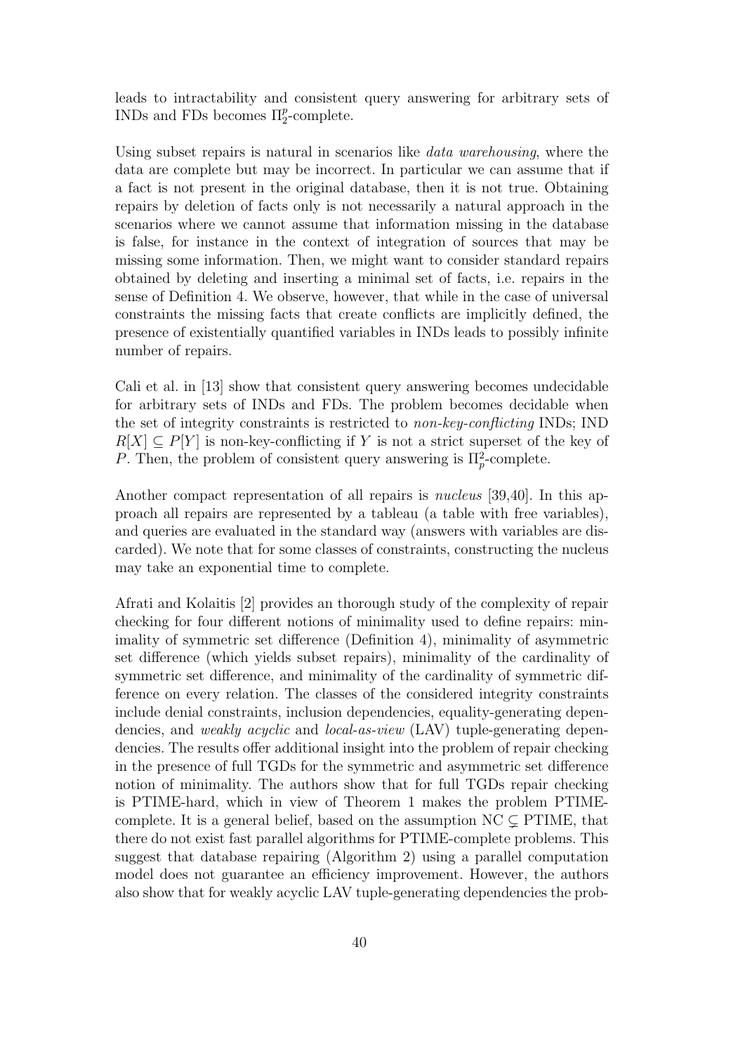leads to intractability and consistent query answering for arbitrary sets of INDs and FDs becomes $\Pi_2^p$-complete.

Using subset repairs is natural in scenarios like *data warehousing*, where the data are complete but may be incorrect. In particular we can assume that if a fact is not present in the original database, then it is not true. Obtaining repairs by deletion of facts only is not necessarily a natural approach in the scenarios where we cannot assume that information missing in the database is false, for instance in the context of integration of sources that may be missing some information. Then, we might want to consider standard repairs obtained by deleting and inserting a minimal set of facts, i.e. repairs in the sense of Definition 4. We observe, however, that while in the case of universal constraints the missing facts that create conflicts are implicitly defined, the presence of existentially quantified variables in INDs leads to possibly infinite number of repairs.

Cali et al. in [13] show that consistent query answering becomes undecidable for arbitrary sets of INDs and FDs. The problem becomes decidable when the set of integrity constraints is restricted to *non-key-conflicting* INDs; IND $R[X] \subseteq P[Y]$ is non-key-conflicting if $Y$ is not a strict superset of the key of $P$. Then, the problem of consistent query answering is $\Pi_p^2$-complete.

Another compact representation of all repairs is *nucleus* [39,40]. In this approach all repairs are represented by a tableau (a table with free variables), and queries are evaluated in the standard way (answers with variables are discarded). We note that for some classes of constraints, constructing the nucleus may take an exponential time to complete.

Afrati and Kolaitis [2] provides an thorough study of the complexity of repair checking for four different notions of minimality used to define repairs: minimality of symmetric set difference (Definition 4), minimality of asymmetric set difference (which yields subset repairs), minimality of the cardinality of symmetric set difference, and minimality of the cardinality of symmetric difference on every relation. The classes of the considered integrity constraints include denial constraints, inclusion dependencies, equality-generating dependencies, and *weakly acyclic* and *local-as-view* (LAV) tuple-generating dependencies. The results offer additional insight into the problem of repair checking in the presence of full TGDs for the symmetric and asymmetric set difference notion of minimality. The authors show that for full TGDs repair checking is PTIME-hard, which in view of Theorem 1 makes the problem PTIME-complete. It is a general belief, based on the assumption $\mathrm{NC} \subsetneq \mathrm{PTIME}$, that there do not exist fast parallel algorithms for PTIME-complete problems. This suggest that database repairing (Algorithm 2) using a parallel computation model does not guarantee an efficiency improvement. However, the authors also show that for weakly acyclic LAV tuple-generating dependencies the prob-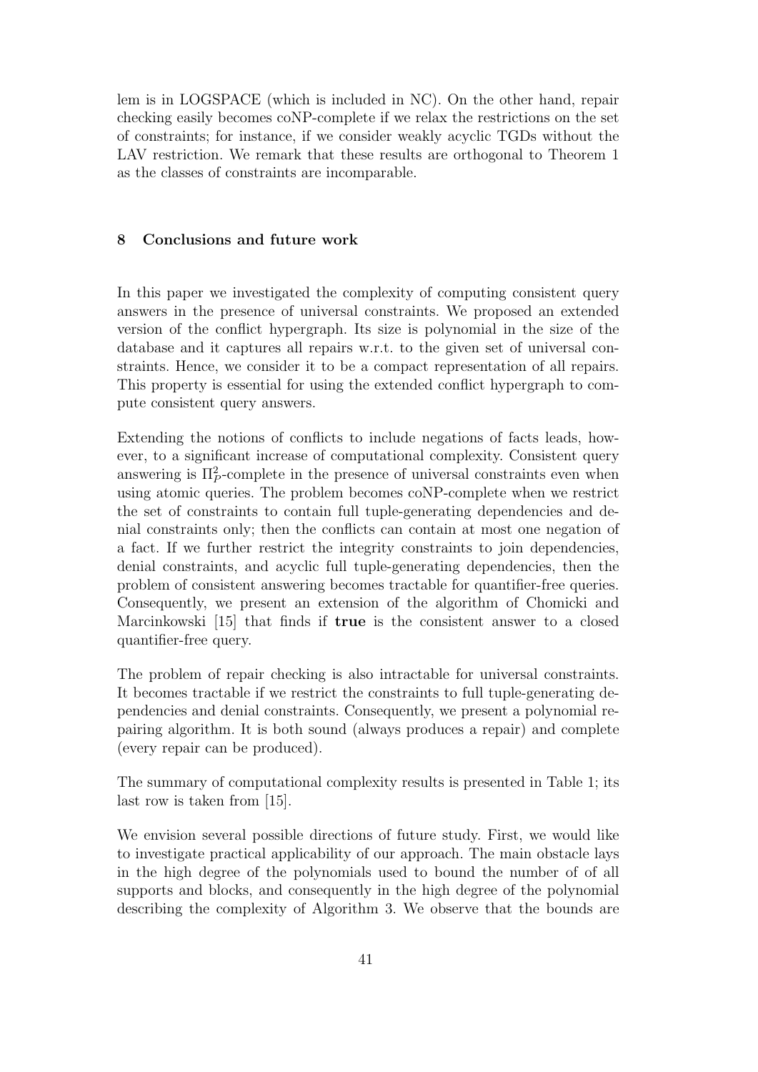lem is in LOGSPACE (which is included in NC). On the other hand, repair checking easily becomes coNP-complete if we relax the restrictions on the set of constraints; for instance, if we consider weakly acyclic TGDs without the LAV restriction. We remark that these results are orthogonal to Theorem 1 as the classes of constraints are incomparable.

## 8 Conclusions and future work

In this paper we investigated the complexity of computing consistent query answers in the presence of universal constraints. We proposed an extended version of the conflict hypergraph. Its size is polynomial in the size of the database and it captures all repairs w.r.t. to the given set of universal constraints. Hence, we consider it to be a compact representation of all repairs. This property is essential for using the extended conflict hypergraph to compute consistent query answers.

Extending the notions of conflicts to include negations of facts leads, however, to a significant increase of computational complexity. Consistent query answering is $\Pi_P^2$-complete in the presence of universal constraints even when using atomic queries. The problem becomes coNP-complete when we restrict the set of constraints to contain full tuple-generating dependencies and denial constraints only; then the conflicts can contain at most one negation of a fact. If we further restrict the integrity constraints to join dependencies, denial constraints, and acyclic full tuple-generating dependencies, then the problem of consistent answering becomes tractable for quantifier-free queries. Consequently, we present an extension of the algorithm of Chomicki and Marcinkowski [15] that finds if **true** is the consistent answer to a closed quantifier-free query.

The problem of repair checking is also intractable for universal constraints. It becomes tractable if we restrict the constraints to full tuple-generating dependencies and denial constraints. Consequently, we present a polynomial repairing algorithm. It is both sound (always produces a repair) and complete (every repair can be produced).

The summary of computational complexity results is presented in Table 1; its last row is taken from [15].

We envision several possible directions of future study. First, we would like to investigate practical applicability of our approach. The main obstacle lays in the high degree of the polynomials used to bound the number of of all supports and blocks, and consequently in the high degree of the polynomial describing the complexity of Algorithm 3. We observe that the bounds are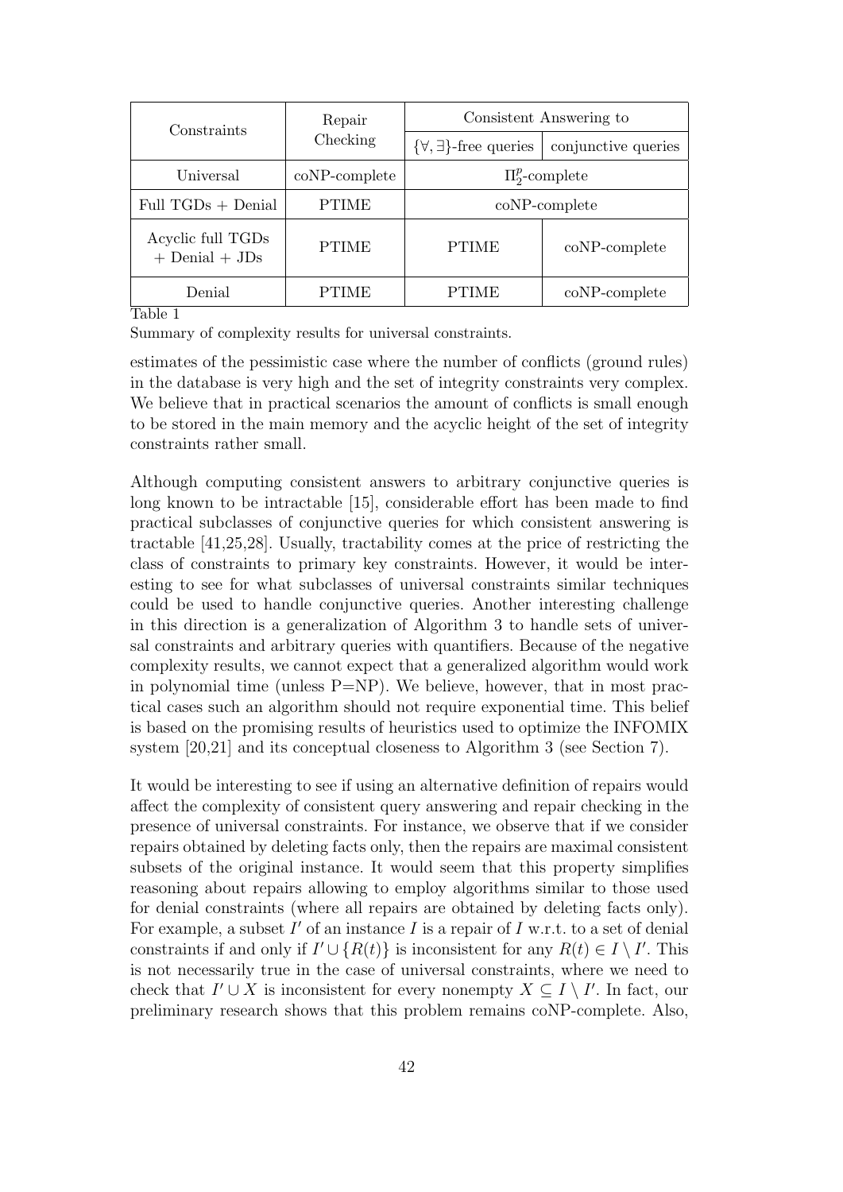| Constraints | Repair Checking | Consistent Answering to | |
|---|---|---|---|
| | | $\{\forall, \exists\}$-free queries | conjunctive queries |
| Universal | coNP-complete | $\Pi_2^p$-complete | |
| Full TGDs + Denial | PTIME | coNP-complete | |
| Acyclic full TGDs + Denial + JDs | PTIME | PTIME | coNP-complete |
| Denial | PTIME | PTIME | coNP-complete |

Table 1

Summary of complexity results for universal constraints.

estimates of the pessimistic case where the number of conflicts (ground rules) in the database is very high and the set of integrity constraints very complex. We believe that in practical scenarios the amount of conflicts is small enough to be stored in the main memory and the acyclic height of the set of integrity constraints rather small.

Although computing consistent answers to arbitrary conjunctive queries is long known to be intractable [15], considerable effort has been made to find practical subclasses of conjunctive queries for which consistent answering is tractable [41,25,28]. Usually, tractability comes at the price of restricting the class of constraints to primary key constraints. However, it would be interesting to see for what subclasses of universal constraints similar techniques could be used to handle conjunctive queries. Another interesting challenge in this direction is a generalization of Algorithm 3 to handle sets of universal constraints and arbitrary queries with quantifiers. Because of the negative complexity results, we cannot expect that a generalized algorithm would work in polynomial time (unless P=NP). We believe, however, that in most practical cases such an algorithm should not require exponential time. This belief is based on the promising results of heuristics used to optimize the INFOMIX system [20,21] and its conceptual closeness to Algorithm 3 (see Section 7).

It would be interesting to see if using an alternative definition of repairs would affect the complexity of consistent query answering and repair checking in the presence of universal constraints. For instance, we observe that if we consider repairs obtained by deleting facts only, then the repairs are maximal consistent subsets of the original instance. It would seem that this property simplifies reasoning about repairs allowing to employ algorithms similar to those used for denial constraints (where all repairs are obtained by deleting facts only). For example, a subset $I'$ of an instance $I$ is a repair of $I$ w.r.t. to a set of denial constraints if and only if $I' \cup \{R(t)\}$ is inconsistent for any $R(t) \in I \setminus I'$. This is not necessarily true in the case of universal constraints, where we need to check that $I' \cup X$ is inconsistent for every nonempty $X \subseteq I \setminus I'$. In fact, our preliminary research shows that this problem remains coNP-complete. Also,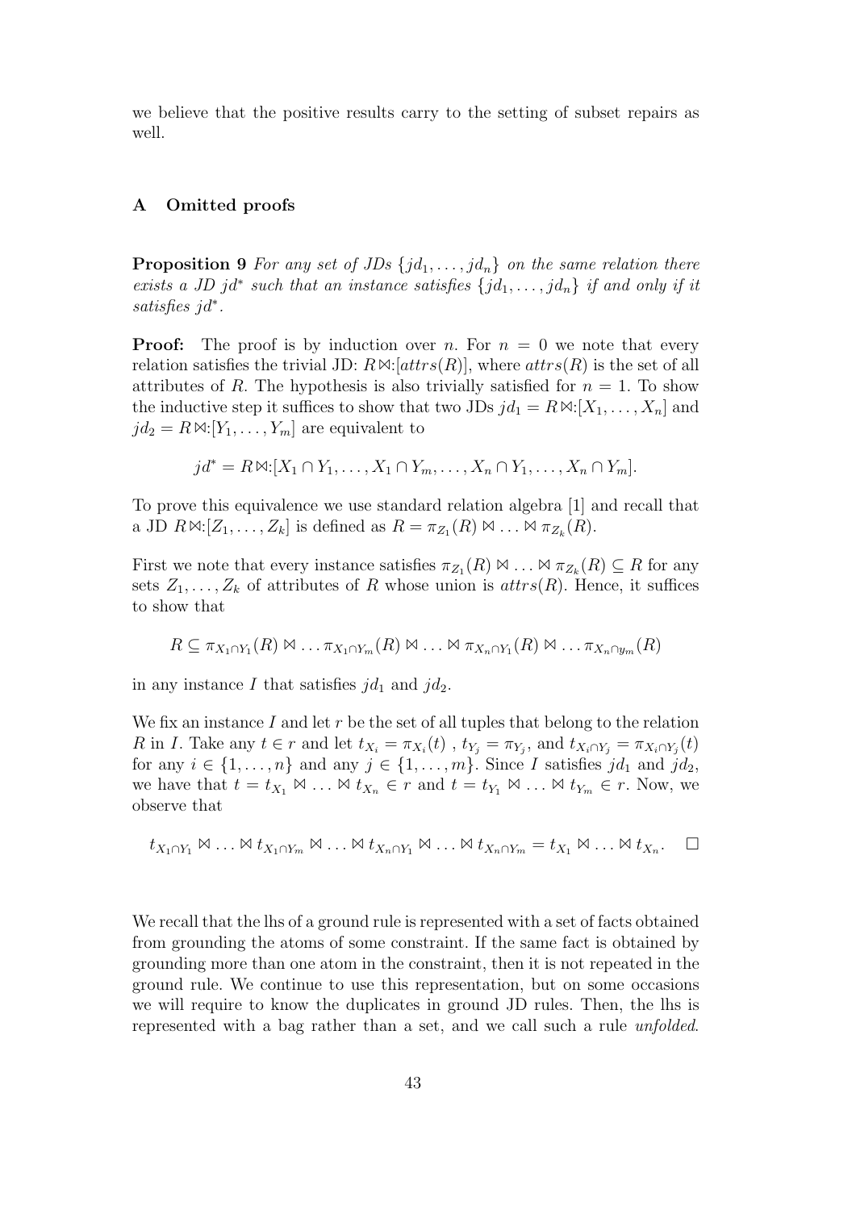we believe that the positive results carry to the setting of subset repairs as well.

## A Omitted proofs

**Proposition 9** *For any set of JDs $\{jd_1, \ldots, jd_n\}$ on the same relation there exists a JD $jd^*$ such that an instance satisfies $\{jd_1, \ldots, jd_n\}$ if and only if it satisfies $jd^*$.*

**Proof:** The proof is by induction over $n$. For $n = 0$ we note that every relation satisfies the trivial JD: $R \bowtie:[attrs(R)]$, where $attrs(R)$ is the set of all attributes of $R$. The hypothesis is also trivially satisfied for $n = 1$. To show the inductive step it suffices to show that two JDs $jd_1 = R \bowtie:[X_1, \ldots, X_n]$ and $jd_2 = R \bowtie:[Y_1, \ldots, Y_m]$ are equivalent to

$$jd^* = R \bowtie:[X_1 \cap Y_1, \ldots, X_1 \cap Y_m, \ldots, X_n \cap Y_1, \ldots, X_n \cap Y_m].$$

To prove this equivalence we use standard relation algebra [1] and recall that a JD $R \bowtie:[Z_1, \ldots, Z_k]$ is defined as $R = \pi_{Z_1}(R) \bowtie \ldots \bowtie \pi_{Z_k}(R)$.

First we note that every instance satisfies $\pi_{Z_1}(R) \bowtie \ldots \bowtie \pi_{Z_k}(R) \subseteq R$ for any sets $Z_1, \ldots, Z_k$ of attributes of $R$ whose union is $attrs(R)$. Hence, it suffices to show that

$$R \subseteq \pi_{X_1 \cap Y_1}(R) \bowtie \ldots \pi_{X_1 \cap Y_m}(R) \bowtie \ldots \bowtie \pi_{X_n \cap Y_1}(R) \bowtie \ldots \pi_{X_n \cap y_m}(R)$$

in any instance $I$ that satisfies $jd_1$ and $jd_2$.

We fix an instance $I$ and let $r$ be the set of all tuples that belong to the relation $R$ in $I$. Take any $t \in r$ and let $t_{X_i} = \pi_{X_i}(t)$ , $t_{Y_j} = \pi_{Y_j}$, and $t_{X_i \cap Y_j} = \pi_{X_i \cap Y_j}(t)$ for any $i \in \{1, \ldots, n\}$ and any $j \in \{1, \ldots, m\}$. Since $I$ satisfies $jd_1$ and $jd_2$, we have that $t = t_{X_1} \bowtie \ldots \bowtie t_{X_n} \in r$ and $t = t_{Y_1} \bowtie \ldots \bowtie t_{Y_m} \in r$. Now, we observe that

$$t_{X_1 \cap Y_1} \bowtie \ldots \bowtie t_{X_1 \cap Y_m} \bowtie \ldots \bowtie t_{X_n \cap Y_1} \bowtie \ldots \bowtie t_{X_n \cap Y_m} = t_{X_1} \bowtie \ldots \bowtie t_{X_n}. \quad \square$$

We recall that the lhs of a ground rule is represented with a set of facts obtained from grounding the atoms of some constraint. If the same fact is obtained by grounding more than one atom in the constraint, then it is not repeated in the ground rule. We continue to use this representation, but on some occasions we will require to know the duplicates in ground JD rules. Then, the lhs is represented with a bag rather than a set, and we call such a rule *unfolded*.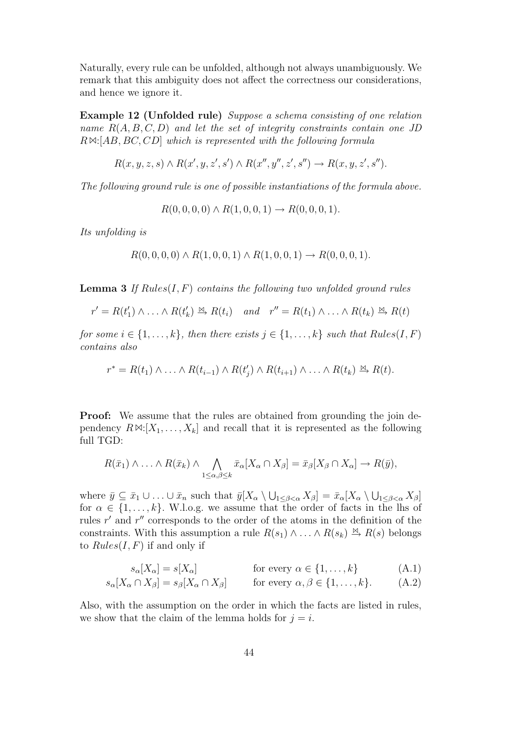Naturally, every rule can be unfolded, although not always unambiguously. We remark that this ambiguity does not affect the correctness our considerations, and hence we ignore it.

**Example 12 (Unfolded rule)** *Suppose a schema consisting of one relation name $R(A, B, C, D)$ and let the set of integrity constraints contain one JD $R \bowtie\!:[AB, BC, CD]$ which is represented with the following formula*

$$R(x, y, z, s) \wedge R(x', y, z', s') \wedge R(x'', y'', z', s'') \to R(x, y, z', s'').$$

*The following ground rule is one of possible instantiations of the formula above.*

$$R(0, 0, 0, 0) \wedge R(1, 0, 0, 1) \to R(0, 0, 0, 1).$$

*Its unfolding is*

$$R(0, 0, 0, 0) \wedge R(1, 0, 0, 1) \wedge R(1, 0, 0, 1) \to R(0, 0, 0, 1).$$

**Lemma 3** *If $Rules(I, F)$ contains the following two unfolded ground rules*

$$r' = R(t'_1) \wedge \ldots \wedge R(t'_k) \overset{\bowtie}{\to} R(t_i) \quad \text{and} \quad r'' = R(t_1) \wedge \ldots \wedge R(t_k) \overset{\bowtie}{\to} R(t)$$

*for some $i \in \{1, \ldots, k\}$, then there exists $j \in \{1, \ldots, k\}$ such that $Rules(I, F)$ contains also*

$$r^* = R(t_1) \wedge \ldots \wedge R(t_{i-1}) \wedge R(t'_j) \wedge R(t_{i+1}) \wedge \ldots \wedge R(t_k) \overset{\bowtie}{\to} R(t).$$

**Proof:** We assume that the rules are obtained from grounding the join dependency $R \bowtie\!:[X_1, \ldots, X_k]$ and recall that it is represented as the following full TGD:

$$R(\bar{x}_1) \wedge \ldots \wedge R(\bar{x}_k) \wedge \bigwedge_{1 \le \alpha, \beta \le k} \bar{x}_\alpha[X_\alpha \cap X_\beta] = \bar{x}_\beta[X_\beta \cap X_\alpha] \to R(\bar{y}),$$

where $\bar{y} \subseteq \bar{x}_1 \cup \ldots \cup \bar{x}_n$ such that $\bar{y}[X_\alpha \setminus \bigcup_{1 \le \beta < \alpha} X_\beta] = \bar{x}_\alpha[X_\alpha \setminus \bigcup_{1 \le \beta < \alpha} X_\beta]$ for $\alpha \in \{1, \ldots, k\}$. W.l.o.g. we assume that the order of facts in the lhs of rules $r'$ and $r''$ corresponds to the order of the atoms in the definition of the constraints. With this assumption a rule $R(s_1) \wedge \ldots \wedge R(s_k) \overset{\bowtie}{\to} R(s)$ belongs to $Rules(I, F)$ if and only if

$$s_\alpha[X_\alpha] = s[X_\alpha] \qquad \text{for every } \alpha \in \{1, \ldots, k\} \tag{A.1}$$

$$s_\alpha[X_\alpha \cap X_\beta] = s_\beta[X_\alpha \cap X_\beta] \qquad \text{for every } \alpha, \beta \in \{1, \ldots, k\}. \tag{A.2}$$

Also, with the assumption on the order in which the facts are listed in rules, we show that the claim of the lemma holds for $j = i$.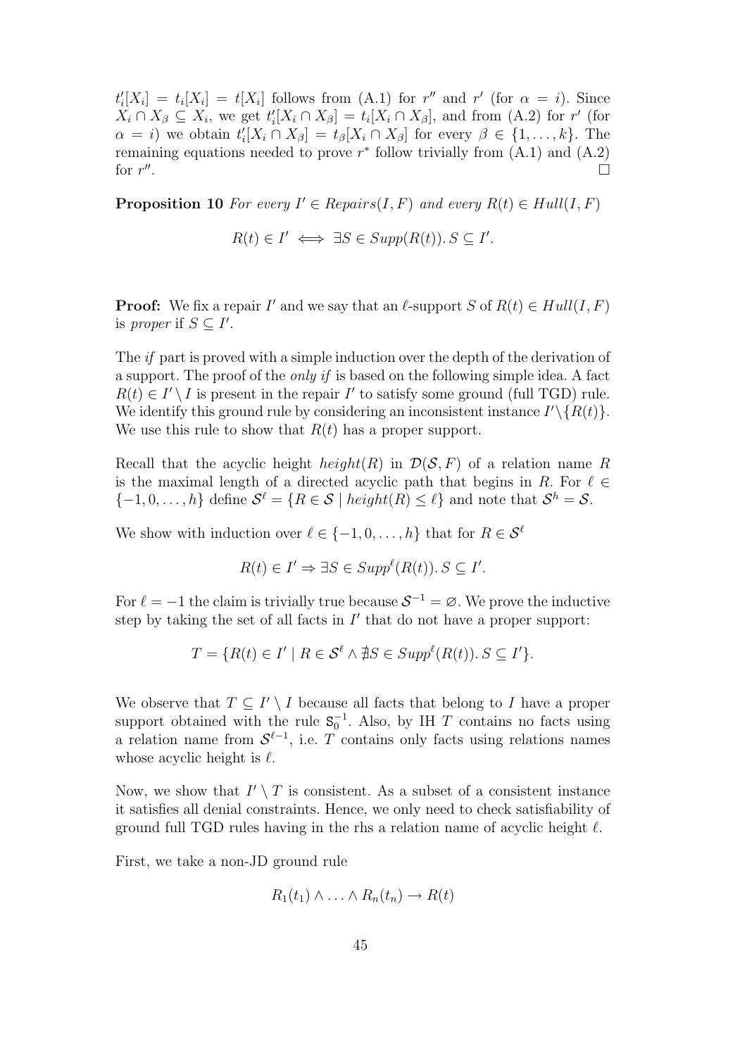$t'_i[X_i] = t_i[X_i] = t[X_i]$ follows from (A.1) for $r''$ and $r'$ (for $\alpha = i$). Since $X_i \cap X_\beta \subseteq X_i$, we get $t'_i[X_i \cap X_\beta] = t_i[X_i \cap X_\beta]$, and from (A.2) for $r'$ (for $\alpha = i$) we obtain $t'_i[X_i \cap X_\beta] = t_\beta[X_i \cap X_\beta]$ for every $\beta \in \{1, \dots, k\}$. The remaining equations needed to prove $r^*$ follow trivially from (A.1) and (A.2) for $r''$. $\square$

**Proposition 10** *For every $I' \in Repairs(I, F)$ and every $R(t) \in Hull(I, F)$*

$$R(t) \in I' \iff \exists S \in Supp(R(t)).\, S \subseteq I'.$$

**Proof:** We fix a repair $I'$ and we say that an $\ell$-support $S$ of $R(t) \in Hull(I, F)$ is *proper* if $S \subseteq I'$.

The *if* part is proved with a simple induction over the depth of the derivation of a support. The proof of the *only if* is based on the following simple idea. A fact $R(t) \in I' \setminus I$ is present in the repair $I'$ to satisfy some ground (full TGD) rule. We identify this ground rule by considering an inconsistent instance $I' \setminus \{R(t)\}$. We use this rule to show that $R(t)$ has a proper support.

Recall that the acyclic height $height(R)$ in $\mathcal{D}(\mathcal{S}, F)$ of a relation name $R$ is the maximal length of a directed acyclic path that begins in $R$. For $\ell \in \{-1, 0, \dots, h\}$ define $\mathcal{S}^\ell = \{R \in \mathcal{S} \mid height(R) \leq \ell\}$ and note that $\mathcal{S}^h = \mathcal{S}$.

We show with induction over $\ell \in \{-1, 0, \dots, h\}$ that for $R \in \mathcal{S}^\ell$

$$R(t) \in I' \Rightarrow \exists S \in Supp^\ell(R(t)).\, S \subseteq I'.$$

For $\ell = -1$ the claim is trivially true because $\mathcal{S}^{-1} = \varnothing$. We prove the inductive step by taking the set of all facts in $I'$ that do not have a proper support:

$$T = \{R(t) \in I' \mid R \in \mathcal{S}^\ell \wedge \nexists S \in Supp^\ell(R(t)).\, S \subseteq I'\}.$$

We observe that $T \subseteq I' \setminus I$ because all facts that belong to $I$ have a proper support obtained with the rule $\mathtt{S}_0^{-1}$. Also, by IH $T$ contains no facts using a relation name from $\mathcal{S}^{\ell-1}$, i.e. $T$ contains only facts using relations names whose acyclic height is $\ell$.

Now, we show that $I' \setminus T$ is consistent. As a subset of a consistent instance it satisfies all denial constraints. Hence, we only need to check satisfiability of ground full TGD rules having in the rhs a relation name of acyclic height $\ell$.

First, we take a non-JD ground rule

$$R_1(t_1) \wedge \ldots \wedge R_n(t_n) \rightarrow R(t)$$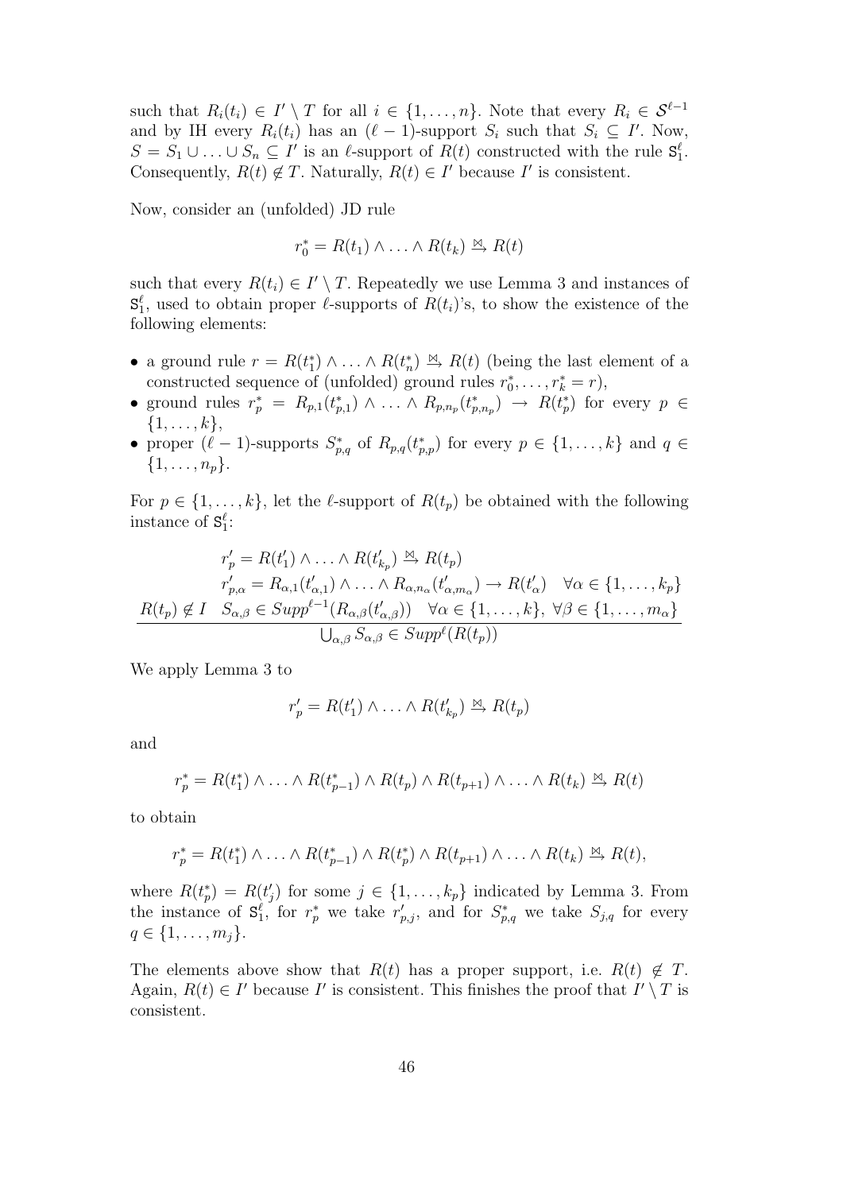such that $R_i(t_i) \in I' \setminus T$ for all $i \in \{1, \ldots, n\}$. Note that every $R_i \in \mathcal{S}^{\ell-1}$ and by IH every $R_i(t_i)$ has an $(\ell-1)$-support $S_i$ such that $S_i \subseteq I'$. Now, $S = S_1 \cup \ldots \cup S_n \subseteq I'$ is an $\ell$-support of $R(t)$ constructed with the rule $\mathtt{S}_1^\ell$. Consequently, $R(t) \notin T$. Naturally, $R(t) \in I'$ because $I'$ is consistent.

Now, consider an (unfolded) JD rule

$$r_0^* = R(t_1) \wedge \ldots \wedge R(t_k) \xrightarrow{\bowtie} R(t)$$

such that every $R(t_i) \in I' \setminus T$. Repeatedly we use Lemma 3 and instances of $\mathtt{S}_1^\ell$, used to obtain proper $\ell$-supports of $R(t_i)$'s, to show the existence of the following elements:

- a ground rule $r = R(t_1^*) \wedge \ldots \wedge R(t_n^*) \xrightarrow{\bowtie} R(t)$ (being the last element of a constructed sequence of (unfolded) ground rules $r_0^*, \ldots, r_k^* = r$),
- ground rules $r_p^* = R_{p,1}(t_{p,1}^*) \wedge \ldots \wedge R_{p,n_p}(t_{p,n_p}^*) \rightarrow R(t_p^*)$ for every $p \in \{1, \ldots, k\}$,
- proper $(\ell-1)$-supports $S_{p,q}^*$ of $R_{p,q}(t_{p,p}^*)$ for every $p \in \{1, \ldots, k\}$ and $q \in \{1, \ldots, n_p\}$.

For $p \in \{1, \ldots, k\}$, let the $\ell$-support of $R(t_p)$ be obtained with the following instance of $\mathtt{S}_1^\ell$:

$$\frac{\begin{array}{c} r_p' = R(t_1') \wedge \ldots \wedge R(t_{k_p}') \xrightarrow{\bowtie} R(t_p) \\ r_{p,\alpha}' = R_{\alpha,1}(t_{\alpha,1}') \wedge \ldots \wedge R_{\alpha,n_\alpha}(t_{\alpha,m_\alpha}') \rightarrow R(t_\alpha') \quad \forall \alpha \in \{1, \ldots, k_p\} \\ R(t_p) \notin I \quad S_{\alpha,\beta} \in Supp^{\ell-1}(R_{\alpha,\beta}(t_{\alpha,\beta}')) \quad \forall \alpha \in \{1, \ldots, k\},\ \forall \beta \in \{1, \ldots, m_\alpha\} \end{array}}{\bigcup_{\alpha,\beta} S_{\alpha,\beta} \in Supp^\ell(R(t_p))}$$

We apply Lemma 3 to

$$r_p' = R(t_1') \wedge \ldots \wedge R(t_{k_p}') \xrightarrow{\bowtie} R(t_p)$$

and

$$r_p^* = R(t_1^*) \wedge \ldots \wedge R(t_{p-1}^*) \wedge R(t_p) \wedge R(t_{p+1}) \wedge \ldots \wedge R(t_k) \xrightarrow{\bowtie} R(t)$$

to obtain

$$r_p^* = R(t_1^*) \wedge \ldots \wedge R(t_{p-1}^*) \wedge R(t_p^*) \wedge R(t_{p+1}) \wedge \ldots \wedge R(t_k) \xrightarrow{\bowtie} R(t),$$

where $R(t_p^*) = R(t_j')$ for some $j \in \{1, \ldots, k_p\}$ indicated by Lemma 3. From the instance of $\mathtt{S}_1^\ell$, for $r_p^*$ we take $r_{p,j}'$, and for $S_{p,q}^*$ we take $S_{j,q}$ for every $q \in \{1, \ldots, m_j\}$.

The elements above show that $R(t)$ has a proper support, i.e. $R(t) \notin T$. Again, $R(t) \in I'$ because $I'$ is consistent. This finishes the proof that $I' \setminus T$ is consistent.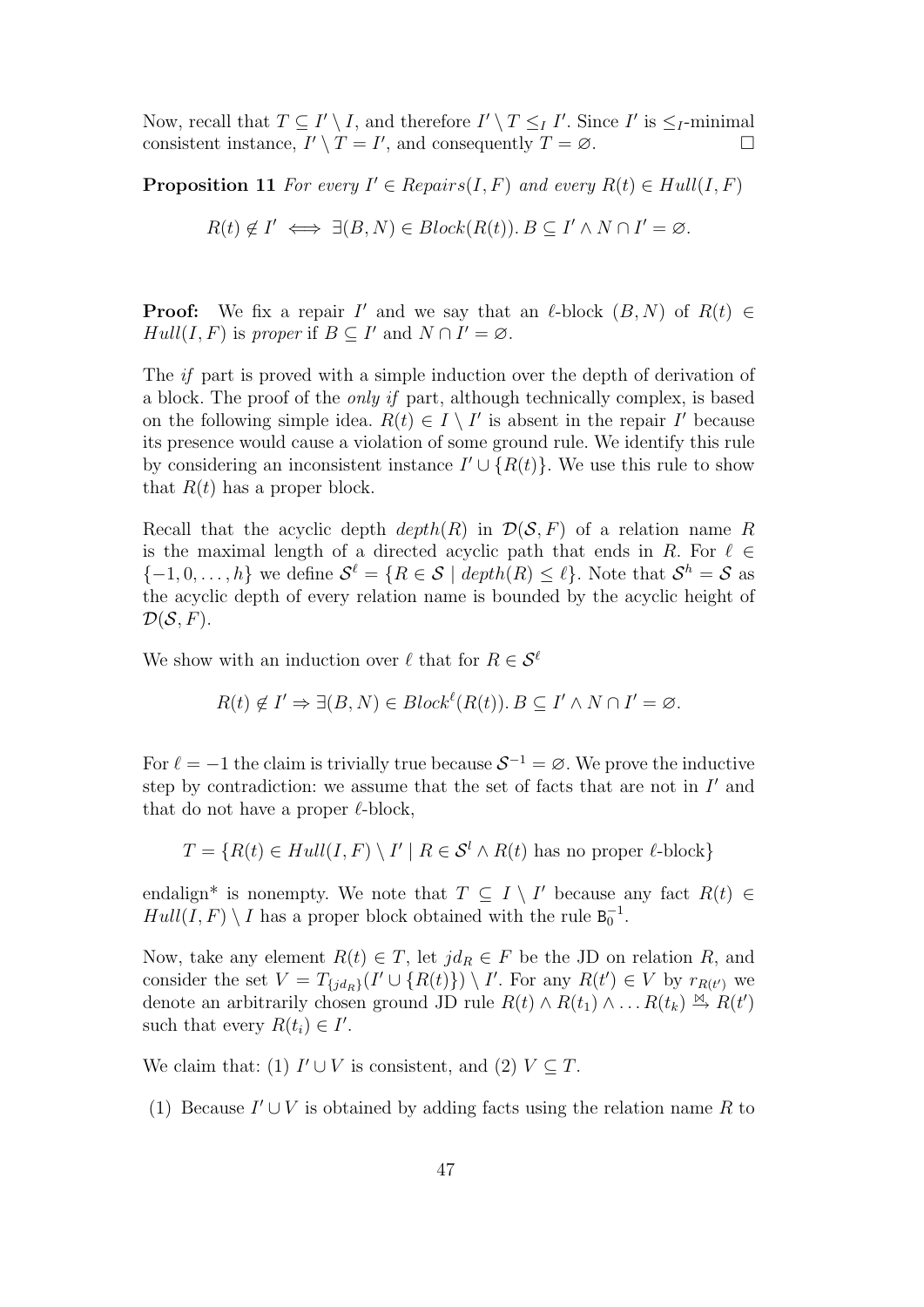Now, recall that $T \subseteq I' \setminus I$, and therefore $I' \setminus T \leq_I I'$. Since $I'$ is $\leq_I$-minimal consistent instance, $I' \setminus T = I'$, and consequently $T = \varnothing$. $\square$

**Proposition 11** *For every $I' \in Repairs(I, F)$ and every $R(t) \in Hull(I, F)$*

$$R(t) \notin I' \iff \exists (B, N) \in Block(R(t)).\, B \subseteq I' \wedge N \cap I' = \varnothing.$$

**Proof:** We fix a repair $I'$ and we say that an $\ell$-block $(B, N)$ of $R(t) \in Hull(I, F)$ is *proper* if $B \subseteq I'$ and $N \cap I' = \varnothing$.

The *if* part is proved with a simple induction over the depth of derivation of a block. The proof of the *only if* part, although technically complex, is based on the following simple idea. $R(t) \in I \setminus I'$ is absent in the repair $I'$ because its presence would cause a violation of some ground rule. We identify this rule by considering an inconsistent instance $I' \cup \{R(t)\}$. We use this rule to show that $R(t)$ has a proper block.

Recall that the acyclic depth $depth(R)$ in $\mathcal{D}(\mathcal{S}, F)$ of a relation name $R$ is the maximal length of a directed acyclic path that ends in $R$. For $\ell \in \{-1, 0, \ldots, h\}$ we define $\mathcal{S}^\ell = \{R \in \mathcal{S} \mid depth(R) \leq \ell\}$. Note that $\mathcal{S}^h = \mathcal{S}$ as the acyclic depth of every relation name is bounded by the acyclic height of $\mathcal{D}(\mathcal{S}, F)$.

We show with an induction over $\ell$ that for $R \in \mathcal{S}^\ell$

$$R(t) \notin I' \Rightarrow \exists (B, N) \in Block^\ell(R(t)).\, B \subseteq I' \wedge N \cap I' = \varnothing.$$

For $\ell = -1$ the claim is trivially true because $\mathcal{S}^{-1} = \varnothing$. We prove the inductive step by contradiction: we assume that the set of facts that are not in $I'$ and that do not have a proper $\ell$-block,

$$T = \{R(t) \in Hull(I, F) \setminus I' \mid R \in \mathcal{S}^l \wedge R(t) \text{ has no proper } \ell\text{-block}\}$$

endalign* is nonempty. We note that $T \subseteq I \setminus I'$ because any fact $R(t) \in Hull(I, F) \setminus I$ has a proper block obtained with the rule $\mathtt{B}_0^{-1}$.

Now, take any element $R(t) \in T$, let $jd_R \in F$ be the JD on relation $R$, and consider the set $V = T_{\{jd_R\}}(I' \cup \{R(t)\}) \setminus I'$. For any $R(t') \in V$ by $r_{R(t')}$ we denote an arbitrarily chosen ground JD rule $R(t) \wedge R(t_1) \wedge \ldots R(t_k) \overset{\bowtie}{\to} R(t')$ such that every $R(t_i) \in I'$.

We claim that: (1) $I' \cup V$ is consistent, and (2) $V \subseteq T$.

(1) Because $I' \cup V$ is obtained by adding facts using the relation name $R$ to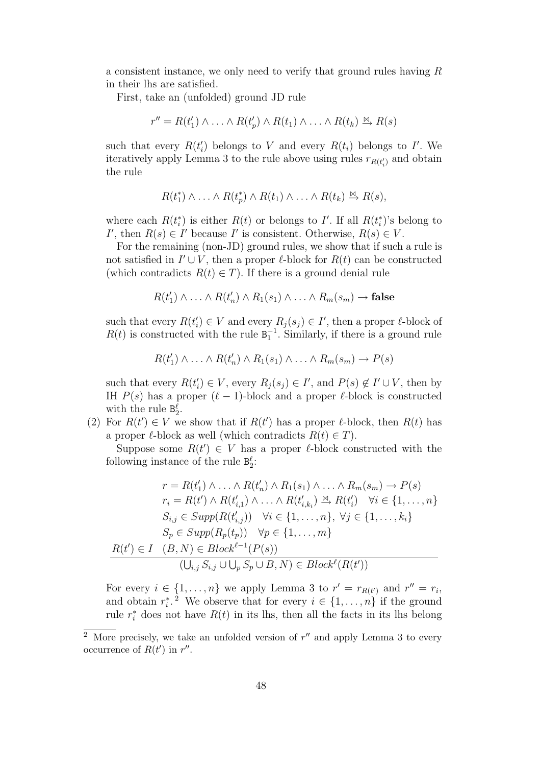a consistent instance, we only need to verify that ground rules having $R$ in their lhs are satisfied.

First, take an (unfolded) ground JD rule

$$r'' = R(t'_1) \wedge \ldots \wedge R(t'_p) \wedge R(t_1) \wedge \ldots \wedge R(t_k) \xrightarrow{\bowtie} R(s)$$

such that every $R(t'_i)$ belongs to $V$ and every $R(t_i)$ belongs to $I'$. We iteratively apply Lemma 3 to the rule above using rules $r_{R(t'_i)}$ and obtain the rule

$$R(t^*_1) \wedge \ldots \wedge R(t^*_p) \wedge R(t_1) \wedge \ldots \wedge R(t_k) \xrightarrow{\bowtie} R(s),$$

where each $R(t^*_i)$ is either $R(t)$ or belongs to $I'$. If all $R(t^*_i)$'s belong to $I'$, then $R(s) \in I'$ because $I'$ is consistent. Otherwise, $R(s) \in V$.

For the remaining (non-JD) ground rules, we show that if such a rule is not satisfied in $I' \cup V$, then a proper $\ell$-block for $R(t)$ can be constructed (which contradicts $R(t) \in T$). If there is a ground denial rule

$$R(t'_1) \wedge \ldots \wedge R(t'_n) \wedge R_1(s_1) \wedge \ldots \wedge R_m(s_m) \rightarrow \mathbf{false}$$

such that every $R(t'_i) \in V$ and every $R_j(s_j) \in I'$, then a proper $\ell$-block of $R(t)$ is constructed with the rule $\mathtt{B}_1^{-1}$. Similarly, if there is a ground rule

$$R(t'_1) \wedge \ldots \wedge R(t'_n) \wedge R_1(s_1) \wedge \ldots \wedge R_m(s_m) \rightarrow P(s)$$

such that every $R(t'_i) \in V$, every $R_j(s_j) \in I'$, and $P(s) \notin I' \cup V$, then by IH $P(s)$ has a proper $(\ell - 1)$-block and a proper $\ell$-block is constructed with the rule $\mathtt{B}_2^\ell$.

(2) For $R(t') \in V$ we show that if $R(t')$ has a proper $\ell$-block, then $R(t)$ has a proper $\ell$-block as well (which contradicts $R(t) \in T$).

Suppose some $R(t') \in V$ has a proper $\ell$-block constructed with the following instance of the rule $\mathtt{B}_2^\ell$:

$$\frac{\begin{array}{l} r = R(t'_1) \wedge \ldots \wedge R(t'_n) \wedge R_1(s_1) \wedge \ldots \wedge R_m(s_m) \rightarrow P(s) \\ r_i = R(t') \wedge R(t'_{i,1}) \wedge \ldots \wedge R(t'_{i,k_i}) \xrightarrow{\bowtie} R(t'_i) \quad \forall i \in \{1, \ldots, n\} \\ S_{i,j} \in Supp(R(t'_{i,j})) \quad \forall i \in \{1, \ldots, n\},\ \forall j \in \{1, \ldots, k_i\} \\ S_p \in Supp(R_p(t_p)) \quad \forall p \in \{1, \ldots, m\} \\ R(t') \in I \quad (B, N) \in Block^{\ell-1}(P(s)) \end{array}}{(\bigcup_{i,j} S_{i,j} \cup \bigcup_p S_p \cup B, N) \in Block^\ell(R(t'))}$$

For every $i \in \{1, \ldots, n\}$ we apply Lemma 3 to $r' = r_{R(t')}$ and $r'' = r_i$, and obtain $r^*_i$.[2] We observe that for every $i \in \{1, \ldots, n\}$ if the ground rule $r^*_i$ does not have $R(t)$ in its lhs, then all the facts in its lhs belong

[2] More precisely, we take an unfolded version of $r''$ and apply Lemma 3 to every occurrence of $R(t')$ in $r''$.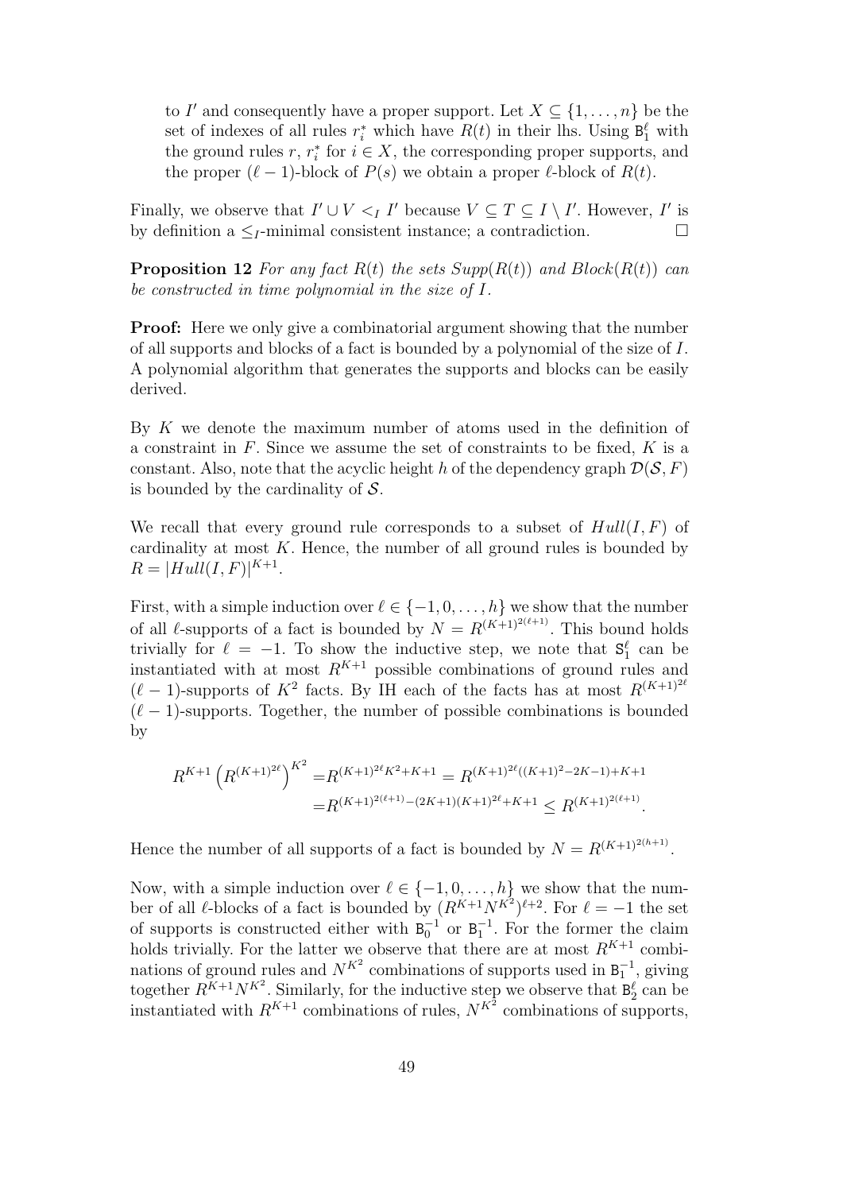to $I'$ and consequently have a proper support. Let $X \subseteq \{1, \ldots, n\}$ be the set of indexes of all rules $r_i^*$ which have $R(t)$ in their lhs. Using $\mathtt{B}_1^\ell$ with the ground rules $r$, $r_i^*$ for $i \in X$, the corresponding proper supports, and the proper $(\ell - 1)$-block of $P(s)$ we obtain a proper $\ell$-block of $R(t)$.

Finally, we observe that $I' \cup V <_I I'$ because $V \subseteq T \subseteq I \setminus I'$. However, $I'$ is by definition a $\leq_I$-minimal consistent instance; a contradiction. □

**Proposition 12** *For any fact $R(t)$ the sets $Supp(R(t))$ and $Block(R(t))$ can be constructed in time polynomial in the size of $I$.*

**Proof:** Here we only give a combinatorial argument showing that the number of all supports and blocks of a fact is bounded by a polynomial of the size of $I$. A polynomial algorithm that generates the supports and blocks can be easily derived.

By $K$ we denote the maximum number of atoms used in the definition of a constraint in $F$. Since we assume the set of constraints to be fixed, $K$ is a constant. Also, note that the acyclic height $h$ of the dependency graph $\mathcal{D}(\mathcal{S}, F)$ is bounded by the cardinality of $\mathcal{S}$.

We recall that every ground rule corresponds to a subset of $Hull(I, F)$ of cardinality at most $K$. Hence, the number of all ground rules is bounded by $R = |Hull(I, F)|^{K+1}$.

First, with a simple induction over $\ell \in \{-1, 0, \ldots, h\}$ we show that the number of all $\ell$-supports of a fact is bounded by $N = R^{(K+1)^{2(\ell+1)}}$. This bound holds trivially for $\ell = -1$. To show the inductive step, we note that $\mathtt{S}_1^\ell$ can be instantiated with at most $R^{K+1}$ possible combinations of ground rules and $(\ell - 1)$-supports of $K^2$ facts. By IH each of the facts has at most $R^{(K+1)^{2\ell}}$ $(\ell - 1)$-supports. Together, the number of possible combinations is bounded by

$$
\begin{aligned}
R^{K+1}\left(R^{(K+1)^{2\ell}}\right)^{K^2} &= R^{(K+1)^{2\ell}K^2+K+1} = R^{(K+1)^{2\ell}((K+1)^2-2K-1)+K+1} \\
&= R^{(K+1)^{2(\ell+1)}-(2K+1)(K+1)^{2\ell}+K+1} \leq R^{(K+1)^{2(\ell+1)}}.
\end{aligned}
$$

Hence the number of all supports of a fact is bounded by $N = R^{(K+1)^{2(h+1)}}$.

Now, with a simple induction over $\ell \in \{-1, 0, \ldots, h\}$ we show that the number of all $\ell$-blocks of a fact is bounded by $(R^{K+1}N^{K^2})^{\ell+2}$. For $\ell = -1$ the set of supports is constructed either with $\mathtt{B}_0^{-1}$ or $\mathtt{B}_1^{-1}$. For the former the claim holds trivially. For the latter we observe that there are at most $R^{K+1}$ combinations of ground rules and $N^{K^2}$ combinations of supports used in $\mathtt{B}_1^{-1}$, giving together $R^{K+1}N^{K^2}$. Similarly, for the inductive step we observe that $\mathtt{B}_2^\ell$ can be instantiated with $R^{K+1}$ combinations of rules, $N^{K^2}$ combinations of supports,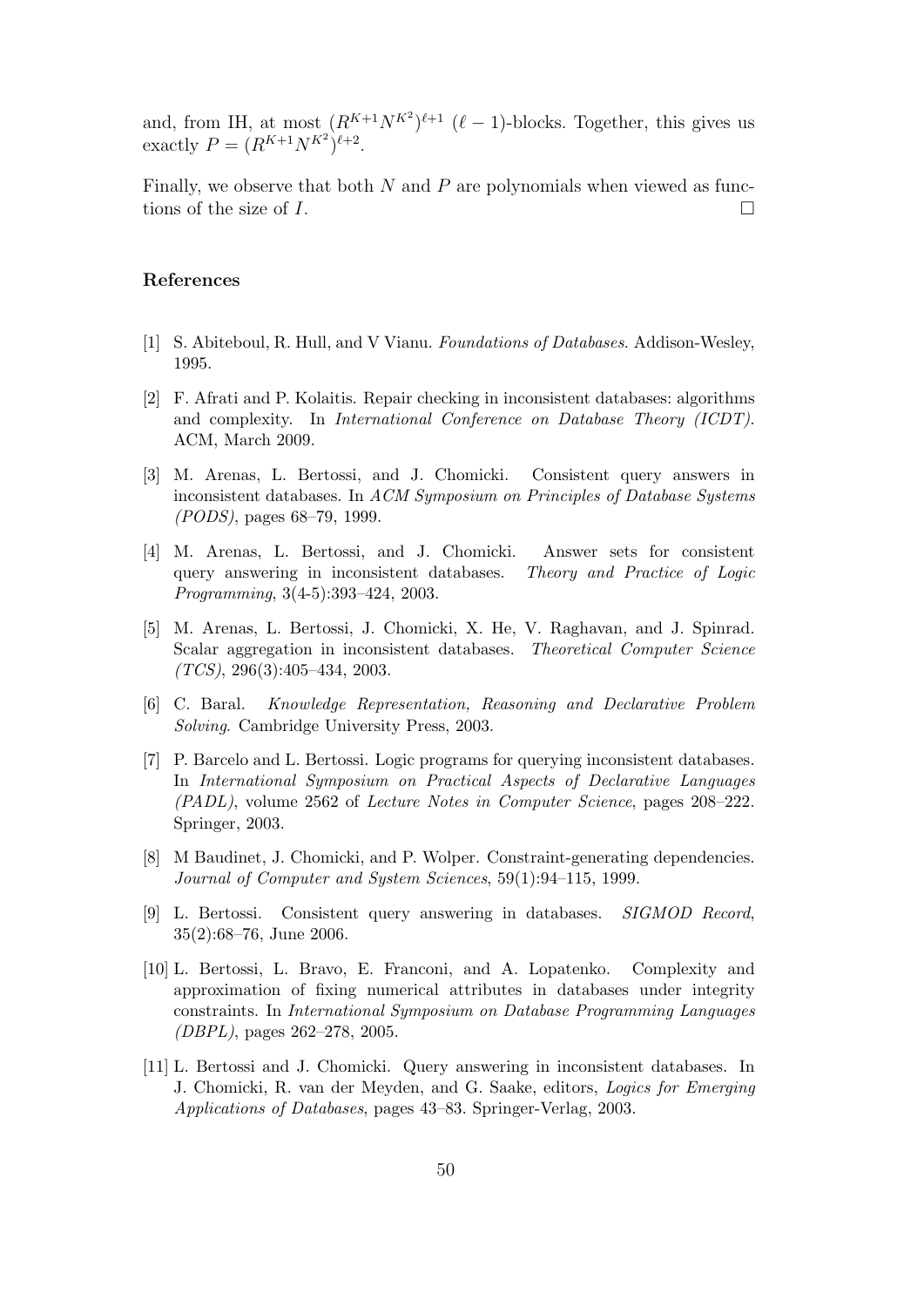and, from IH, at most $(R^{K+1}N^{K^2})^{\ell+1}$ $(\ell-1)$-blocks. Together, this gives us exactly $P = (R^{K+1}N^{K^2})^{\ell+2}$.

Finally, we observe that both $N$ and $P$ are polynomials when viewed as functions of the size of $I$. $\square$

### References

[1] S. Abiteboul, R. Hull, and V Vianu. *Foundations of Databases*. Addison-Wesley, 1995.

[2] F. Afrati and P. Kolaitis. Repair checking in inconsistent databases: algorithms and complexity. In *International Conference on Database Theory (ICDT)*. ACM, March 2009.

[3] M. Arenas, L. Bertossi, and J. Chomicki. Consistent query answers in inconsistent databases. In *ACM Symposium on Principles of Database Systems (PODS)*, pages 68–79, 1999.

[4] M. Arenas, L. Bertossi, and J. Chomicki. Answer sets for consistent query answering in inconsistent databases. *Theory and Practice of Logic Programming*, 3(4-5):393–424, 2003.

[5] M. Arenas, L. Bertossi, J. Chomicki, X. He, V. Raghavan, and J. Spinrad. Scalar aggregation in inconsistent databases. *Theoretical Computer Science (TCS)*, 296(3):405–434, 2003.

[6] C. Baral. *Knowledge Representation, Reasoning and Declarative Problem Solving*. Cambridge University Press, 2003.

[7] P. Barcelo and L. Bertossi. Logic programs for querying inconsistent databases. In *International Symposium on Practical Aspects of Declarative Languages (PADL)*, volume 2562 of *Lecture Notes in Computer Science*, pages 208–222. Springer, 2003.

[8] M Baudinet, J. Chomicki, and P. Wolper. Constraint-generating dependencies. *Journal of Computer and System Sciences*, 59(1):94–115, 1999.

[9] L. Bertossi. Consistent query answering in databases. *SIGMOD Record*, 35(2):68–76, June 2006.

[10] L. Bertossi, L. Bravo, E. Franconi, and A. Lopatenko. Complexity and approximation of fixing numerical attributes in databases under integrity constraints. In *International Symposium on Database Programming Languages (DBPL)*, pages 262–278, 2005.

[11] L. Bertossi and J. Chomicki. Query answering in inconsistent databases. In J. Chomicki, R. van der Meyden, and G. Saake, editors, *Logics for Emerging Applications of Databases*, pages 43–83. Springer-Verlag, 2003.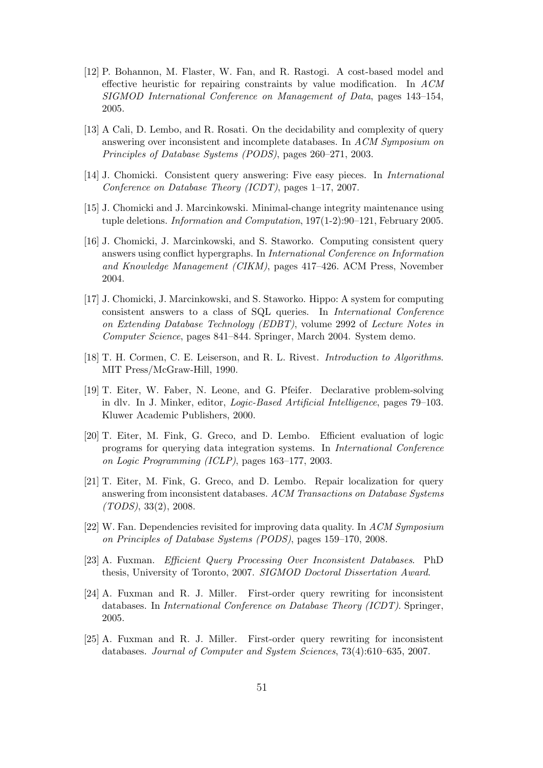[12] P. Bohannon, M. Flaster, W. Fan, and R. Rastogi. A cost-based model and effective heuristic for repairing constraints by value modification. In *ACM SIGMOD International Conference on Management of Data*, pages 143–154, 2005.

[13] A Cali, D. Lembo, and R. Rosati. On the decidability and complexity of query answering over inconsistent and incomplete databases. In *ACM Symposium on Principles of Database Systems (PODS)*, pages 260–271, 2003.

[14] J. Chomicki. Consistent query answering: Five easy pieces. In *International Conference on Database Theory (ICDT)*, pages 1–17, 2007.

[15] J. Chomicki and J. Marcinkowski. Minimal-change integrity maintenance using tuple deletions. *Information and Computation*, 197(1-2):90–121, February 2005.

[16] J. Chomicki, J. Marcinkowski, and S. Staworko. Computing consistent query answers using conflict hypergraphs. In *International Conference on Information and Knowledge Management (CIKM)*, pages 417–426. ACM Press, November 2004.

[17] J. Chomicki, J. Marcinkowski, and S. Staworko. Hippo: A system for computing consistent answers to a class of SQL queries. In *International Conference on Extending Database Technology (EDBT)*, volume 2992 of *Lecture Notes in Computer Science*, pages 841–844. Springer, March 2004. System demo.

[18] T. H. Cormen, C. E. Leiserson, and R. L. Rivest. *Introduction to Algorithms*. MIT Press/McGraw-Hill, 1990.

[19] T. Eiter, W. Faber, N. Leone, and G. Pfeifer. Declarative problem-solving in dlv. In J. Minker, editor, *Logic-Based Artificial Intelligence*, pages 79–103. Kluwer Academic Publishers, 2000.

[20] T. Eiter, M. Fink, G. Greco, and D. Lembo. Efficient evaluation of logic programs for querying data integration systems. In *International Conference on Logic Programming (ICLP)*, pages 163–177, 2003.

[21] T. Eiter, M. Fink, G. Greco, and D. Lembo. Repair localization for query answering from inconsistent databases. *ACM Transactions on Database Systems (TODS)*, 33(2), 2008.

[22] W. Fan. Dependencies revisited for improving data quality. In *ACM Symposium on Principles of Database Systems (PODS)*, pages 159–170, 2008.

[23] A. Fuxman. *Efficient Query Processing Over Inconsistent Databases*. PhD thesis, University of Toronto, 2007. *SIGMOD Doctoral Dissertation Award*.

[24] A. Fuxman and R. J. Miller. First-order query rewriting for inconsistent databases. In *International Conference on Database Theory (ICDT)*. Springer, 2005.

[25] A. Fuxman and R. J. Miller. First-order query rewriting for inconsistent databases. *Journal of Computer and System Sciences*, 73(4):610–635, 2007.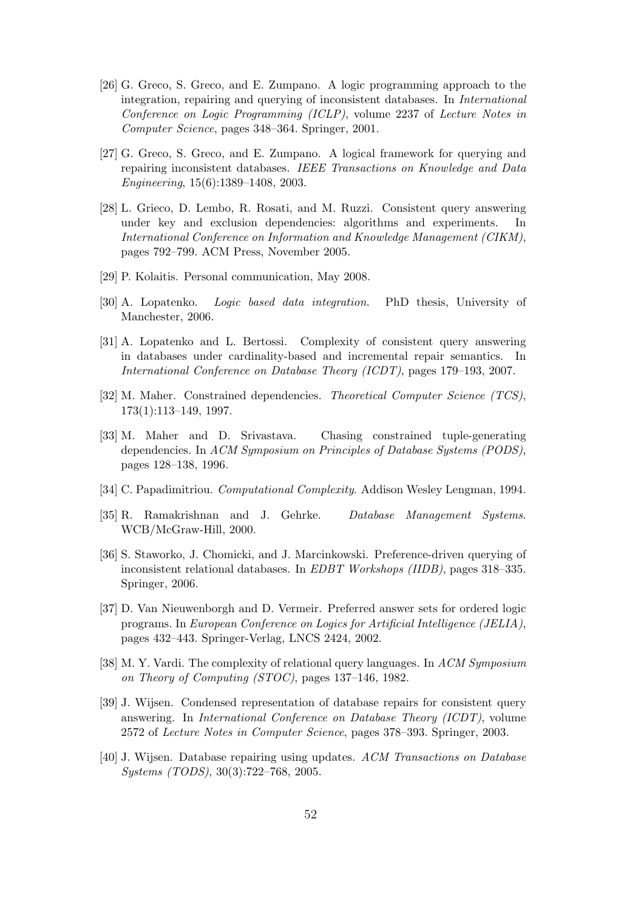[26] G. Greco, S. Greco, and E. Zumpano. A logic programming approach to the integration, repairing and querying of inconsistent databases. In *International Conference on Logic Programming (ICLP)*, volume 2237 of *Lecture Notes in Computer Science*, pages 348–364. Springer, 2001.

[27] G. Greco, S. Greco, and E. Zumpano. A logical framework for querying and repairing inconsistent databases. *IEEE Transactions on Knowledge and Data Engineering*, 15(6):1389–1408, 2003.

[28] L. Grieco, D. Lembo, R. Rosati, and M. Ruzzi. Consistent query answering under key and exclusion dependencies: algorithms and experiments. In *International Conference on Information and Knowledge Management (CIKM)*, pages 792–799. ACM Press, November 2005.

[29] P. Kolaitis. Personal communication, May 2008.

[30] A. Lopatenko. *Logic based data integration*. PhD thesis, University of Manchester, 2006.

[31] A. Lopatenko and L. Bertossi. Complexity of consistent query answering in databases under cardinality-based and incremental repair semantics. In *International Conference on Database Theory (ICDT)*, pages 179–193, 2007.

[32] M. Maher. Constrained dependencies. *Theoretical Computer Science (TCS)*, 173(1):113–149, 1997.

[33] M. Maher and D. Srivastava. Chasing constrained tuple-generating dependencies. In *ACM Symposium on Principles of Database Systems (PODS)*, pages 128–138, 1996.

[34] C. Papadimitriou. *Computational Complexity*. Addison Wesley Lengman, 1994.

[35] R. Ramakrishnan and J. Gehrke. *Database Management Systems*. WCB/McGraw-Hill, 2000.

[36] S. Staworko, J. Chomicki, and J. Marcinkowski. Preference-driven querying of inconsistent relational databases. In *EDBT Workshops (IIDB)*, pages 318–335. Springer, 2006.

[37] D. Van Nieuwenborgh and D. Vermeir. Preferred answer sets for ordered logic programs. In *European Conference on Logics for Artificial Intelligence (JELIA)*, pages 432–443. Springer-Verlag, LNCS 2424, 2002.

[38] M. Y. Vardi. The complexity of relational query languages. In *ACM Symposium on Theory of Computing (STOC)*, pages 137–146, 1982.

[39] J. Wijsen. Condensed representation of database repairs for consistent query answering. In *International Conference on Database Theory (ICDT)*, volume 2572 of *Lecture Notes in Computer Science*, pages 378–393. Springer, 2003.

[40] J. Wijsen. Database repairing using updates. *ACM Transactions on Database Systems (TODS)*, 30(3):722–768, 2005.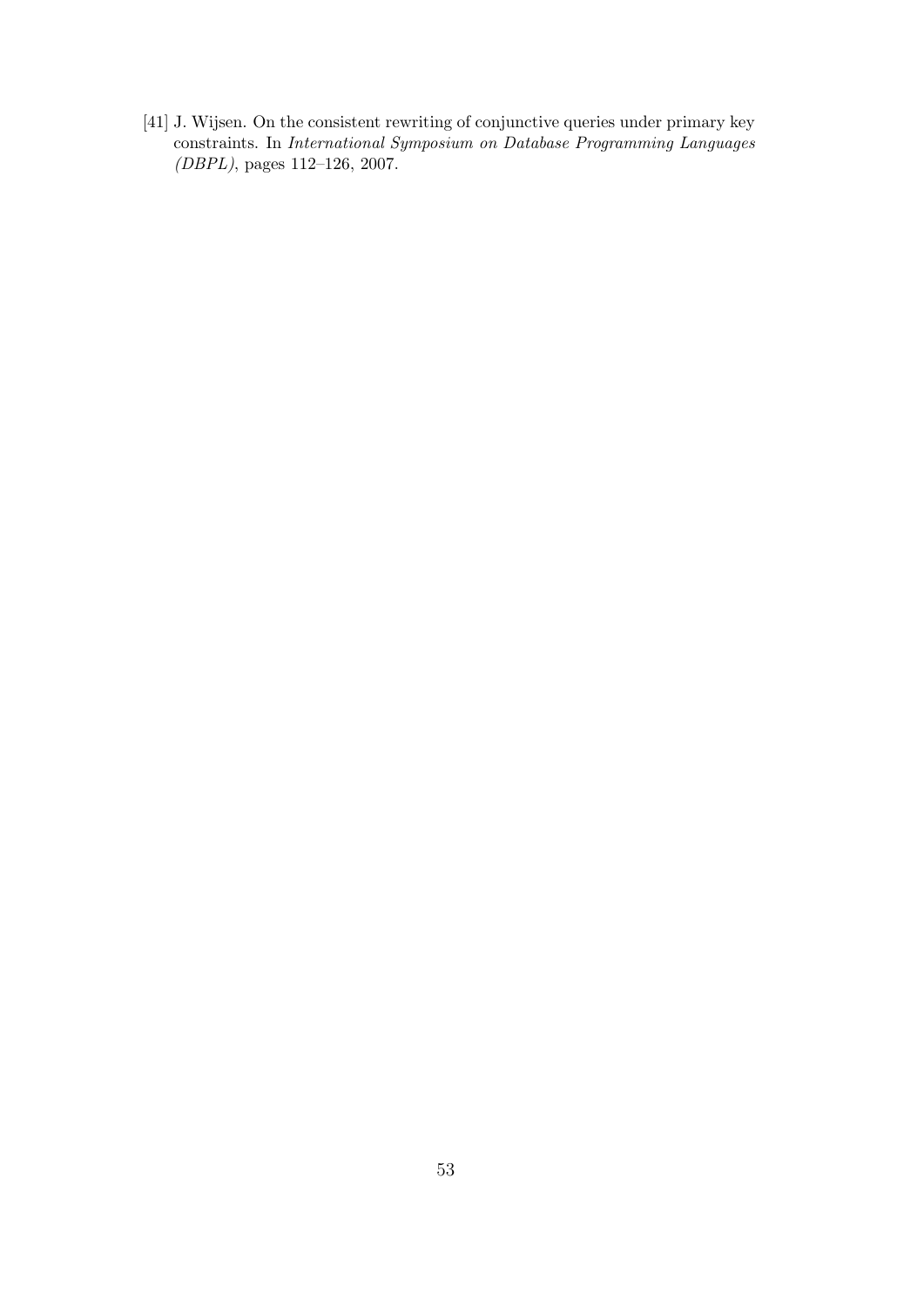[41] J. Wijsen. On the consistent rewriting of conjunctive queries under primary key constraints. In *International Symposium on Database Programming Languages (DBPL)*, pages 112–126, 2007.